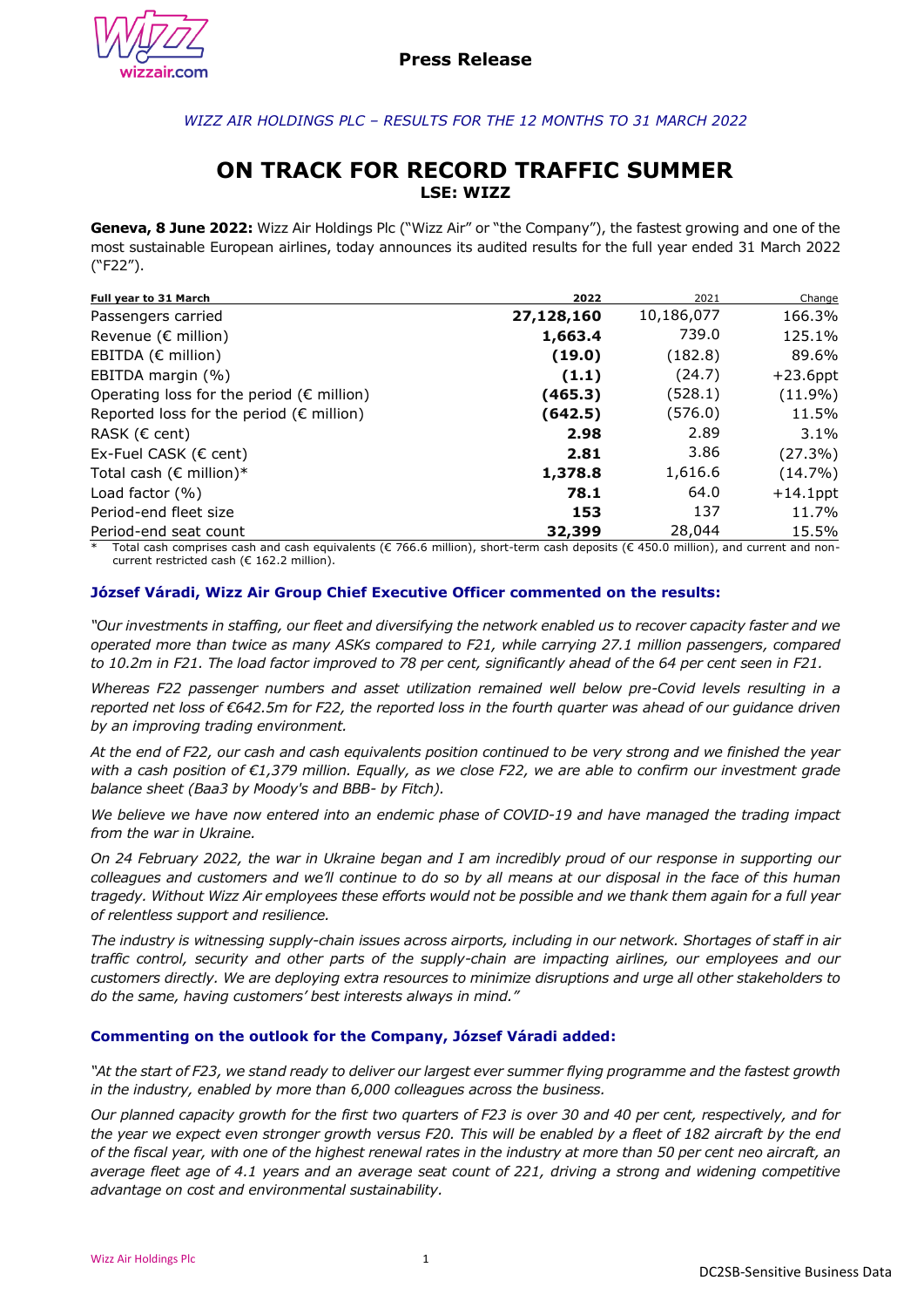**Press Release**

*WIZZ AIR HOLDINGS PLC – RESULTS FOR THE 12 MONTHS TO 31 MARCH 2022*

# ON TRACK FOR RECORD TRAFFIC SUMMER

## LSE: WIZZ

**Geneva, 8 June 2022:** Wizz Air Holdings Plc ("Wizz Air" or "the Company"), the fastest growing and one of the most sustainable European airlines, today announces its audited results for the full year ended 31 March 2022 ("F22").

| Full year to 31 March | 2022 | 2021 | Change |
|---|---|---|---|
| Passengers carried | **27,128,160** | 10,186,077 | 166.3% |
| Revenue (€ million) | **1,663.4** | 739.0 | 125.1% |
| EBITDA (€ million) | **(19.0)** | (182.8) | 89.6% |
| EBITDA margin (%) | **(1.1)** | (24.7) | +23.6ppt |
| Operating loss for the period (€ million) | **(465.3)** | (528.1) | (11.9%) |
| Reported loss for the period (€ million) | **(642.5)** | (576.0) | 11.5% |
| RASK (€ cent) | **2.98** | 2.89 | 3.1% |
| Ex-Fuel CASK (€ cent) | **2.81** | 3.86 | (27.3%) |
| Total cash (€ million)* | **1,378.8** | 1,616.6 | (14.7%) |
| Load factor (%) | **78.1** | 64.0 | +14.1ppt |
| Period-end fleet size | **153** | 137 | 11.7% |
| Period-end seat count | **32,399** | 28,044 | 15.5% |

\* Total cash comprises cash and cash equivalents (€ 766.6 million), short-term cash deposits (€ 450.0 million), and current and non-current restricted cash (€ 162.2 million).

### József Váradi, Wizz Air Group Chief Executive Officer commented on the results:

*"Our investments in staffing, our fleet and diversifying the network enabled us to recover capacity faster and we operated more than twice as many ASKs compared to F21, while carrying 27.1 million passengers, compared to 10.2m in F21. The load factor improved to 78 per cent, significantly ahead of the 64 per cent seen in F21.*

*Whereas F22 passenger numbers and asset utilization remained well below pre-Covid levels resulting in a reported net loss of €642.5m for F22, the reported loss in the fourth quarter was ahead of our guidance driven by an improving trading environment.*

*At the end of F22, our cash and cash equivalents position continued to be very strong and we finished the year with a cash position of €1,379 million. Equally, as we close F22, we are able to confirm our investment grade balance sheet (Baa3 by Moody's and BBB- by Fitch).*

*We believe we have now entered into an endemic phase of COVID-19 and have managed the trading impact from the war in Ukraine.*

*On 24 February 2022, the war in Ukraine began and I am incredibly proud of our response in supporting our colleagues and customers and we'll continue to do so by all means at our disposal in the face of this human tragedy. Without Wizz Air employees these efforts would not be possible and we thank them again for a full year of relentless support and resilience.*

*The industry is witnessing supply-chain issues across airports, including in our network. Shortages of staff in air traffic control, security and other parts of the supply-chain are impacting airlines, our employees and our customers directly. We are deploying extra resources to minimize disruptions and urge all other stakeholders to do the same, having customers' best interests always in mind."*

### Commenting on the outlook for the Company, József Váradi added:

*"At the start of F23, we stand ready to deliver our largest ever summer flying programme and the fastest growth in the industry, enabled by more than 6,000 colleagues across the business.*

*Our planned capacity growth for the first two quarters of F23 is over 30 and 40 per cent, respectively, and for the year we expect even stronger growth versus F20. This will be enabled by a fleet of 182 aircraft by the end of the fiscal year, with one of the highest renewal rates in the industry at more than 50 per cent neo aircraft, an average fleet age of 4.1 years and an average seat count of 221, driving a strong and widening competitive advantage on cost and environmental sustainability.*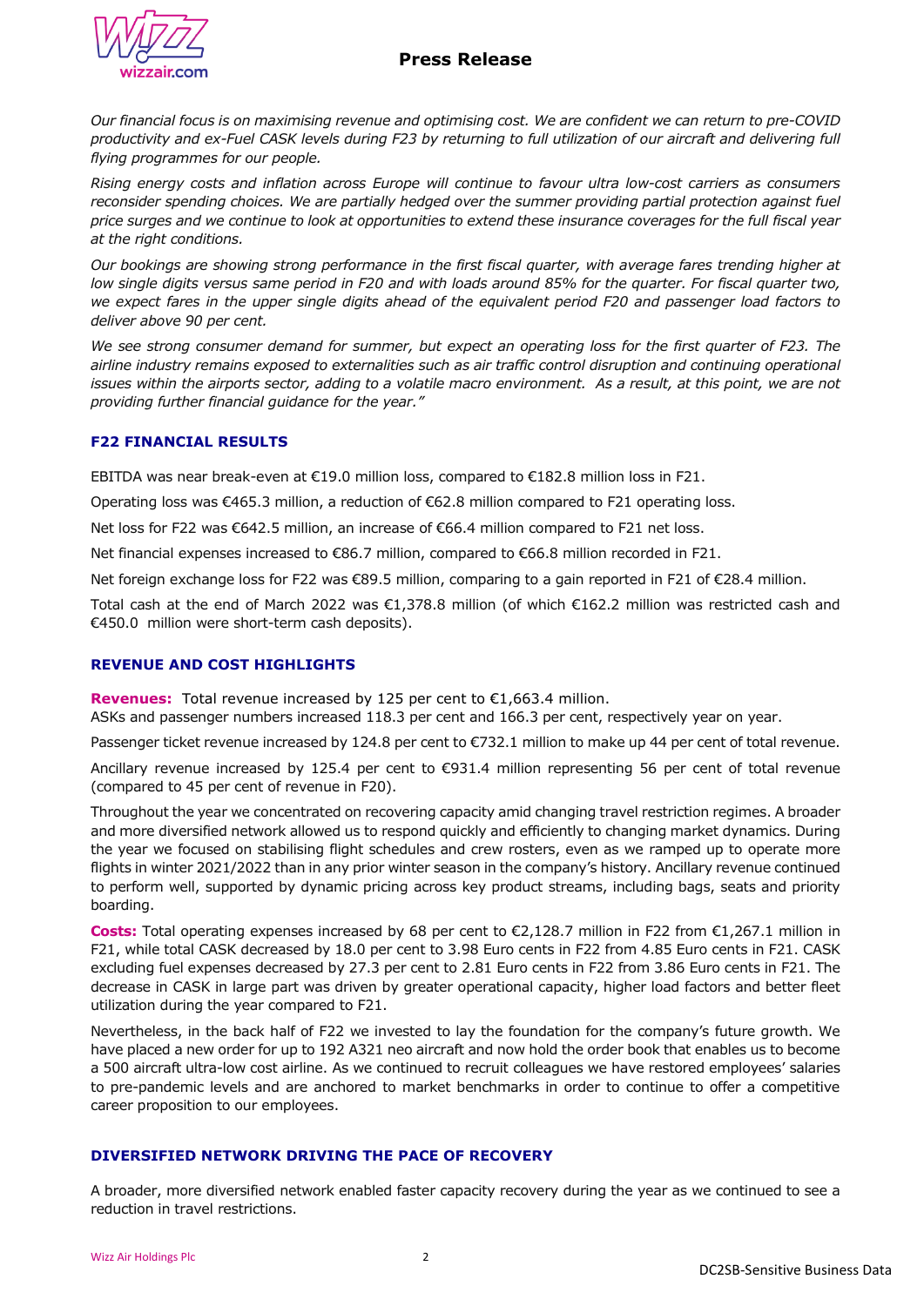*Our financial focus is on maximising revenue and optimising cost. We are confident we can return to pre-COVID productivity and ex-Fuel CASK levels during F23 by returning to full utilization of our aircraft and delivering full flying programmes for our people.*

*Rising energy costs and inflation across Europe will continue to favour ultra low-cost carriers as consumers reconsider spending choices. We are partially hedged over the summer providing partial protection against fuel price surges and we continue to look at opportunities to extend these insurance coverages for the full fiscal year at the right conditions.*

*Our bookings are showing strong performance in the first fiscal quarter, with average fares trending higher at low single digits versus same period in F20 and with loads around 85% for the quarter. For fiscal quarter two, we expect fares in the upper single digits ahead of the equivalent period F20 and passenger load factors to deliver above 90 per cent.*

*We see strong consumer demand for summer, but expect an operating loss for the first quarter of F23. The airline industry remains exposed to externalities such as air traffic control disruption and continuing operational issues within the airports sector, adding to a volatile macro environment. As a result, at this point, we are not providing further financial guidance for the year."*

## F22 FINANCIAL RESULTS

EBITDA was near break-even at €19.0 million loss, compared to €182.8 million loss in F21.

Operating loss was €465.3 million, a reduction of €62.8 million compared to F21 operating loss.

Net loss for F22 was €642.5 million, an increase of €66.4 million compared to F21 net loss.

Net financial expenses increased to €86.7 million, compared to €66.8 million recorded in F21.

Net foreign exchange loss for F22 was €89.5 million, comparing to a gain reported in F21 of €28.4 million.

Total cash at the end of March 2022 was €1,378.8 million (of which €162.2 million was restricted cash and €450.0 million were short-term cash deposits).

## REVENUE AND COST HIGHLIGHTS

**Revenues:** Total revenue increased by 125 per cent to €1,663.4 million.
ASKs and passenger numbers increased 118.3 per cent and 166.3 per cent, respectively year on year.

Passenger ticket revenue increased by 124.8 per cent to €732.1 million to make up 44 per cent of total revenue.

Ancillary revenue increased by 125.4 per cent to €931.4 million representing 56 per cent of total revenue (compared to 45 per cent of revenue in F20).

Throughout the year we concentrated on recovering capacity amid changing travel restriction regimes. A broader and more diversified network allowed us to respond quickly and efficiently to changing market dynamics. During the year we focused on stabilising flight schedules and crew rosters, even as we ramped up to operate more flights in winter 2021/2022 than in any prior winter season in the company's history. Ancillary revenue continued to perform well, supported by dynamic pricing across key product streams, including bags, seats and priority boarding.

**Costs:** Total operating expenses increased by 68 per cent to €2,128.7 million in F22 from €1,267.1 million in F21, while total CASK decreased by 18.0 per cent to 3.98 Euro cents in F22 from 4.85 Euro cents in F21. CASK excluding fuel expenses decreased by 27.3 per cent to 2.81 Euro cents in F22 from 3.86 Euro cents in F21. The decrease in CASK in large part was driven by greater operational capacity, higher load factors and better fleet utilization during the year compared to F21.

Nevertheless, in the back half of F22 we invested to lay the foundation for the company's future growth. We have placed a new order for up to 192 A321 neo aircraft and now hold the order book that enables us to become a 500 aircraft ultra-low cost airline. As we continued to recruit colleagues we have restored employees' salaries to pre-pandemic levels and are anchored to market benchmarks in order to continue to offer a competitive career proposition to our employees.

## DIVERSIFIED NETWORK DRIVING THE PACE OF RECOVERY

A broader, more diversified network enabled faster capacity recovery during the year as we continued to see a reduction in travel restrictions.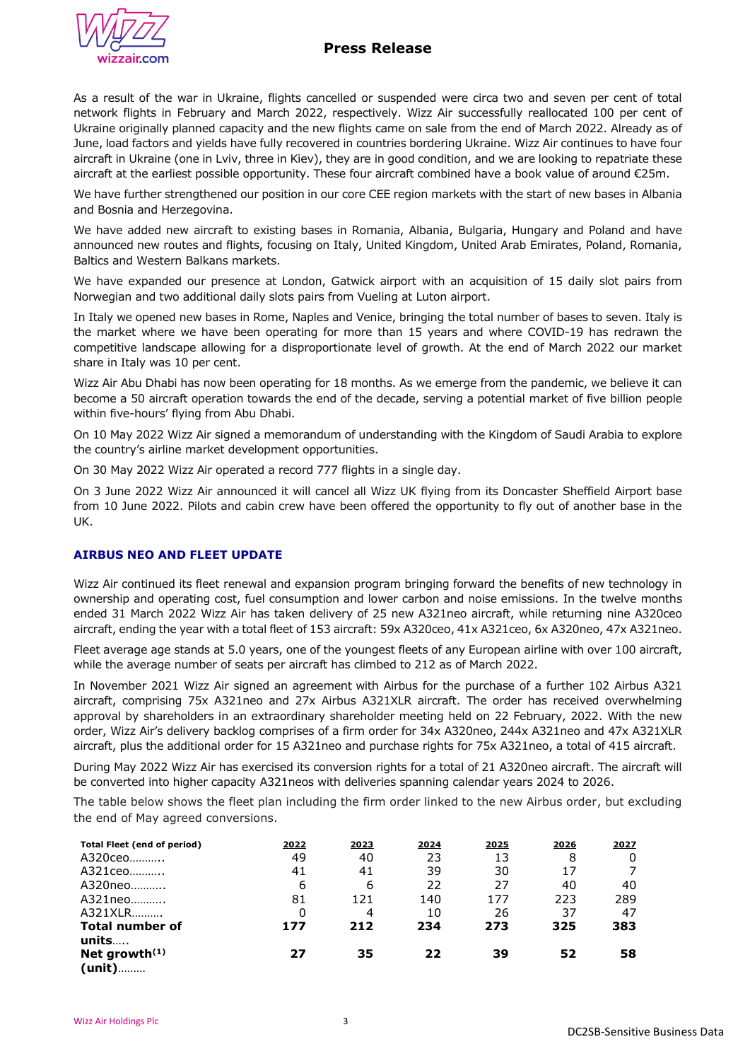As a result of the war in Ukraine, flights cancelled or suspended were circa two and seven per cent of total network flights in February and March 2022, respectively. Wizz Air successfully reallocated 100 per cent of Ukraine originally planned capacity and the new flights came on sale from the end of March 2022. Already as of June, load factors and yields have fully recovered in countries bordering Ukraine. Wizz Air continues to have four aircraft in Ukraine (one in Lviv, three in Kiev), they are in good condition, and we are looking to repatriate these aircraft at the earliest possible opportunity. These four aircraft combined have a book value of around €25m.

We have further strengthened our position in our core CEE region markets with the start of new bases in Albania and Bosnia and Herzegovina.

We have added new aircraft to existing bases in Romania, Albania, Bulgaria, Hungary and Poland and have announced new routes and flights, focusing on Italy, United Kingdom, United Arab Emirates, Poland, Romania, Baltics and Western Balkans markets.

We have expanded our presence at London, Gatwick airport with an acquisition of 15 daily slot pairs from Norwegian and two additional daily slots pairs from Vueling at Luton airport.

In Italy we opened new bases in Rome, Naples and Venice, bringing the total number of bases to seven. Italy is the market where we have been operating for more than 15 years and where COVID-19 has redrawn the competitive landscape allowing for a disproportionate level of growth. At the end of March 2022 our market share in Italy was 10 per cent.

Wizz Air Abu Dhabi has now been operating for 18 months. As we emerge from the pandemic, we believe it can become a 50 aircraft operation towards the end of the decade, serving a potential market of five billion people within five-hours' flying from Abu Dhabi.

On 10 May 2022 Wizz Air signed a memorandum of understanding with the Kingdom of Saudi Arabia to explore the country's airline market development opportunities.

On 30 May 2022 Wizz Air operated a record 777 flights in a single day.

On 3 June 2022 Wizz Air announced it will cancel all Wizz UK flying from its Doncaster Sheffield Airport base from 10 June 2022. Pilots and cabin crew have been offered the opportunity to fly out of another base in the UK.

## AIRBUS NEO AND FLEET UPDATE

Wizz Air continued its fleet renewal and expansion program bringing forward the benefits of new technology in ownership and operating cost, fuel consumption and lower carbon and noise emissions. In the twelve months ended 31 March 2022 Wizz Air has taken delivery of 25 new A321neo aircraft, while returning nine A320ceo aircraft, ending the year with a total fleet of 153 aircraft: 59x A320ceo, 41x A321ceo, 6x A320neo, 47x A321neo.

Fleet average age stands at 5.0 years, one of the youngest fleets of any European airline with over 100 aircraft, while the average number of seats per aircraft has climbed to 212 as of March 2022.

In November 2021 Wizz Air signed an agreement with Airbus for the purchase of a further 102 Airbus A321 aircraft, comprising 75x A321neo and 27x Airbus A321XLR aircraft. The order has received overwhelming approval by shareholders in an extraordinary shareholder meeting held on 22 February, 2022. With the new order, Wizz Air's delivery backlog comprises of a firm order for 34x A320neo, 244x A321neo and 47x A321XLR aircraft, plus the additional order for 15 A321neo and purchase rights for 75x A321neo, a total of 415 aircraft.

During May 2022 Wizz Air has exercised its conversion rights for a total of 21 A320neo aircraft. The aircraft will be converted into higher capacity A321neos with deliveries spanning calendar years 2024 to 2026.

The table below shows the fleet plan including the firm order linked to the new Airbus order, but excluding the end of May agreed conversions.

| Total Fleet (end of period) | 2022 | 2023 | 2024 | 2025 | 2026 | 2027 |
|---|---|---|---|---|---|---|
| A320ceo……….. | 49 | 40 | 23 | 13 | 8 | 0 |
| A321ceo……….. | 41 | 41 | 39 | 30 | 17 | 7 |
| A320neo……….. | 6 | 6 | 22 | 27 | 40 | 40 |
| A321neo……….. | 81 | 121 | 140 | 177 | 223 | 289 |
| A321XLR………. | 0 | 4 | 10 | 26 | 37 | 47 |
| **Total number of units**….. | **177** | **212** | **234** | **273** | **325** | **383** |
| **Net growth[(1)] (unit)**……… | **27** | **35** | **22** | **39** | **52** | **58** |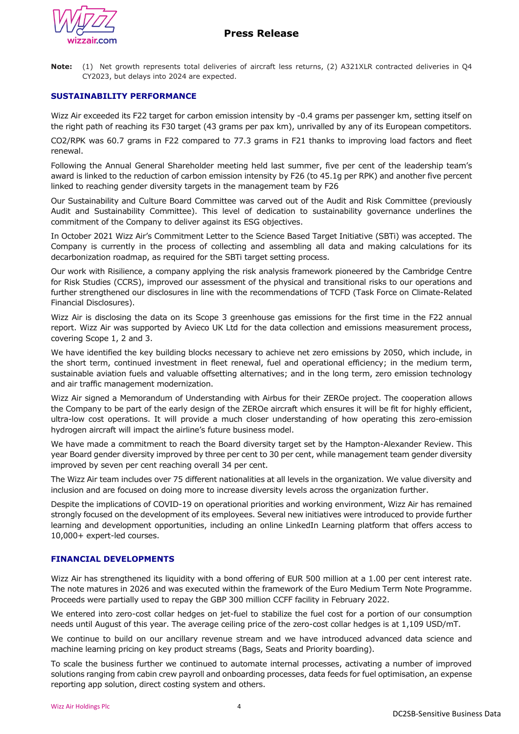**Note:** (1) Net growth represents total deliveries of aircraft less returns, (2) A321XLR contracted deliveries in Q4 CY2023, but delays into 2024 are expected.

## SUSTAINABILITY PERFORMANCE

Wizz Air exceeded its F22 target for carbon emission intensity by -0.4 grams per passenger km, setting itself on the right path of reaching its F30 target (43 grams per pax km), unrivalled by any of its European competitors.

$CO_2$/RPK was 60.7 grams in F22 compared to 77.3 grams in F21 thanks to improving load factors and fleet renewal.

Following the Annual General Shareholder meeting held last summer, five per cent of the leadership team's award is linked to the reduction of carbon emission intensity by F26 (to 45.1g per RPK) and another five percent linked to reaching gender diversity targets in the management team by F26

Our Sustainability and Culture Board Committee was carved out of the Audit and Risk Committee (previously Audit and Sustainability Committee). This level of dedication to sustainability governance underlines the commitment of the Company to deliver against its ESG objectives.

In October 2021 Wizz Air's Commitment Letter to the Science Based Target Initiative (SBTi) was accepted. The Company is currently in the process of collecting and assembling all data and making calculations for its decarbonization roadmap, as required for the SBTi target setting process.

Our work with Risilence, a company applying the risk analysis framework pioneered by the Cambridge Centre for Risk Studies (CCRS), improved our assessment of the physical and transitional risks to our operations and further strengthened our disclosures in line with the recommendations of TCFD (Task Force on Climate-Related Financial Disclosures).

Wizz Air is disclosing the data on its Scope 3 greenhouse gas emissions for the first time in the F22 annual report. Wizz Air was supported by Avieco UK Ltd for the data collection and emissions measurement process, covering Scope 1, 2 and 3.

We have identified the key building blocks necessary to achieve net zero emissions by 2050, which include, in the short term, continued investment in fleet renewal, fuel and operational efficiency; in the medium term, sustainable aviation fuels and valuable offsetting alternatives; and in the long term, zero emission technology and air traffic management modernization.

Wizz Air signed a Memorandum of Understanding with Airbus for their ZEROe project. The cooperation allows the Company to be part of the early design of the ZEROe aircraft which ensures it will be fit for highly efficient, ultra-low cost operations. It will provide a much closer understanding of how operating this zero-emission hydrogen aircraft will impact the airline's future business model.

We have made a commitment to reach the Board diversity target set by the Hampton-Alexander Review. This year Board gender diversity improved by three per cent to 30 per cent, while management team gender diversity improved by seven per cent reaching overall 34 per cent.

The Wizz Air team includes over 75 different nationalities at all levels in the organization. We value diversity and inclusion and are focused on doing more to increase diversity levels across the organization further.

Despite the implications of COVID-19 on operational priorities and working environment, Wizz Air has remained strongly focused on the development of its employees. Several new initiatives were introduced to provide further learning and development opportunities, including an online LinkedIn Learning platform that offers access to 10,000+ expert-led courses.

## FINANCIAL DEVELOPMENTS

Wizz Air has strengthened its liquidity with a bond offering of EUR 500 million at a 1.00 per cent interest rate. The note matures in 2026 and was executed within the framework of the Euro Medium Term Note Programme. Proceeds were partially used to repay the GBP 300 million CCFF facility in February 2022.

We entered into zero-cost collar hedges on jet-fuel to stabilize the fuel cost for a portion of our consumption needs until August of this year. The average ceiling price of the zero-cost collar hedges is at 1,109 USD/mT.

We continue to build on our ancillary revenue stream and we have introduced advanced data science and machine learning pricing on key product streams (Bags, Seats and Priority boarding).

To scale the business further we continued to automate internal processes, activating a number of improved solutions ranging from cabin crew payroll and onboarding processes, data feeds for fuel optimisation, an expense reporting app solution, direct costing system and others.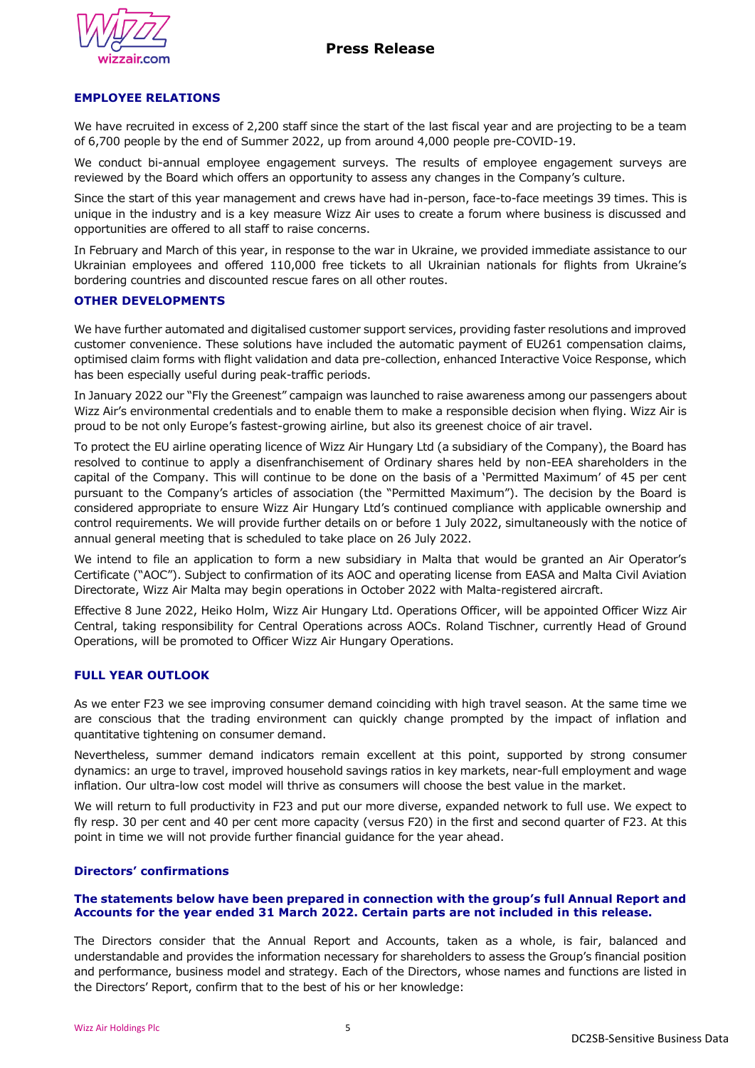## EMPLOYEE RELATIONS

We have recruited in excess of 2,200 staff since the start of the last fiscal year and are projecting to be a team of 6,700 people by the end of Summer 2022, up from around 4,000 people pre-COVID-19.

We conduct bi-annual employee engagement surveys. The results of employee engagement surveys are reviewed by the Board which offers an opportunity to assess any changes in the Company's culture.

Since the start of this year management and crews have had in-person, face-to-face meetings 39 times. This is unique in the industry and is a key measure Wizz Air uses to create a forum where business is discussed and opportunities are offered to all staff to raise concerns.

In February and March of this year, in response to the war in Ukraine, we provided immediate assistance to our Ukrainian employees and offered 110,000 free tickets to all Ukrainian nationals for flights from Ukraine's bordering countries and discounted rescue fares on all other routes.

## OTHER DEVELOPMENTS

We have further automated and digitalised customer support services, providing faster resolutions and improved customer convenience. These solutions have included the automatic payment of EU261 compensation claims, optimised claim forms with flight validation and data pre-collection, enhanced Interactive Voice Response, which has been especially useful during peak-traffic periods.

In January 2022 our "Fly the Greenest" campaign was launched to raise awareness among our passengers about Wizz Air's environmental credentials and to enable them to make a responsible decision when flying. Wizz Air is proud to be not only Europe's fastest-growing airline, but also its greenest choice of air travel.

To protect the EU airline operating licence of Wizz Air Hungary Ltd (a subsidiary of the Company), the Board has resolved to continue to apply a disenfranchisement of Ordinary shares held by non-EEA shareholders in the capital of the Company. This will continue to be done on the basis of a 'Permitted Maximum' of 45 per cent pursuant to the Company's articles of association (the "Permitted Maximum"). The decision by the Board is considered appropriate to ensure Wizz Air Hungary Ltd's continued compliance with applicable ownership and control requirements. We will provide further details on or before 1 July 2022, simultaneously with the notice of annual general meeting that is scheduled to take place on 26 July 2022.

We intend to file an application to form a new subsidiary in Malta that would be granted an Air Operator's Certificate ("AOC"). Subject to confirmation of its AOC and operating license from EASA and Malta Civil Aviation Directorate, Wizz Air Malta may begin operations in October 2022 with Malta-registered aircraft.

Effective 8 June 2022, Heiko Holm, Wizz Air Hungary Ltd. Operations Officer, will be appointed Officer Wizz Air Central, taking responsibility for Central Operations across AOCs. Roland Tischner, currently Head of Ground Operations, will be promoted to Officer Wizz Air Hungary Operations.

## FULL YEAR OUTLOOK

As we enter F23 we see improving consumer demand coinciding with high travel season. At the same time we are conscious that the trading environment can quickly change prompted by the impact of inflation and quantitative tightening on consumer demand.

Nevertheless, summer demand indicators remain excellent at this point, supported by strong consumer dynamics: an urge to travel, improved household savings ratios in key markets, near-full employment and wage inflation. Our ultra-low cost model will thrive as consumers will choose the best value in the market.

We will return to full productivity in F23 and put our more diverse, expanded network to full use. We expect to fly resp. 30 per cent and 40 per cent more capacity (versus F20) in the first and second quarter of F23. At this point in time we will not provide further financial guidance for the year ahead.

## Directors' confirmations

**The statements below have been prepared in connection with the group's full Annual Report and Accounts for the year ended 31 March 2022. Certain parts are not included in this release.**

The Directors consider that the Annual Report and Accounts, taken as a whole, is fair, balanced and understandable and provides the information necessary for shareholders to assess the Group's financial position and performance, business model and strategy. Each of the Directors, whose names and functions are listed in the Directors' Report, confirm that to the best of his or her knowledge: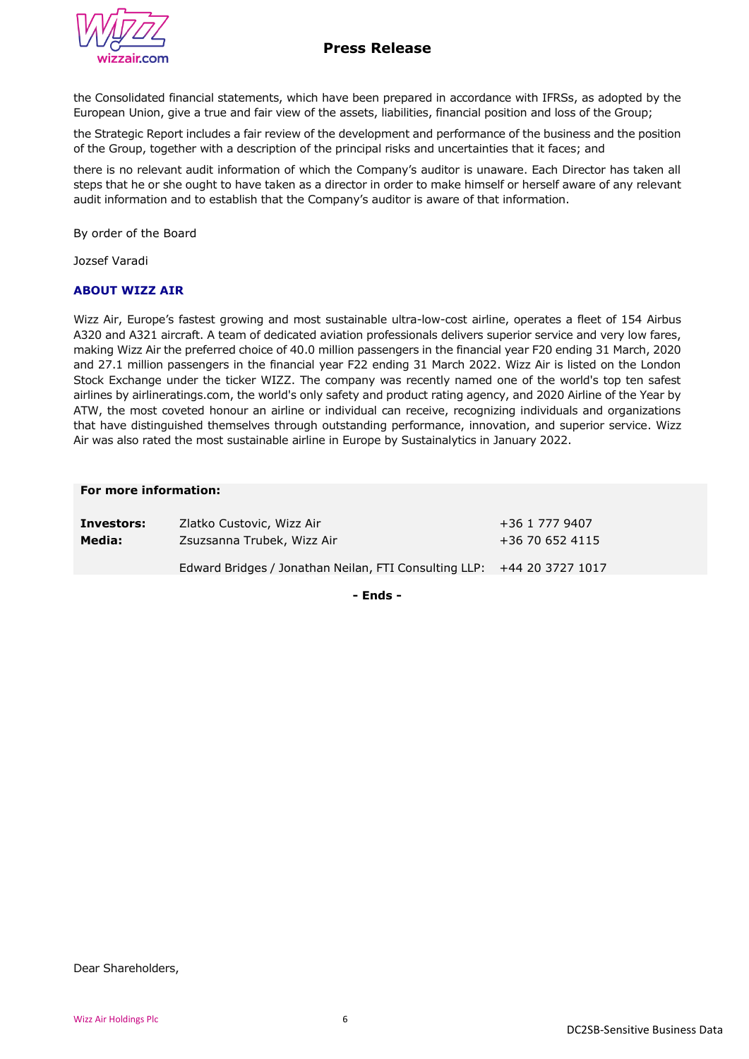the Consolidated financial statements, which have been prepared in accordance with IFRSs, as adopted by the European Union, give a true and fair view of the assets, liabilities, financial position and loss of the Group;

the Strategic Report includes a fair review of the development and performance of the business and the position of the Group, together with a description of the principal risks and uncertainties that it faces; and

there is no relevant audit information of which the Company's auditor is unaware. Each Director has taken all steps that he or she ought to have taken as a director in order to make himself or herself aware of any relevant audit information and to establish that the Company's auditor is aware of that information.

By order of the Board

Jozsef Varadi

## ABOUT WIZZ AIR

Wizz Air, Europe's fastest growing and most sustainable ultra-low-cost airline, operates a fleet of 154 Airbus A320 and A321 aircraft. A team of dedicated aviation professionals delivers superior service and very low fares, making Wizz Air the preferred choice of 40.0 million passengers in the financial year F20 ending 31 March, 2020 and 27.1 million passengers in the financial year F22 ending 31 March 2022. Wizz Air is listed on the London Stock Exchange under the ticker WIZZ. The company was recently named one of the world's top ten safest airlines by airlineratings.com, the world's only safety and product rating agency, and 2020 Airline of the Year by ATW, the most coveted honour an airline or individual can receive, recognizing individuals and organizations that have distinguished themselves through outstanding performance, innovation, and superior service. Wizz Air was also rated the most sustainable airline in Europe by Sustainalytics in January 2022.

**For more information:**

| | | |
|---|---|---|
| **Investors:** | Zlatko Custovic, Wizz Air | +36 1 777 9407 |
| **Media:** | Zsuzsanna Trubek, Wizz Air | +36 70 652 4115 |
| | Edward Bridges / Jonathan Neilan, FTI Consulting LLP: | +44 20 3727 1017 |

**- Ends -**

Dear Shareholders,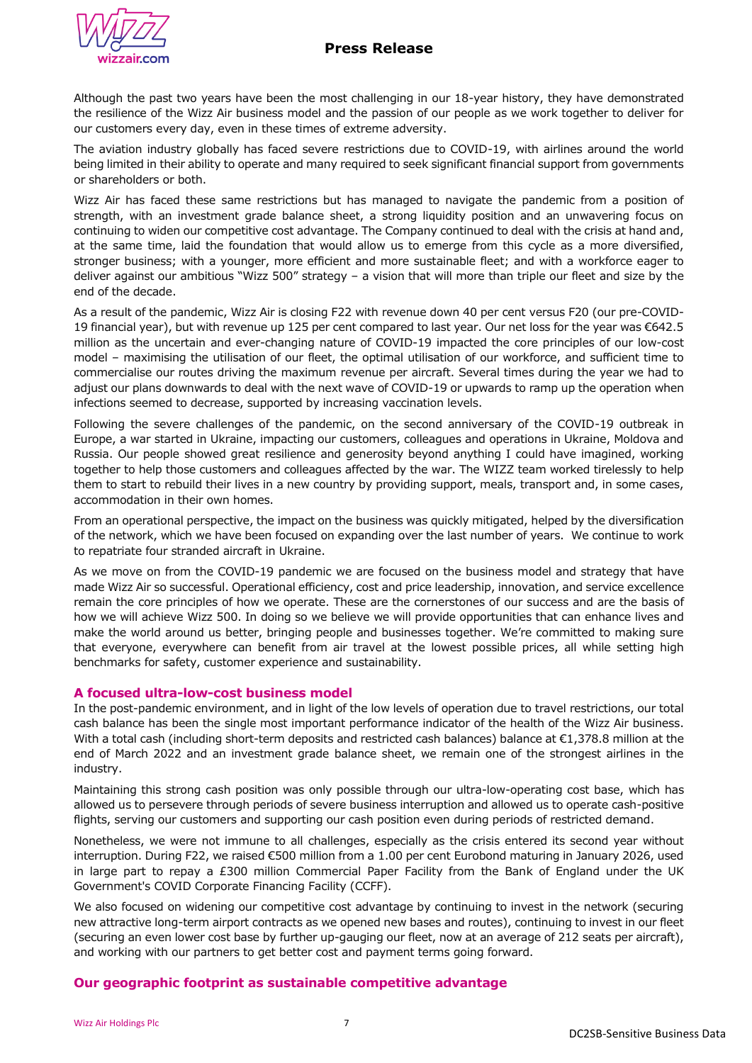Although the past two years have been the most challenging in our 18-year history, they have demonstrated the resilience of the Wizz Air business model and the passion of our people as we work together to deliver for our customers every day, even in these times of extreme adversity.

The aviation industry globally has faced severe restrictions due to COVID-19, with airlines around the world being limited in their ability to operate and many required to seek significant financial support from governments or shareholders or both.

Wizz Air has faced these same restrictions but has managed to navigate the pandemic from a position of strength, with an investment grade balance sheet, a strong liquidity position and an unwavering focus on continuing to widen our competitive cost advantage. The Company continued to deal with the crisis at hand and, at the same time, laid the foundation that would allow us to emerge from this cycle as a more diversified, stronger business; with a younger, more efficient and more sustainable fleet; and with a workforce eager to deliver against our ambitious "Wizz 500" strategy – a vision that will more than triple our fleet and size by the end of the decade.

As a result of the pandemic, Wizz Air is closing F22 with revenue down 40 per cent versus F20 (our pre-COVID-19 financial year), but with revenue up 125 per cent compared to last year. Our net loss for the year was €642.5 million as the uncertain and ever-changing nature of COVID-19 impacted the core principles of our low-cost model – maximising the utilisation of our fleet, the optimal utilisation of our workforce, and sufficient time to commercialise our routes driving the maximum revenue per aircraft. Several times during the year we had to adjust our plans downwards to deal with the next wave of COVID-19 or upwards to ramp up the operation when infections seemed to decrease, supported by increasing vaccination levels.

Following the severe challenges of the pandemic, on the second anniversary of the COVID-19 outbreak in Europe, a war started in Ukraine, impacting our customers, colleagues and operations in Ukraine, Moldova and Russia. Our people showed great resilience and generosity beyond anything I could have imagined, working together to help those customers and colleagues affected by the war. The WIZZ team worked tirelessly to help them to start to rebuild their lives in a new country by providing support, meals, transport and, in some cases, accommodation in their own homes.

From an operational perspective, the impact on the business was quickly mitigated, helped by the diversification of the network, which we have been focused on expanding over the last number of years. We continue to work to repatriate four stranded aircraft in Ukraine.

As we move on from the COVID-19 pandemic we are focused on the business model and strategy that have made Wizz Air so successful. Operational efficiency, cost and price leadership, innovation, and service excellence remain the core principles of how we operate. These are the cornerstones of our success and are the basis of how we will achieve Wizz 500. In doing so we believe we will provide opportunities that can enhance lives and make the world around us better, bringing people and businesses together. We're committed to making sure that everyone, everywhere can benefit from air travel at the lowest possible prices, all while setting high benchmarks for safety, customer experience and sustainability.

### A focused ultra-low-cost business model

In the post-pandemic environment, and in light of the low levels of operation due to travel restrictions, our total cash balance has been the single most important performance indicator of the health of the Wizz Air business. With a total cash (including short-term deposits and restricted cash balances) balance at €1,378.8 million at the end of March 2022 and an investment grade balance sheet, we remain one of the strongest airlines in the industry.

Maintaining this strong cash position was only possible through our ultra-low-operating cost base, which has allowed us to persevere through periods of severe business interruption and allowed us to operate cash-positive flights, serving our customers and supporting our cash position even during periods of restricted demand.

Nonetheless, we were not immune to all challenges, especially as the crisis entered its second year without interruption. During F22, we raised €500 million from a 1.00 per cent Eurobond maturing in January 2026, used in large part to repay a £300 million Commercial Paper Facility from the Bank of England under the UK Government's COVID Corporate Financing Facility (CCFF).

We also focused on widening our competitive cost advantage by continuing to invest in the network (securing new attractive long-term airport contracts as we opened new bases and routes), continuing to invest in our fleet (securing an even lower cost base by further up-gauging our fleet, now at an average of 212 seats per aircraft), and working with our partners to get better cost and payment terms going forward.

### Our geographic footprint as sustainable competitive advantage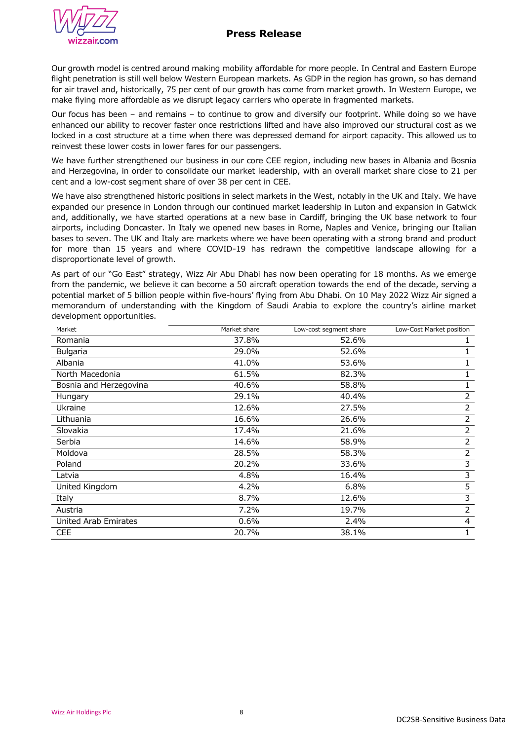Our growth model is centred around making mobility affordable for more people. In Central and Eastern Europe flight penetration is still well below Western European markets. As GDP in the region has grown, so has demand for air travel and, historically, 75 per cent of our growth has come from market growth. In Western Europe, we make flying more affordable as we disrupt legacy carriers who operate in fragmented markets.

Our focus has been – and remains – to continue to grow and diversify our footprint. While doing so we have enhanced our ability to recover faster once restrictions lifted and have also improved our structural cost as we locked in a cost structure at a time when there was depressed demand for airport capacity. This allowed us to reinvest these lower costs in lower fares for our passengers.

We have further strengthened our business in our core CEE region, including new bases in Albania and Bosnia and Herzegovina, in order to consolidate our market leadership, with an overall market share close to 21 per cent and a low-cost segment share of over 38 per cent in CEE.

We have also strengthened historic positions in select markets in the West, notably in the UK and Italy. We have expanded our presence in London through our continued market leadership in Luton and expansion in Gatwick and, additionally, we have started operations at a new base in Cardiff, bringing the UK base network to four airports, including Doncaster. In Italy we opened new bases in Rome, Naples and Venice, bringing our Italian bases to seven. The UK and Italy are markets where we have been operating with a strong brand and product for more than 15 years and where COVID-19 has redrawn the competitive landscape allowing for a disproportionate level of growth.

As part of our "Go East" strategy, Wizz Air Abu Dhabi has now been operating for 18 months. As we emerge from the pandemic, we believe it can become a 50 aircraft operation towards the end of the decade, serving a potential market of 5 billion people within five-hours' flying from Abu Dhabi. On 10 May 2022 Wizz Air signed a memorandum of understanding with the Kingdom of Saudi Arabia to explore the country's airline market development opportunities.

| Market | Market share | Low-cost segment share | Low-Cost Market position |
|---|---|---|---|
| Romania | 37.8% | 52.6% | 1 |
| Bulgaria | 29.0% | 52.6% | 1 |
| Albania | 41.0% | 53.6% | 1 |
| North Macedonia | 61.5% | 82.3% | 1 |
| Bosnia and Herzegovina | 40.6% | 58.8% | 1 |
| Hungary | 29.1% | 40.4% | 2 |
| Ukraine | 12.6% | 27.5% | 2 |
| Lithuania | 16.6% | 26.6% | 2 |
| Slovakia | 17.4% | 21.6% | 2 |
| Serbia | 14.6% | 58.9% | 2 |
| Moldova | 28.5% | 58.3% | 2 |
| Poland | 20.2% | 33.6% | 3 |
| Latvia | 4.8% | 16.4% | 3 |
| United Kingdom | 4.2% | 6.8% | 5 |
| Italy | 8.7% | 12.6% | 3 |
| Austria | 7.2% | 19.7% | 2 |
| United Arab Emirates | 0.6% | 2.4% | 4 |
| CEE | 20.7% | 38.1% | 1 |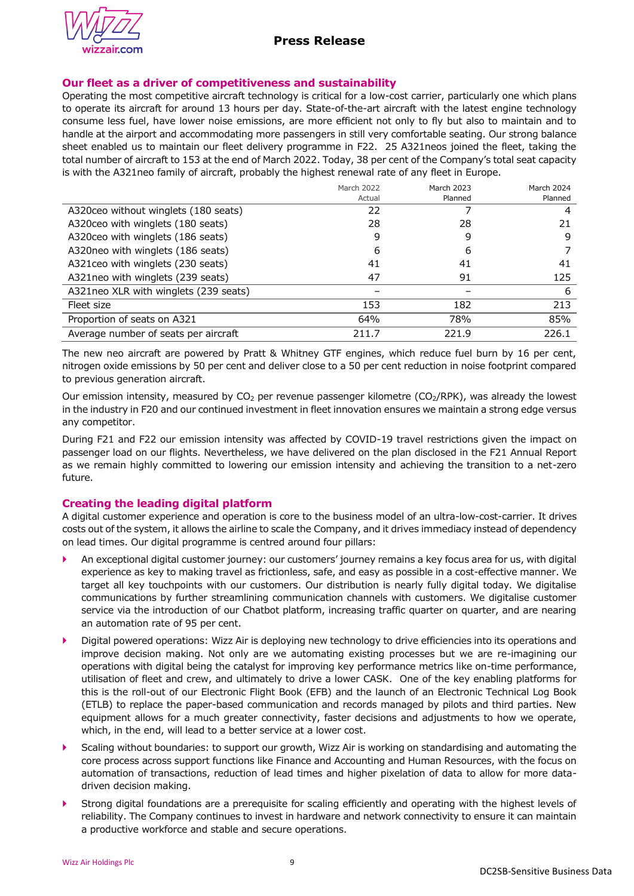## Our fleet as a driver of competitiveness and sustainability

Operating the most competitive aircraft technology is critical for a low-cost carrier, particularly one which plans to operate its aircraft for around 13 hours per day. State-of-the-art aircraft with the latest engine technology consume less fuel, have lower noise emissions, are more efficient not only to fly but also to maintain and to handle at the airport and accommodating more passengers in still very comfortable seating. Our strong balance sheet enabled us to maintain our fleet delivery programme in F22. 25 A321neos joined the fleet, taking the total number of aircraft to 153 at the end of March 2022. Today, 38 per cent of the Company's total seat capacity is with the A321neo family of aircraft, probably the highest renewal rate of any fleet in Europe.

| | March 2022 Actual | March 2023 Planned | March 2024 Planned |
|---|---|---|---|
| A320ceo without winglets (180 seats) | 22 | 7 | 4 |
| A320ceo with winglets (180 seats) | 28 | 28 | 21 |
| A320ceo with winglets (186 seats) | 9 | 9 | 9 |
| A320neo with winglets (186 seats) | 6 | 6 | 7 |
| A321ceo with winglets (230 seats) | 41 | 41 | 41 |
| A321neo with winglets (239 seats) | 47 | 91 | 125 |
| A321neo XLR with winglets (239 seats) | – | – | 6 |
| Fleet size | 153 | 182 | 213 |
| Proportion of seats on A321 | 64% | 78% | 85% |
| Average number of seats per aircraft | 211.7 | 221.9 | 226.1 |

The new neo aircraft are powered by Pratt & Whitney GTF engines, which reduce fuel burn by 16 per cent, nitrogen oxide emissions by 50 per cent and deliver close to a 50 per cent reduction in noise footprint compared to previous generation aircraft.

Our emission intensity, measured by $CO_2$ per revenue passenger kilometre ($CO_2$/RPK), was already the lowest in the industry in F20 and our continued investment in fleet innovation ensures we maintain a strong edge versus any competitor.

During F21 and F22 our emission intensity was affected by COVID-19 travel restrictions given the impact on passenger load on our flights. Nevertheless, we have delivered on the plan disclosed in the F21 Annual Report as we remain highly committed to lowering our emission intensity and achieving the transition to a net-zero future.

## Creating the leading digital platform

A digital customer experience and operation is core to the business model of an ultra-low-cost-carrier. It drives costs out of the system, it allows the airline to scale the Company, and it drives immediacy instead of dependency on lead times. Our digital programme is centred around four pillars:

- An exceptional digital customer journey: our customers' journey remains a key focus area for us, with digital experience as key to making travel as frictionless, safe, and easy as possible in a cost-effective manner. We target all key touchpoints with our customers. Our distribution is nearly fully digital today. We digitalise communications by further streamlining communication channels with customers. We digitalise customer service via the introduction of our Chatbot platform, increasing traffic quarter on quarter, and are nearing an automation rate of 95 per cent.
- Digital powered operations: Wizz Air is deploying new technology to drive efficiencies into its operations and improve decision making. Not only are we automating existing processes but we are re-imagining our operations with digital being the catalyst for improving key performance metrics like on-time performance, utilisation of fleet and crew, and ultimately to drive a lower CASK. One of the key enabling platforms for this is the roll-out of our Electronic Flight Book (EFB) and the launch of an Electronic Technical Log Book (ETLB) to replace the paper-based communication and records managed by pilots and third parties. New equipment allows for a much greater connectivity, faster decisions and adjustments to how we operate, which, in the end, will lead to a better service at a lower cost.
- Scaling without boundaries: to support our growth, Wizz Air is working on standardising and automating the core process across support functions like Finance and Accounting and Human Resources, with the focus on automation of transactions, reduction of lead times and higher pixelation of data to allow for more data-driven decision making.
- Strong digital foundations are a prerequisite for scaling efficiently and operating with the highest levels of reliability. The Company continues to invest in hardware and network connectivity to ensure it can maintain a productive workforce and stable and secure operations.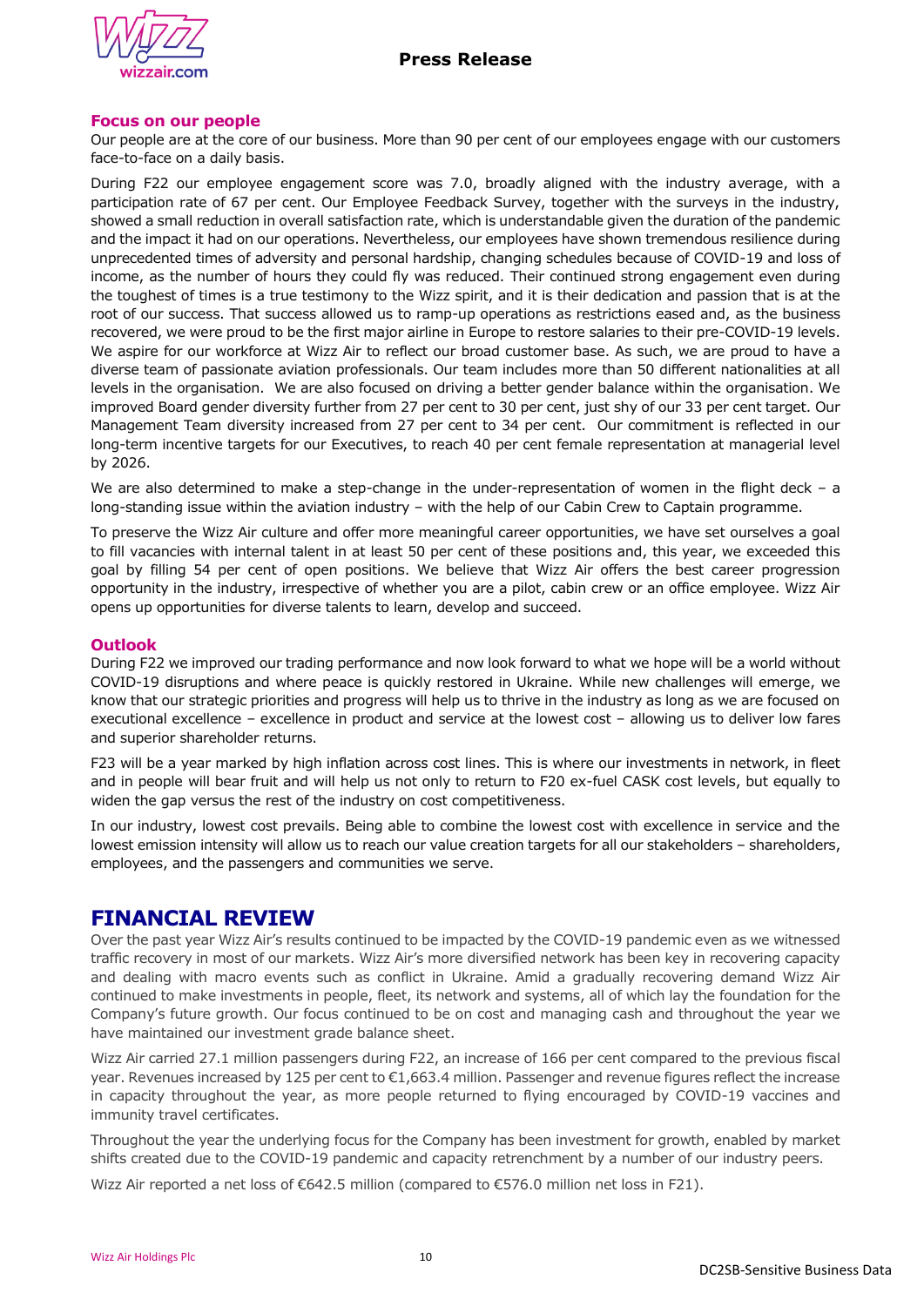## Focus on our people

Our people are at the core of our business. More than 90 per cent of our employees engage with our customers face-to-face on a daily basis.

During F22 our employee engagement score was 7.0, broadly aligned with the industry average, with a participation rate of 67 per cent. Our Employee Feedback Survey, together with the surveys in the industry, showed a small reduction in overall satisfaction rate, which is understandable given the duration of the pandemic and the impact it had on our operations. Nevertheless, our employees have shown tremendous resilience during unprecedented times of adversity and personal hardship, changing schedules because of COVID-19 and loss of income, as the number of hours they could fly was reduced. Their continued strong engagement even during the toughest of times is a true testimony to the Wizz spirit, and it is their dedication and passion that is at the root of our success. That success allowed us to ramp-up operations as restrictions eased and, as the business recovered, we were proud to be the first major airline in Europe to restore salaries to their pre-COVID-19 levels. We aspire for our workforce at Wizz Air to reflect our broad customer base. As such, we are proud to have a diverse team of passionate aviation professionals. Our team includes more than 50 different nationalities at all levels in the organisation. We are also focused on driving a better gender balance within the organisation. We improved Board gender diversity further from 27 per cent to 30 per cent, just shy of our 33 per cent target. Our Management Team diversity increased from 27 per cent to 34 per cent. Our commitment is reflected in our long-term incentive targets for our Executives, to reach 40 per cent female representation at managerial level by 2026.

We are also determined to make a step-change in the under-representation of women in the flight deck – a long-standing issue within the aviation industry – with the help of our Cabin Crew to Captain programme.

To preserve the Wizz Air culture and offer more meaningful career opportunities, we have set ourselves a goal to fill vacancies with internal talent in at least 50 per cent of these positions and, this year, we exceeded this goal by filling 54 per cent of open positions. We believe that Wizz Air offers the best career progression opportunity in the industry, irrespective of whether you are a pilot, cabin crew or an office employee. Wizz Air opens up opportunities for diverse talents to learn, develop and succeed.

## Outlook

During F22 we improved our trading performance and now look forward to what we hope will be a world without COVID-19 disruptions and where peace is quickly restored in Ukraine. While new challenges will emerge, we know that our strategic priorities and progress will help us to thrive in the industry as long as we are focused on executional excellence – excellence in product and service at the lowest cost – allowing us to deliver low fares and superior shareholder returns.

F23 will be a year marked by high inflation across cost lines. This is where our investments in network, in fleet and in people will bear fruit and will help us not only to return to F20 ex-fuel CASK cost levels, but equally to widen the gap versus the rest of the industry on cost competitiveness.

In our industry, lowest cost prevails. Being able to combine the lowest cost with excellence in service and the lowest emission intensity will allow us to reach our value creation targets for all our stakeholders – shareholders, employees, and the passengers and communities we serve.

# FINANCIAL REVIEW

Over the past year Wizz Air's results continued to be impacted by the COVID-19 pandemic even as we witnessed traffic recovery in most of our markets. Wizz Air's more diversified network has been key in recovering capacity and dealing with macro events such as conflict in Ukraine. Amid a gradually recovering demand Wizz Air continued to make investments in people, fleet, its network and systems, all of which lay the foundation for the Company's future growth. Our focus continued to be on cost and managing cash and throughout the year we have maintained our investment grade balance sheet.

Wizz Air carried 27.1 million passengers during F22, an increase of 166 per cent compared to the previous fiscal year. Revenues increased by 125 per cent to €1,663.4 million. Passenger and revenue figures reflect the increase in capacity throughout the year, as more people returned to flying encouraged by COVID-19 vaccines and immunity travel certificates.

Throughout the year the underlying focus for the Company has been investment for growth, enabled by market shifts created due to the COVID-19 pandemic and capacity retrenchment by a number of our industry peers.

Wizz Air reported a net loss of €642.5 million (compared to €576.0 million net loss in F21).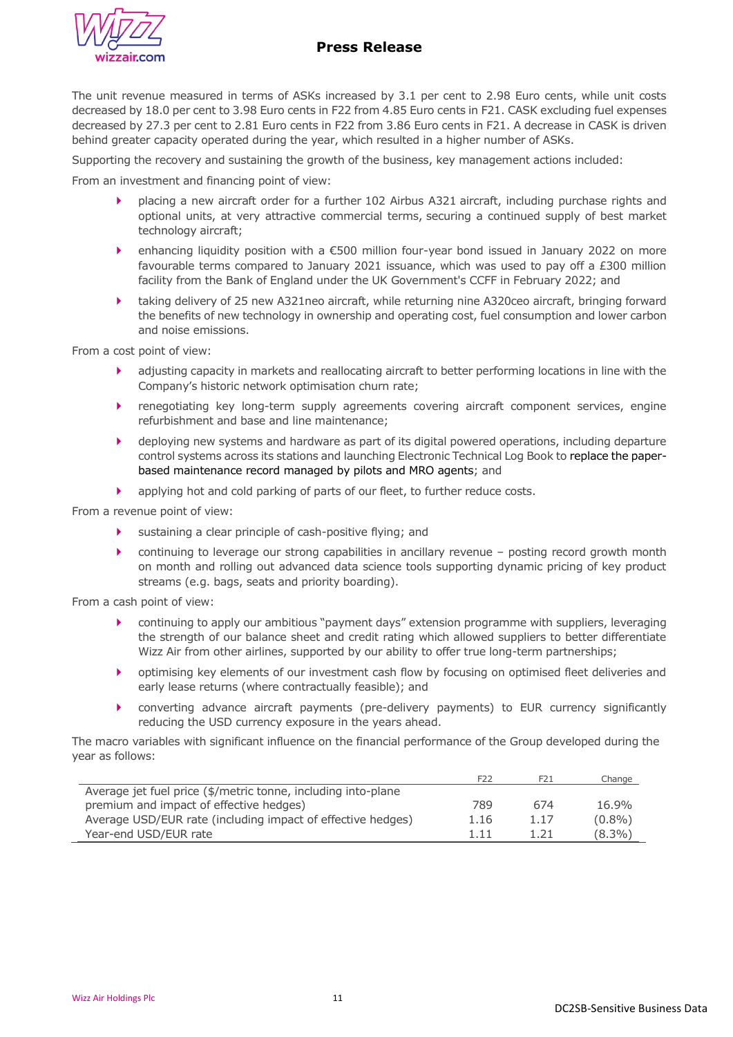The unit revenue measured in terms of ASKs increased by 3.1 per cent to 2.98 Euro cents, while unit costs decreased by 18.0 per cent to 3.98 Euro cents in F22 from 4.85 Euro cents in F21. CASK excluding fuel expenses decreased by 27.3 per cent to 2.81 Euro cents in F22 from 3.86 Euro cents in F21. A decrease in CASK is driven behind greater capacity operated during the year, which resulted in a higher number of ASKs.

Supporting the recovery and sustaining the growth of the business, key management actions included:

From an investment and financing point of view:

- placing a new aircraft order for a further 102 Airbus A321 aircraft, including purchase rights and optional units, at very attractive commercial terms, securing a continued supply of best market technology aircraft;
- enhancing liquidity position with a €500 million four-year bond issued in January 2022 on more favourable terms compared to January 2021 issuance, which was used to pay off a £300 million facility from the Bank of England under the UK Government's CCFF in February 2022; and
- taking delivery of 25 new A321neo aircraft, while returning nine A320ceo aircraft, bringing forward the benefits of new technology in ownership and operating cost, fuel consumption and lower carbon and noise emissions.

From a cost point of view:

- adjusting capacity in markets and reallocating aircraft to better performing locations in line with the Company's historic network optimisation churn rate;
- renegotiating key long-term supply agreements covering aircraft component services, engine refurbishment and base and line maintenance;
- deploying new systems and hardware as part of its digital powered operations, including departure control systems across its stations and launching Electronic Technical Log Book to replace the paper-based maintenance record managed by pilots and MRO agents; and
- applying hot and cold parking of parts of our fleet, to further reduce costs.

From a revenue point of view:

- sustaining a clear principle of cash-positive flying; and
- continuing to leverage our strong capabilities in ancillary revenue – posting record growth month on month and rolling out advanced data science tools supporting dynamic pricing of key product streams (e.g. bags, seats and priority boarding).

From a cash point of view:

- continuing to apply our ambitious "payment days" extension programme with suppliers, leveraging the strength of our balance sheet and credit rating which allowed suppliers to better differentiate Wizz Air from other airlines, supported by our ability to offer true long-term partnerships;
- optimising key elements of our investment cash flow by focusing on optimised fleet deliveries and early lease returns (where contractually feasible); and
- converting advance aircraft payments (pre-delivery payments) to EUR currency significantly reducing the USD currency exposure in the years ahead.

The macro variables with significant influence on the financial performance of the Group developed during the year as follows:

| | F22 | F21 | Change |
|---|---|---|---|
| Average jet fuel price ($/metric tonne, including into-plane premium and impact of effective hedges) | 789 | 674 | 16.9% |
| Average USD/EUR rate (including impact of effective hedges) | 1.16 | 1.17 | (0.8%) |
| Year-end USD/EUR rate | 1.11 | 1.21 | (8.3%) |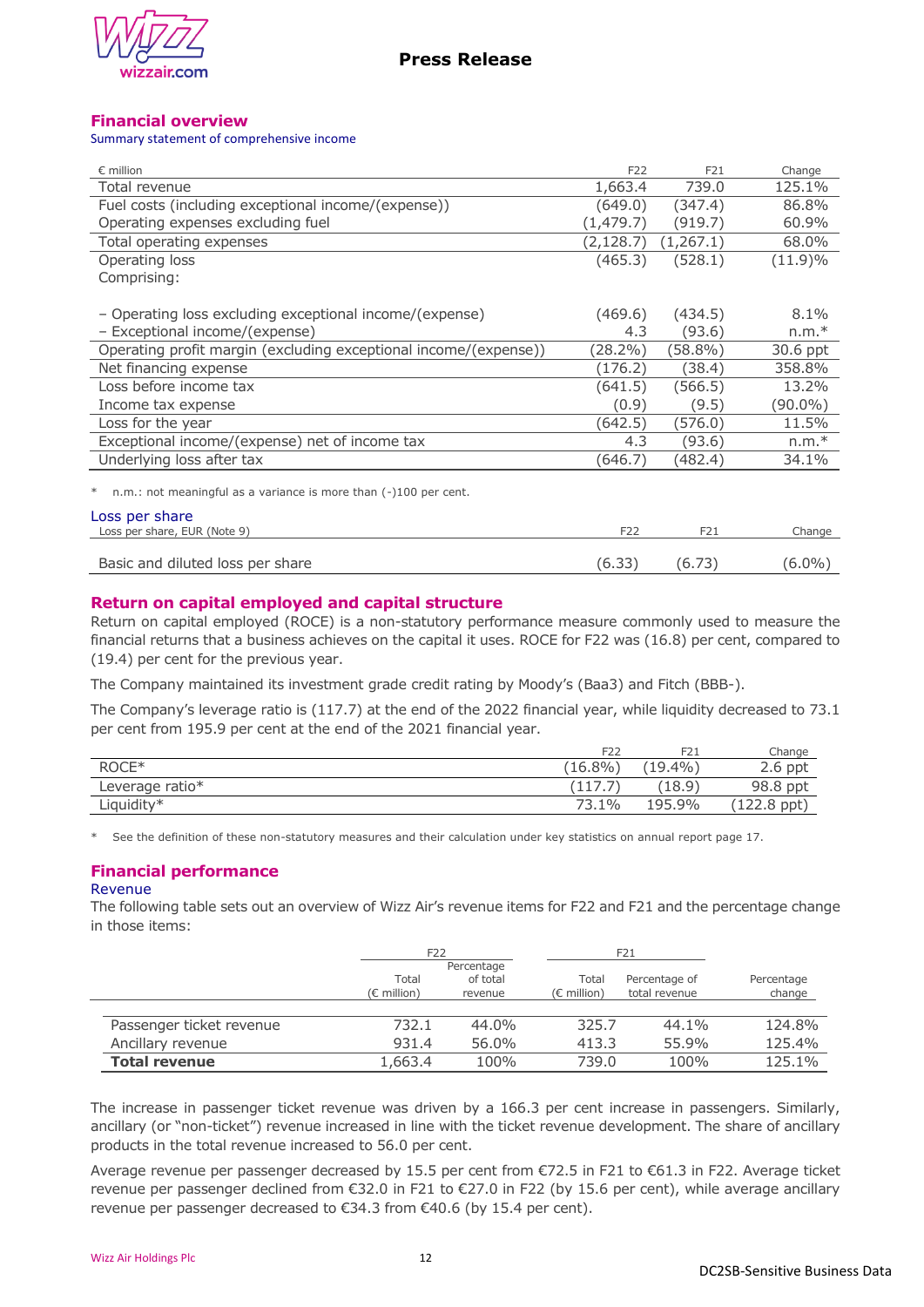## Financial overview

### Summary statement of comprehensive income

| € million | F22 | F21 | Change |
|---|---|---|---|
| Total revenue | 1,663.4 | 739.0 | 125.1% |
| Fuel costs (including exceptional income/(expense)) | (649.0) | (347.4) | 86.8% |
| Operating expenses excluding fuel | (1,479.7) | (919.7) | 60.9% |
| Total operating expenses | (2,128.7) | (1,267.1) | 68.0% |
| Operating loss | (465.3) | (528.1) | (11.9)% |
| Comprising: | | | |
| – Operating loss excluding exceptional income/(expense) | (469.6) | (434.5) | 8.1% |
| – Exceptional income/(expense) | 4.3 | (93.6) | n.m.* |
| Operating profit margin (excluding exceptional income/(expense)) | (28.2%) | (58.8%) | 30.6 ppt |
| Net financing expense | (176.2) | (38.4) | 358.8% |
| Loss before income tax | (641.5) | (566.5) | 13.2% |
| Income tax expense | (0.9) | (9.5) | (90.0%) |
| Loss for the year | (642.5) | (576.0) | 11.5% |
| Exceptional income/(expense) net of income tax | 4.3 | (93.6) | n.m.* |
| Underlying loss after tax | (646.7) | (482.4) | 34.1% |

\* n.m.: not meaningful as a variance is more than (-)100 per cent.

### Loss per share

| Loss per share, EUR (Note 9) | F22 | F21 | Change |
|---|---|---|---|
| Basic and diluted loss per share | (6.33) | (6.73) | (6.0%) |

## Return on capital employed and capital structure

Return on capital employed (ROCE) is a non-statutory performance measure commonly used to measure the financial returns that a business achieves on the capital it uses. ROCE for F22 was (16.8) per cent, compared to (19.4) per cent for the previous year.

The Company maintained its investment grade credit rating by Moody's (Baa3) and Fitch (BBB-).

The Company's leverage ratio is (117.7) at the end of the 2022 financial year, while liquidity decreased to 73.1 per cent from 195.9 per cent at the end of the 2021 financial year.

| | F22 | F21 | Change |
|---|---|---|---|
| ROCE* | (16.8%) | (19.4%) | 2.6 ppt |
| Leverage ratio* | (117.7) | (18.9) | 98.8 ppt |
| Liquidity* | 73.1% | 195.9% | (122.8 ppt) |

\* See the definition of these non-statutory measures and their calculation under key statistics on annual report page 17.

## Financial performance

### Revenue

The following table sets out an overview of Wizz Air's revenue items for F22 and F21 and the percentage change in those items:

| | F22 | | F21 | | |
|---|---|---|---|---|---|
| | Total (€ million) | Percentage of total revenue | Total (€ million) | Percentage of total revenue | Percentage change |
| Passenger ticket revenue | 732.1 | 44.0% | 325.7 | 44.1% | 124.8% |
| Ancillary revenue | 931.4 | 56.0% | 413.3 | 55.9% | 125.4% |
| **Total revenue** | 1,663.4 | 100% | 739.0 | 100% | 125.1% |

The increase in passenger ticket revenue was driven by a 166.3 per cent increase in passengers. Similarly, ancillary (or "non-ticket") revenue increased in line with the ticket revenue development. The share of ancillary products in the total revenue increased to 56.0 per cent.

Average revenue per passenger decreased by 15.5 per cent from €72.5 in F21 to €61.3 in F22. Average ticket revenue per passenger declined from €32.0 in F21 to €27.0 in F22 (by 15.6 per cent), while average ancillary revenue per passenger decreased to €34.3 from €40.6 (by 15.4 per cent).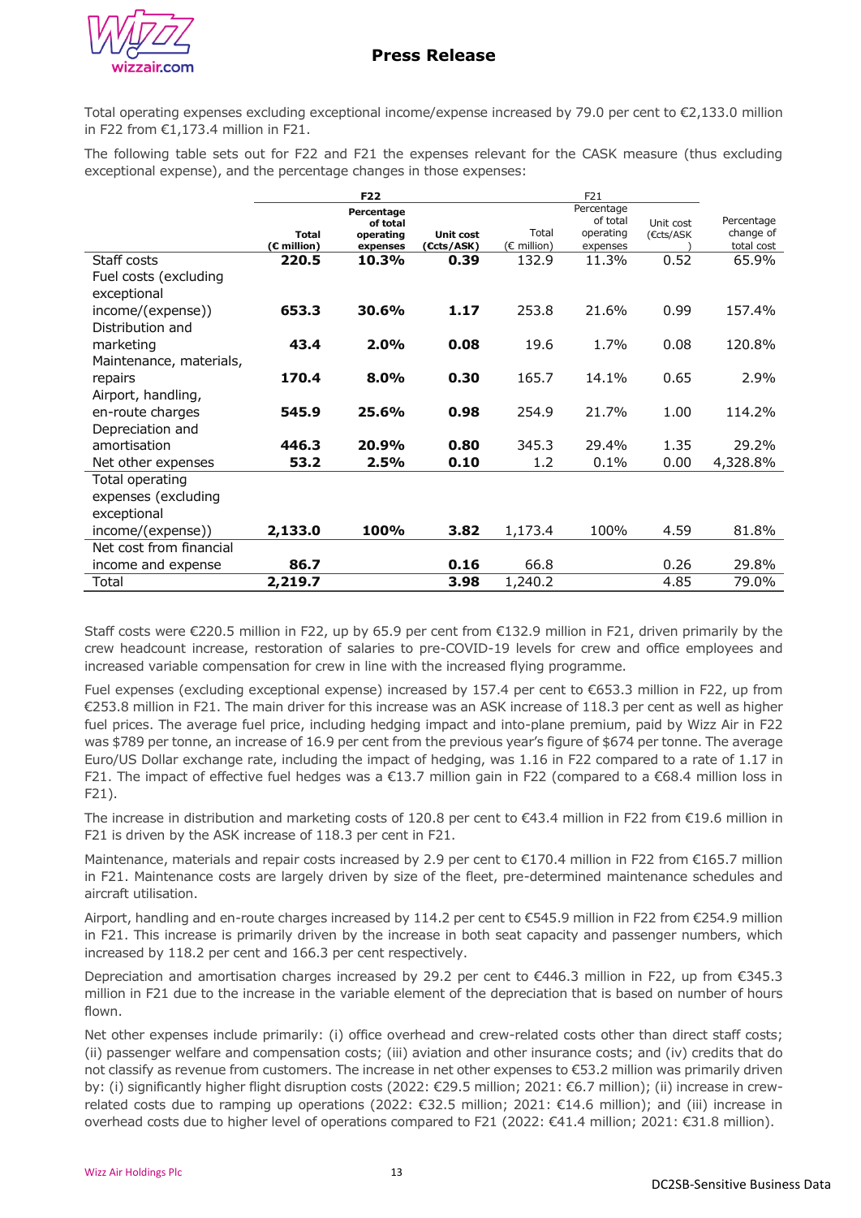Total operating expenses excluding exceptional income/expense increased by 79.0 per cent to €2,133.0 million in F22 from €1,173.4 million in F21.

The following table sets out for F22 and F21 the expenses relevant for the CASK measure (thus excluding exceptional expense), and the percentage changes in those expenses:

| | F22 | | | F21 | | | |
|---|---|---|---|---|---|---|---|
| | **Total (€ million)** | **Percentage of total operating expenses** | **Unit cost (€cts/ASK)** | Total (€ million) | Percentage of total operating expenses | Unit cost (€cts/ASK) | Percentage change of total cost |
| Staff costs | **220.5** | **10.3%** | **0.39** | 132.9 | 11.3% | 0.52 | 65.9% |
| Fuel costs (excluding exceptional income/(expense)) | **653.3** | **30.6%** | **1.17** | 253.8 | 21.6% | 0.99 | 157.4% |
| Distribution and marketing | **43.4** | **2.0%** | **0.08** | 19.6 | 1.7% | 0.08 | 120.8% |
| Maintenance, materials, repairs | **170.4** | **8.0%** | **0.30** | 165.7 | 14.1% | 0.65 | 2.9% |
| Airport, handling, en-route charges | **545.9** | **25.6%** | **0.98** | 254.9 | 21.7% | 1.00 | 114.2% |
| Depreciation and amortisation | **446.3** | **20.9%** | **0.80** | 345.3 | 29.4% | 1.35 | 29.2% |
| Net other expenses | **53.2** | **2.5%** | **0.10** | 1.2 | 0.1% | 0.00 | 4,328.8% |
| Total operating expenses (excluding exceptional income/(expense)) | **2,133.0** | **100%** | **3.82** | 1,173.4 | 100% | 4.59 | 81.8% |
| Net cost from financial income and expense | **86.7** | | **0.16** | 66.8 | | 0.26 | 29.8% |
| Total | **2,219.7** | | **3.98** | 1,240.2 | | 4.85 | 79.0% |

Staff costs were €220.5 million in F22, up by 65.9 per cent from €132.9 million in F21, driven primarily by the crew headcount increase, restoration of salaries to pre-COVID-19 levels for crew and office employees and increased variable compensation for crew in line with the increased flying programme.

Fuel expenses (excluding exceptional expense) increased by 157.4 per cent to €653.3 million in F22, up from €253.8 million in F21. The main driver for this increase was an ASK increase of 118.3 per cent as well as higher fuel prices. The average fuel price, including hedging impact and into-plane premium, paid by Wizz Air in F22 was $789 per tonne, an increase of 16.9 per cent from the previous year's figure of $674 per tonne. The average Euro/US Dollar exchange rate, including the impact of hedging, was 1.16 in F22 compared to a rate of 1.17 in F21. The impact of effective fuel hedges was a €13.7 million gain in F22 (compared to a €68.4 million loss in F21).

The increase in distribution and marketing costs of 120.8 per cent to €43.4 million in F22 from €19.6 million in F21 is driven by the ASK increase of 118.3 per cent in F21.

Maintenance, materials and repair costs increased by 2.9 per cent to €170.4 million in F22 from €165.7 million in F21. Maintenance costs are largely driven by size of the fleet, pre-determined maintenance schedules and aircraft utilisation.

Airport, handling and en-route charges increased by 114.2 per cent to €545.9 million in F22 from €254.9 million in F21. This increase is primarily driven by the increase in both seat capacity and passenger numbers, which increased by 118.2 per cent and 166.3 per cent respectively.

Depreciation and amortisation charges increased by 29.2 per cent to €446.3 million in F22, up from €345.3 million in F21 due to the increase in the variable element of the depreciation that is based on number of hours flown.

Net other expenses include primarily: (i) office overhead and crew-related costs other than direct staff costs; (ii) passenger welfare and compensation costs; (iii) aviation and other insurance costs; and (iv) credits that do not classify as revenue from customers. The increase in net other expenses to €53.2 million was primarily driven by: (i) significantly higher flight disruption costs (2022: €29.5 million; 2021: €6.7 million); (ii) increase in crew-related costs due to ramping up operations (2022: €32.5 million; 2021: €14.6 million); and (iii) increase in overhead costs due to higher level of operations compared to F21 (2022: €41.4 million; 2021: €31.8 million).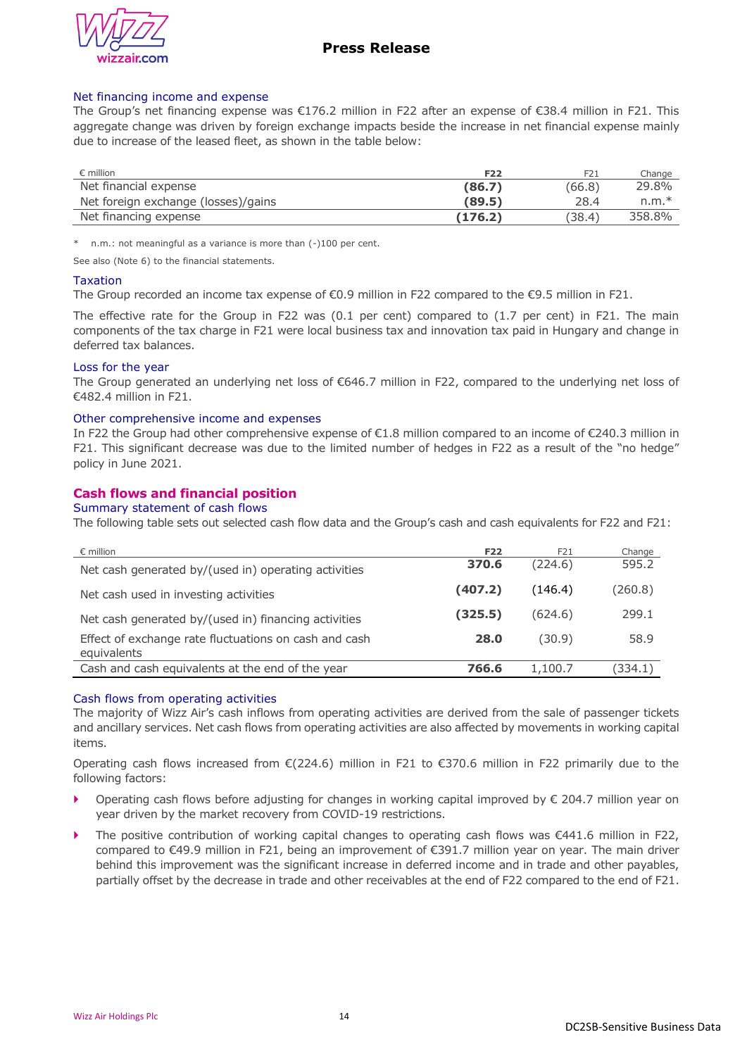### Net financing income and expense

The Group's net financing expense was €176.2 million in F22 after an expense of €38.4 million in F21. This aggregate change was driven by foreign exchange impacts beside the increase in net financial expense mainly due to increase of the leased fleet, as shown in the table below:

| € million | F22 | F21 | Change |
|---|---|---|---|
| Net financial expense | **(86.7)** | (66.8) | 29.8% |
| Net foreign exchange (losses)/gains | **(89.5)** | 28.4 | n.m.* |
| Net financing expense | **(176.2)** | (38.4) | 358.8% |

\* n.m.: not meaningful as a variance is more than (-)100 per cent.

See also (Note 6) to the financial statements.

### Taxation

The Group recorded an income tax expense of €0.9 million in F22 compared to the €9.5 million in F21.

The effective rate for the Group in F22 was (0.1 per cent) compared to (1.7 per cent) in F21. The main components of the tax charge in F21 were local business tax and innovation tax paid in Hungary and change in deferred tax balances.

### Loss for the year

The Group generated an underlying net loss of €646.7 million in F22, compared to the underlying net loss of €482.4 million in F21.

### Other comprehensive income and expenses

In F22 the Group had other comprehensive expense of €1.8 million compared to an income of €240.3 million in F21. This significant decrease was due to the limited number of hedges in F22 as a result of the "no hedge" policy in June 2021.

## Cash flows and financial position

### Summary statement of cash flows

The following table sets out selected cash flow data and the Group's cash and cash equivalents for F22 and F21:

| € million | F22 | F21 | Change |
|---|---|---|---|
| Net cash generated by/(used in) operating activities | **370.6** | (224.6) | 595.2 |
| Net cash used in investing activities | **(407.2)** | (146.4) | (260.8) |
| Net cash generated by/(used in) financing activities | **(325.5)** | (624.6) | 299.1 |
| Effect of exchange rate fluctuations on cash and cash equivalents | **28.0** | (30.9) | 58.9 |
| Cash and cash equivalents at the end of the year | **766.6** | 1,100.7 | (334.1) |

### Cash flows from operating activities

The majority of Wizz Air's cash inflows from operating activities are derived from the sale of passenger tickets and ancillary services. Net cash flows from operating activities are also affected by movements in working capital items.

Operating cash flows increased from €(224.6) million in F21 to €370.6 million in F22 primarily due to the following factors:

- Operating cash flows before adjusting for changes in working capital improved by € 204.7 million year on year driven by the market recovery from COVID-19 restrictions.
- The positive contribution of working capital changes to operating cash flows was €441.6 million in F22, compared to €49.9 million in F21, being an improvement of €391.7 million year on year. The main driver behind this improvement was the significant increase in deferred income and in trade and other payables, partially offset by the decrease in trade and other receivables at the end of F22 compared to the end of F21.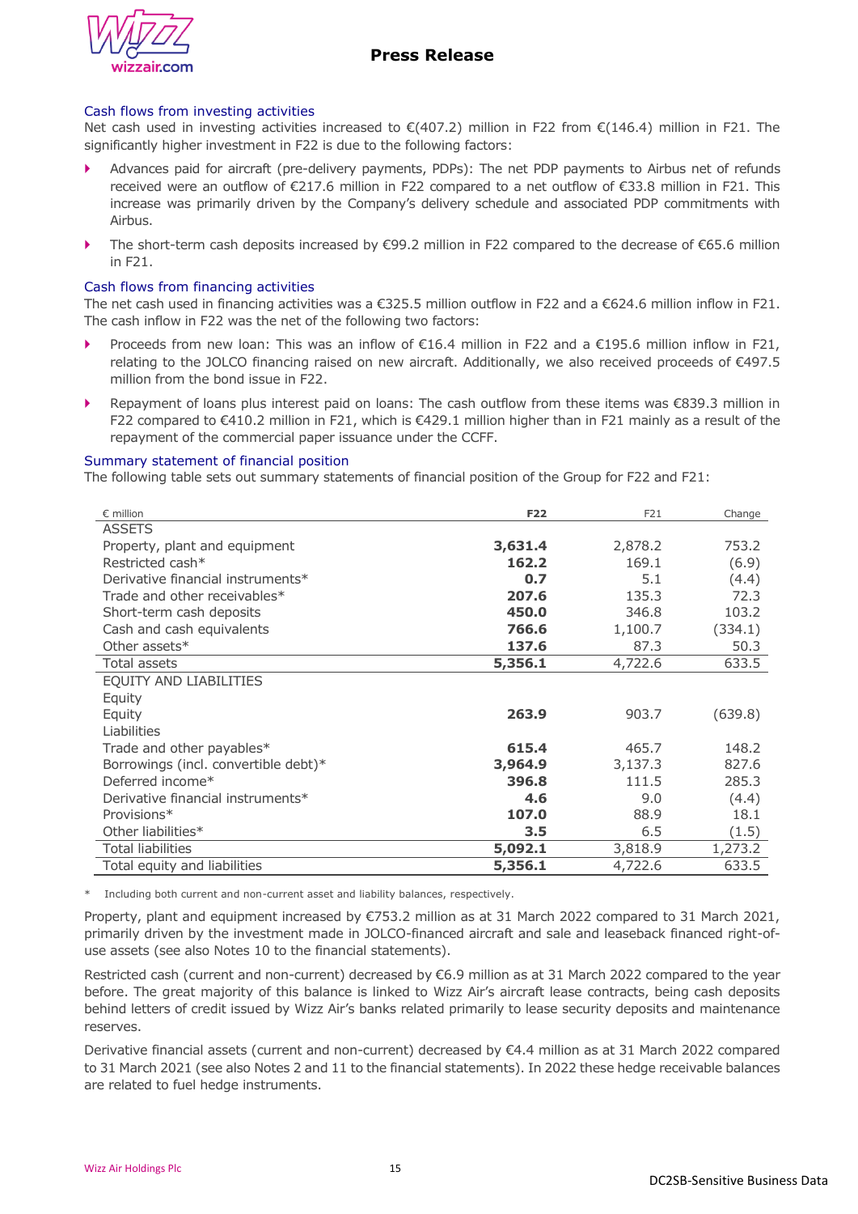### Cash flows from investing activities

Net cash used in investing activities increased to €(407.2) million in F22 from €(146.4) million in F21. The significantly higher investment in F22 is due to the following factors:

- Advances paid for aircraft (pre-delivery payments, PDPs): The net PDP payments to Airbus net of refunds received were an outflow of €217.6 million in F22 compared to a net outflow of €33.8 million in F21. This increase was primarily driven by the Company's delivery schedule and associated PDP commitments with Airbus.
- The short-term cash deposits increased by €99.2 million in F22 compared to the decrease of €65.6 million in F21.

### Cash flows from financing activities

The net cash used in financing activities was a €325.5 million outflow in F22 and a €624.6 million inflow in F21. The cash inflow in F22 was the net of the following two factors:

- Proceeds from new loan: This was an inflow of €16.4 million in F22 and a €195.6 million inflow in F21, relating to the JOLCO financing raised on new aircraft. Additionally, we also received proceeds of €497.5 million from the bond issue in F22.
- Repayment of loans plus interest paid on loans: The cash outflow from these items was €839.3 million in F22 compared to €410.2 million in F21, which is €429.1 million higher than in F21 mainly as a result of the repayment of the commercial paper issuance under the CCFF.

### Summary statement of financial position

The following table sets out summary statements of financial position of the Group for F22 and F21:

| € million | F22 | F21 | Change |
|---|---|---|---|
| ASSETS | | | |
| Property, plant and equipment | **3,631.4** | 2,878.2 | 753.2 |
| Restricted cash* | **162.2** | 169.1 | (6.9) |
| Derivative financial instruments* | **0.7** | 5.1 | (4.4) |
| Trade and other receivables* | **207.6** | 135.3 | 72.3 |
| Short-term cash deposits | **450.0** | 346.8 | 103.2 |
| Cash and cash equivalents | **766.6** | 1,100.7 | (334.1) |
| Other assets* | **137.6** | 87.3 | 50.3 |
| Total assets | **5,356.1** | 4,722.6 | 633.5 |
| EQUITY AND LIABILITIES | | | |
| Equity | | | |
| Equity | **263.9** | 903.7 | (639.8) |
| Liabilities | | | |
| Trade and other payables* | **615.4** | 465.7 | 148.2 |
| Borrowings (incl. convertible debt)* | **3,964.9** | 3,137.3 | 827.6 |
| Deferred income* | **396.8** | 111.5 | 285.3 |
| Derivative financial instruments* | **4.6** | 9.0 | (4.4) |
| Provisions* | **107.0** | 88.9 | 18.1 |
| Other liabilities* | **3.5** | 6.5 | (1.5) |
| Total liabilities | **5,092.1** | 3,818.9 | 1,273.2 |
| Total equity and liabilities | **5,356.1** | 4,722.6 | 633.5 |

\* Including both current and non-current asset and liability balances, respectively.

Property, plant and equipment increased by €753.2 million as at 31 March 2022 compared to 31 March 2021, primarily driven by the investment made in JOLCO-financed aircraft and sale and leaseback financed right-of-use assets (see also Notes 10 to the financial statements).

Restricted cash (current and non-current) decreased by €6.9 million as at 31 March 2022 compared to the year before. The great majority of this balance is linked to Wizz Air's aircraft lease contracts, being cash deposits behind letters of credit issued by Wizz Air's banks related primarily to lease security deposits and maintenance reserves.

Derivative financial assets (current and non-current) decreased by €4.4 million as at 31 March 2022 compared to 31 March 2021 (see also Notes 2 and 11 to the financial statements). In 2022 these hedge receivable balances are related to fuel hedge instruments.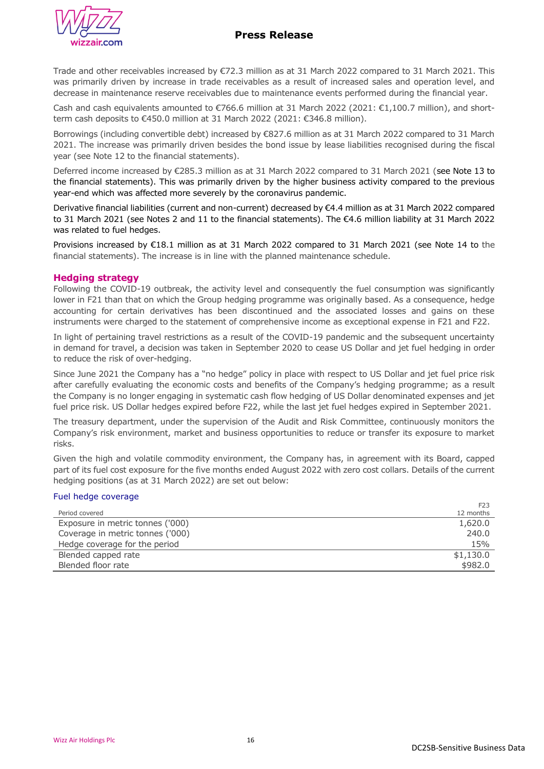Trade and other receivables increased by €72.3 million as at 31 March 2022 compared to 31 March 2021. This was primarily driven by increase in trade receivables as a result of increased sales and operation level, and decrease in maintenance reserve receivables due to maintenance events performed during the financial year.

Cash and cash equivalents amounted to €766.6 million at 31 March 2022 (2021: €1,100.7 million), and short-term cash deposits to €450.0 million at 31 March 2022 (2021: €346.8 million).

Borrowings (including convertible debt) increased by €827.6 million as at 31 March 2022 compared to 31 March 2021. The increase was primarily driven besides the bond issue by lease liabilities recognised during the fiscal year (see Note 12 to the financial statements).

Deferred income increased by €285.3 million as at 31 March 2022 compared to 31 March 2021 (see Note 13 to the financial statements). This was primarily driven by the higher business activity compared to the previous year-end which was affected more severely by the coronavirus pandemic.

Derivative financial liabilities (current and non-current) decreased by €4.4 million as at 31 March 2022 compared to 31 March 2021 (see Notes 2 and 11 to the financial statements). The €4.6 million liability at 31 March 2022 was related to fuel hedges.

Provisions increased by €18.1 million as at 31 March 2022 compared to 31 March 2021 (see Note 14 to the financial statements). The increase is in line with the planned maintenance schedule.

## Hedging strategy

Following the COVID-19 outbreak, the activity level and consequently the fuel consumption was significantly lower in F21 than that on which the Group hedging programme was originally based. As a consequence, hedge accounting for certain derivatives has been discontinued and the associated losses and gains on these instruments were charged to the statement of comprehensive income as exceptional expense in F21 and F22.

In light of pertaining travel restrictions as a result of the COVID-19 pandemic and the subsequent uncertainty in demand for travel, a decision was taken in September 2020 to cease US Dollar and jet fuel hedging in order to reduce the risk of over-hedging.

Since June 2021 the Company has a "no hedge" policy in place with respect to US Dollar and jet fuel price risk after carefully evaluating the economic costs and benefits of the Company's hedging programme; as a result the Company is no longer engaging in systematic cash flow hedging of US Dollar denominated expenses and jet fuel price risk. US Dollar hedges expired before F22, while the last jet fuel hedges expired in September 2021.

The treasury department, under the supervision of the Audit and Risk Committee, continuously monitors the Company's risk environment, market and business opportunities to reduce or transfer its exposure to market risks.

Given the high and volatile commodity environment, the Company has, in agreement with its Board, capped part of its fuel cost exposure for the five months ended August 2022 with zero cost collars. Details of the current hedging positions (as at 31 March 2022) are set out below:

### Fuel hedge coverage

| Period covered | F23<br>12 months |
|---|---|
| Exposure in metric tonnes ('000) | 1,620.0 |
| Coverage in metric tonnes ('000) | 240.0 |
| Hedge coverage for the period | 15% |
| Blended capped rate | $1,130.0 |
| Blended floor rate | $982.0 |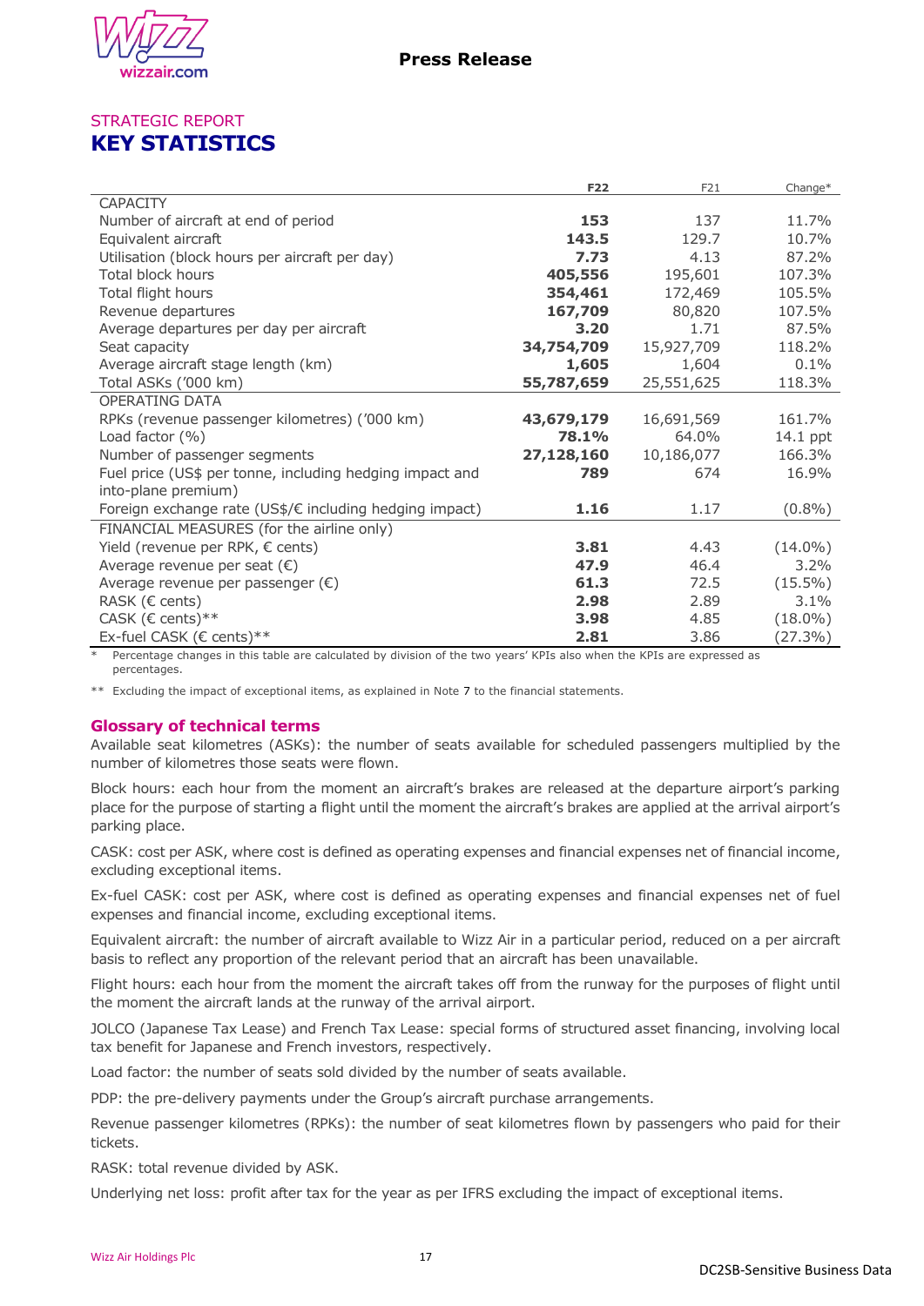STRATEGIC REPORT

# KEY STATISTICS

| | F22 | F21 | Change* |
|---|---|---|---|
| CAPACITY | | | |
| Number of aircraft at end of period | **153** | 137 | 11.7% |
| Equivalent aircraft | **143.5** | 129.7 | 10.7% |
| Utilisation (block hours per aircraft per day) | **7.73** | 4.13 | 87.2% |
| Total block hours | **405,556** | 195,601 | 107.3% |
| Total flight hours | **354,461** | 172,469 | 105.5% |
| Revenue departures | **167,709** | 80,820 | 107.5% |
| Average departures per day per aircraft | **3.20** | 1.71 | 87.5% |
| Seat capacity | **34,754,709** | 15,927,709 | 118.2% |
| Average aircraft stage length (km) | **1,605** | 1,604 | 0.1% |
| Total ASKs ('000 km) | **55,787,659** | 25,551,625 | 118.3% |
| OPERATING DATA | | | |
| RPKs (revenue passenger kilometres) ('000 km) | **43,679,179** | 16,691,569 | 161.7% |
| Load factor (%) | **78.1%** | 64.0% | 14.1 ppt |
| Number of passenger segments | **27,128,160** | 10,186,077 | 166.3% |
| Fuel price (US$ per tonne, including hedging impact and into-plane premium) | **789** | 674 | 16.9% |
| Foreign exchange rate (US$/€ including hedging impact) | **1.16** | 1.17 | (0.8%) |
| FINANCIAL MEASURES (for the airline only) | | | |
| Yield (revenue per RPK, € cents) | **3.81** | 4.43 | (14.0%) |
| Average revenue per seat (€) | **47.9** | 46.4 | 3.2% |
| Average revenue per passenger (€) | **61.3** | 72.5 | (15.5%) |
| RASK (€ cents) | **2.98** | 2.89 | 3.1% |
| CASK (€ cents)** | **3.98** | 4.85 | (18.0%) |
| Ex-fuel CASK (€ cents)** | **2.81** | 3.86 | (27.3%) |

\* Percentage changes in this table are calculated by division of the two years' KPIs also when the KPIs are expressed as percentages.

** Excluding the impact of exceptional items, as explained in Note 7 to the financial statements.

## Glossary of technical terms

Available seat kilometres (ASKs): the number of seats available for scheduled passengers multiplied by the number of kilometres those seats were flown.

Block hours: each hour from the moment an aircraft's brakes are released at the departure airport's parking place for the purpose of starting a flight until the moment the aircraft's brakes are applied at the arrival airport's parking place.

CASK: cost per ASK, where cost is defined as operating expenses and financial expenses net of financial income, excluding exceptional items.

Ex-fuel CASK: cost per ASK, where cost is defined as operating expenses and financial expenses net of fuel expenses and financial income, excluding exceptional items.

Equivalent aircraft: the number of aircraft available to Wizz Air in a particular period, reduced on a per aircraft basis to reflect any proportion of the relevant period that an aircraft has been unavailable.

Flight hours: each hour from the moment the aircraft takes off from the runway for the purposes of flight until the moment the aircraft lands at the runway of the arrival airport.

JOLCO (Japanese Tax Lease) and French Tax Lease: special forms of structured asset financing, involving local tax benefit for Japanese and French investors, respectively.

Load factor: the number of seats sold divided by the number of seats available.

PDP: the pre-delivery payments under the Group's aircraft purchase arrangements.

Revenue passenger kilometres (RPKs): the number of seat kilometres flown by passengers who paid for their tickets.

RASK: total revenue divided by ASK.

Underlying net loss: profit after tax for the year as per IFRS excluding the impact of exceptional items.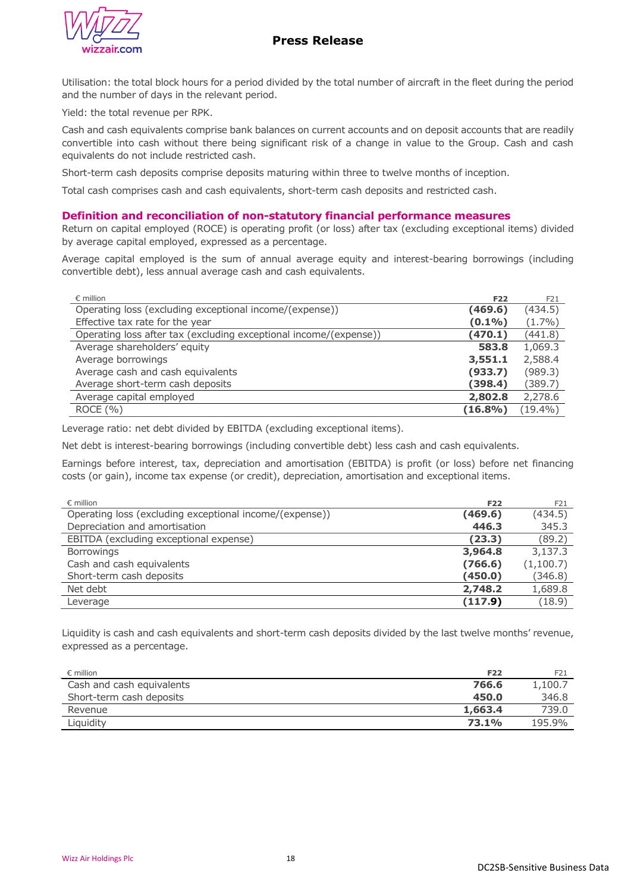Utilisation: the total block hours for a period divided by the total number of aircraft in the fleet during the period and the number of days in the relevant period.

Yield: the total revenue per RPK.

Cash and cash equivalents comprise bank balances on current accounts and on deposit accounts that are readily convertible into cash without there being significant risk of a change in value to the Group. Cash and cash equivalents do not include restricted cash.

Short-term cash deposits comprise deposits maturing within three to twelve months of inception.

Total cash comprises cash and cash equivalents, short-term cash deposits and restricted cash.

## Definition and reconciliation of non-statutory financial performance measures

Return on capital employed (ROCE) is operating profit (or loss) after tax (excluding exceptional items) divided by average capital employed, expressed as a percentage.

Average capital employed is the sum of annual average equity and interest-bearing borrowings (including convertible debt), less annual average cash and cash equivalents.

| € million | **F22** | F21 |
|---|---|---|
| Operating loss (excluding exceptional income/(expense)) | **(469.6)** | (434.5) |
| Effective tax rate for the year | **(0.1%)** | (1.7%) |
| Operating loss after tax (excluding exceptional income/(expense)) | **(470.1)** | (441.8) |
| Average shareholders' equity | **583.8** | 1,069.3 |
| Average borrowings | **3,551.1** | 2,588.4 |
| Average cash and cash equivalents | **(933.7)** | (989.3) |
| Average short-term cash deposits | **(398.4)** | (389.7) |
| Average capital employed | **2,802.8** | 2,278.6 |
| ROCE (%) | **(16.8%)** | (19.4%) |

Leverage ratio: net debt divided by EBITDA (excluding exceptional items).

Net debt is interest-bearing borrowings (including convertible debt) less cash and cash equivalents.

Earnings before interest, tax, depreciation and amortisation (EBITDA) is profit (or loss) before net financing costs (or gain), income tax expense (or credit), depreciation, amortisation and exceptional items.

| € million | **F22** | F21 |
|---|---|---|
| Operating loss (excluding exceptional income/(expense)) | **(469.6)** | (434.5) |
| Depreciation and amortisation | **446.3** | 345.3 |
| EBITDA (excluding exceptional expense) | **(23.3)** | (89.2) |
| Borrowings | **3,964.8** | 3,137.3 |
| Cash and cash equivalents | **(766.6)** | (1,100.7) |
| Short-term cash deposits | **(450.0)** | (346.8) |
| Net debt | **2,748.2** | 1,689.8 |
| Leverage | **(117.9)** | (18.9) |

Liquidity is cash and cash equivalents and short-term cash deposits divided by the last twelve months' revenue, expressed as a percentage.

| € million | **F22** | F21 |
|---|---|---|
| Cash and cash equivalents | **766.6** | 1,100.7 |
| Short-term cash deposits | **450.0** | 346.8 |
| Revenue | **1,663.4** | 739.0 |
| Liquidity | **73.1%** | 195.9% |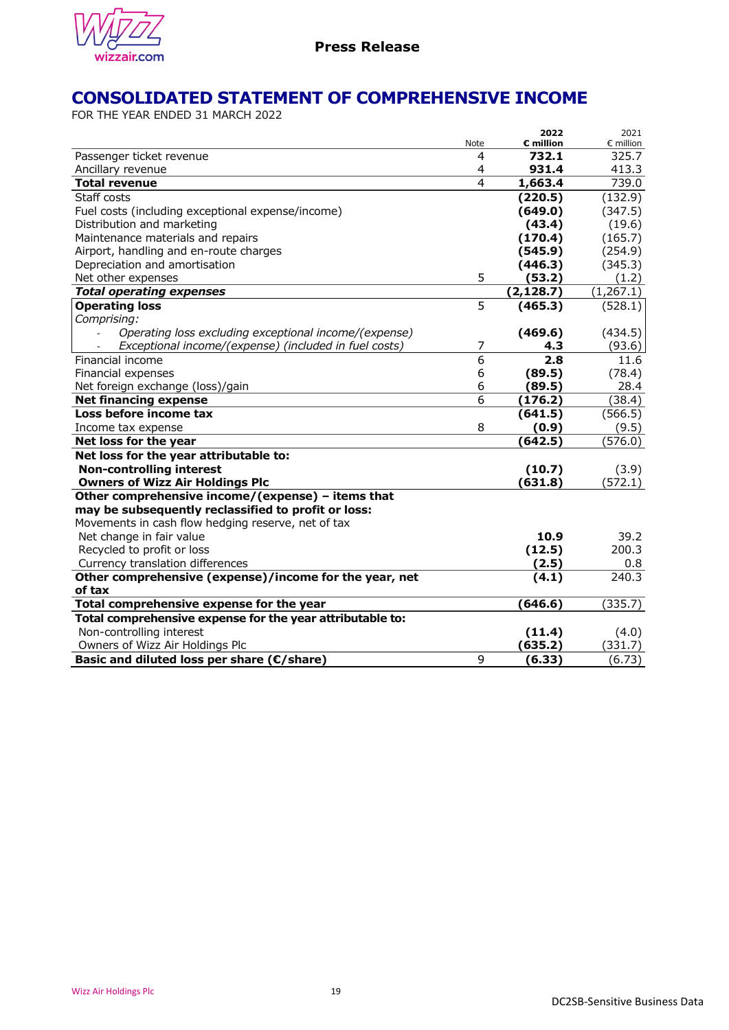# CONSOLIDATED STATEMENT OF COMPREHENSIVE INCOME

FOR THE YEAR ENDED 31 MARCH 2022

| | Note | **2022 € million** | 2021 € million |
|---|---|---|---|
| Passenger ticket revenue | 4 | **732.1** | 325.7 |
| Ancillary revenue | 4 | **931.4** | 413.3 |
| **Total revenue** | 4 | **1,663.4** | 739.0 |
| Staff costs | | **(220.5)** | (132.9) |
| Fuel costs (including exceptional expense/income) | | **(649.0)** | (347.5) |
| Distribution and marketing | | **(43.4)** | (19.6) |
| Maintenance materials and repairs | | **(170.4)** | (165.7) |
| Airport, handling and en-route charges | | **(545.9)** | (254.9) |
| Depreciation and amortisation | | **(446.3)** | (345.3) |
| Net other expenses | 5 | **(53.2)** | (1.2) |
| ***Total operating expenses*** | | **(2,128.7)** | (1,267.1) |
| **Operating loss** | 5 | **(465.3)** | (528.1) |
| *Comprising:* | | | |
| - *Operating loss excluding exceptional income/(expense)* | | **(469.6)** | (434.5) |
| - *Exceptional income/(expense) (included in fuel costs)* | 7 | **4.3** | (93.6) |
| Financial income | 6 | **2.8** | 11.6 |
| Financial expenses | 6 | **(89.5)** | (78.4) |
| Net foreign exchange (loss)/gain | 6 | **(89.5)** | 28.4 |
| **Net financing expense** | 6 | **(176.2)** | (38.4) |
| **Loss before income tax** | | **(641.5)** | (566.5) |
| Income tax expense | 8 | **(0.9)** | (9.5) |
| **Net loss for the year** | | **(642.5)** | (576.0) |
| **Net loss for the year attributable to:** | | | |
| **Non-controlling interest** | | **(10.7)** | (3.9) |
| **Owners of Wizz Air Holdings Plc** | | **(631.8)** | (572.1) |
| **Other comprehensive income/(expense) – items that may be subsequently reclassified to profit or loss:** | | | |
| Movements in cash flow hedging reserve, net of tax | | | |
| Net change in fair value | | **10.9** | 39.2 |
| Recycled to profit or loss | | **(12.5)** | 200.3 |
| Currency translation differences | | **(2.5)** | 0.8 |
| **Other comprehensive (expense)/income for the year, net of tax** | | **(4.1)** | 240.3 |
| **Total comprehensive expense for the year** | | **(646.6)** | (335.7) |
| **Total comprehensive expense for the year attributable to:** | | | |
| Non-controlling interest | | **(11.4)** | (4.0) |
| Owners of Wizz Air Holdings Plc | | **(635.2)** | (331.7) |
| **Basic and diluted loss per share (€/share)** | 9 | **(6.33)** | (6.73) |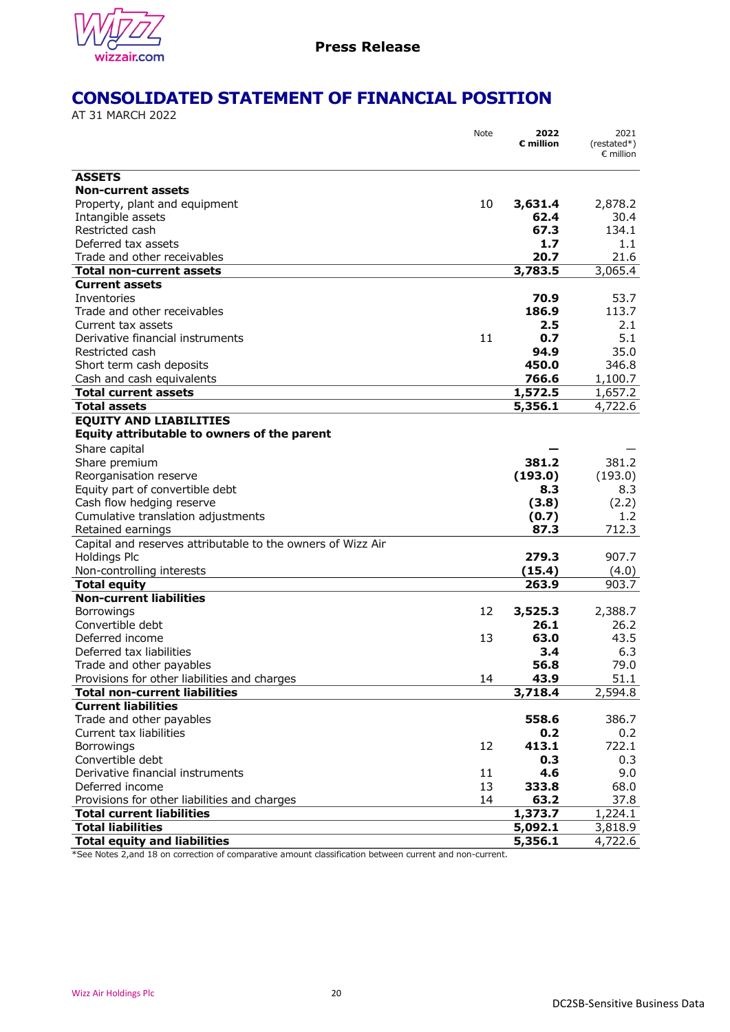# CONSOLIDATED STATEMENT OF FINANCIAL POSITION

AT 31 MARCH 2022

| | Note | **2022 € million** | 2021 (restated*) € million |
|---|---|---|---|
| **ASSETS** | | | |
| **Non-current assets** | | | |
| Property, plant and equipment | 10 | **3,631.4** | 2,878.2 |
| Intangible assets | | **62.4** | 30.4 |
| Restricted cash | | **67.3** | 134.1 |
| Deferred tax assets | | **1.7** | 1.1 |
| Trade and other receivables | | **20.7** | 21.6 |
| **Total non-current assets** | | **3,783.5** | 3,065.4 |
| **Current assets** | | | |
| Inventories | | **70.9** | 53.7 |
| Trade and other receivables | | **186.9** | 113.7 |
| Current tax assets | | **2.5** | 2.1 |
| Derivative financial instruments | 11 | **0.7** | 5.1 |
| Restricted cash | | **94.9** | 35.0 |
| Short term cash deposits | | **450.0** | 346.8 |
| Cash and cash equivalents | | **766.6** | 1,100.7 |
| **Total current assets** | | **1,572.5** | 1,657.2 |
| **Total assets** | | **5,356.1** | 4,722.6 |
| **EQUITY AND LIABILITIES** | | | |
| **Equity attributable to owners of the parent** | | | |
| Share capital | | **—** | — |
| Share premium | | **381.2** | 381.2 |
| Reorganisation reserve | | **(193.0)** | (193.0) |
| Equity part of convertible debt | | **8.3** | 8.3 |
| Cash flow hedging reserve | | **(3.8)** | (2.2) |
| Cumulative translation adjustments | | **(0.7)** | 1.2 |
| Retained earnings | | **87.3** | 712.3 |
| Capital and reserves attributable to the owners of Wizz Air Holdings Plc | | **279.3** | 907.7 |
| Non-controlling interests | | **(15.4)** | (4.0) |
| **Total equity** | | **263.9** | 903.7 |
| **Non-current liabilities** | | | |
| Borrowings | 12 | **3,525.3** | 2,388.7 |
| Convertible debt | | **26.1** | 26.2 |
| Deferred income | 13 | **63.0** | 43.5 |
| Deferred tax liabilities | | **3.4** | 6.3 |
| Trade and other payables | | **56.8** | 79.0 |
| Provisions for other liabilities and charges | 14 | **43.9** | 51.1 |
| **Total non-current liabilities** | | **3,718.4** | 2,594.8 |
| **Current liabilities** | | | |
| Trade and other payables | | **558.6** | 386.7 |
| Current tax liabilities | | **0.2** | 0.2 |
| Borrowings | 12 | **413.1** | 722.1 |
| Convertible debt | | **0.3** | 0.3 |
| Derivative financial instruments | 11 | **4.6** | 9.0 |
| Deferred income | 13 | **333.8** | 68.0 |
| Provisions for other liabilities and charges | 14 | **63.2** | 37.8 |
| **Total current liabilities** | | **1,373.7** | 1,224.1 |
| **Total liabilities** | | **5,092.1** | 3,818.9 |
| **Total equity and liabilities** | | **5,356.1** | 4,722.6 |

*See Notes 2,and 18 on correction of comparative amount classification between current and non-current.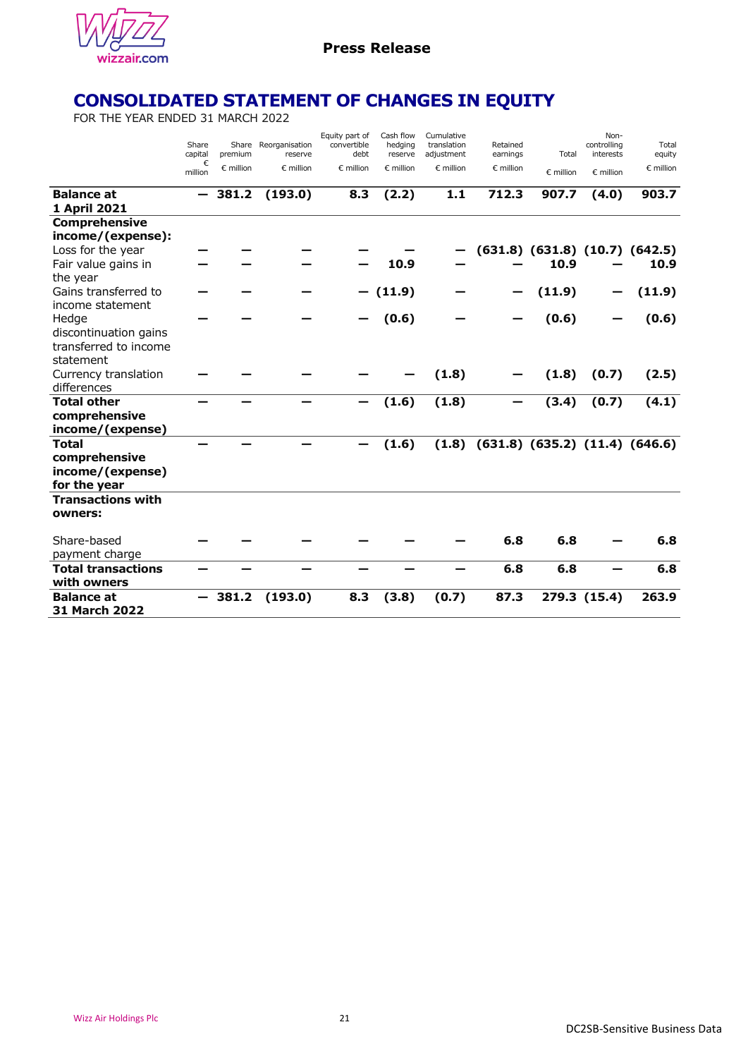# CONSOLIDATED STATEMENT OF CHANGES IN EQUITY

FOR THE YEAR ENDED 31 MARCH 2022

| | Share capital € million | Share premium € million | Reorganisation reserve € million | Equity part of convertible debt € million | Cash flow hedging reserve € million | Cumulative translation adjustment € million | Retained earnings € million | Total € million | Non-controlling interests € million | Total equity € million |
|---|---|---|---|---|---|---|---|---|---|---|
| **Balance at 1 April 2021** | **—** | **381.2** | **(193.0)** | **8.3** | **(2.2)** | **1.1** | **712.3** | **907.7** | **(4.0)** | **903.7** |
| **Comprehensive income/(expense):** | | | | | | | | | | |
| Loss for the year | — | — | — | — | — | — | (631.8) | (631.8) | (10.7) | (642.5) |
| Fair value gains in the year | — | — | — | — | 10.9 | — | — | 10.9 | — | 10.9 |
| Gains transferred to income statement | — | — | — | — | (11.9) | — | — | (11.9) | — | (11.9) |
| Hedge discontinuation gains transferred to income statement | — | — | — | — | (0.6) | — | — | (0.6) | — | (0.6) |
| Currency translation differences | — | — | — | — | — | (1.8) | — | (1.8) | (0.7) | (2.5) |
| **Total other comprehensive income/(expense)** | **—** | **—** | **—** | **—** | **(1.6)** | **(1.8)** | **—** | **(3.4)** | **(0.7)** | **(4.1)** |
| **Total comprehensive income/(expense) for the year** | **—** | **—** | **—** | **—** | **(1.6)** | **(1.8)** | **(631.8)** | **(635.2)** | **(11.4)** | **(646.6)** |
| **Transactions with owners:** | | | | | | | | | | |
| Share-based payment charge | — | — | — | — | — | — | 6.8 | 6.8 | — | 6.8 |
| **Total transactions with owners** | **—** | **—** | **—** | **—** | **—** | **—** | **6.8** | **6.8** | **—** | **6.8** |
| **Balance at 31 March 2022** | **—** | **381.2** | **(193.0)** | **8.3** | **(3.8)** | **(0.7)** | **87.3** | **279.3** | **(15.4)** | **263.9** |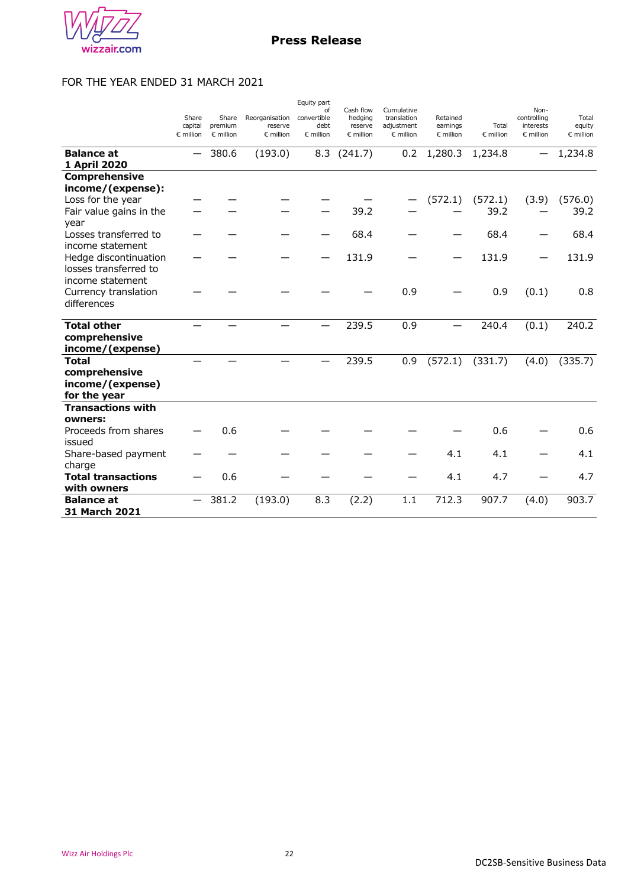FOR THE YEAR ENDED 31 MARCH 2021

| | Share capital € million | Share premium € million | Reorganisation reserve € million | Equity part of convertible debt € million | Cash flow hedging reserve € million | Cumulative translation adjustment € million | Retained earnings € million | Total € million | Non-controlling interests € million | Total equity € million |
|---|---|---|---|---|---|---|---|---|---|---|
| **Balance at 1 April 2020** | — | 380.6 | (193.0) | 8.3 | (241.7) | 0.2 | 1,280.3 | 1,234.8 | — | 1,234.8 |
| **Comprehensive income/(expense):** | | | | | | | | | | |
| Loss for the year | — | — | — | — | — | — | (572.1) | (572.1) | (3.9) | (576.0) |
| Fair value gains in the year | — | — | — | — | 39.2 | — | — | 39.2 | — | 39.2 |
| Losses transferred to income statement | — | — | — | — | 68.4 | — | — | 68.4 | — | 68.4 |
| Hedge discontinuation losses transferred to income statement | — | — | — | — | 131.9 | — | — | 131.9 | — | 131.9 |
| Currency translation differences | — | — | — | — | — | 0.9 | — | 0.9 | (0.1) | 0.8 |
| **Total other comprehensive income/(expense)** | — | — | — | — | 239.5 | 0.9 | — | 240.4 | (0.1) | 240.2 |
| **Total comprehensive income/(expense) for the year** | — | — | — | — | 239.5 | 0.9 | (572.1) | (331.7) | (4.0) | (335.7) |
| **Transactions with owners:** | | | | | | | | | | |
| Proceeds from shares issued | — | 0.6 | — | — | — | — | — | 0.6 | — | 0.6 |
| Share-based payment charge | — | — | — | — | — | — | 4.1 | 4.1 | — | 4.1 |
| **Total transactions with owners** | — | 0.6 | — | — | — | — | 4.1 | 4.7 | — | 4.7 |
| **Balance at 31 March 2021** | — | 381.2 | (193.0) | 8.3 | (2.2) | 1.1 | 712.3 | 907.7 | (4.0) | 903.7 |

DC2SB-Sensitive Business Data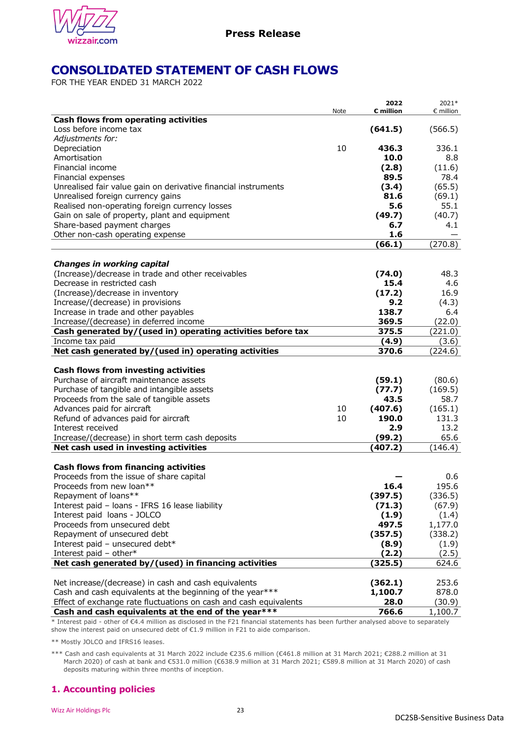Press Release

# CONSOLIDATED STATEMENT OF CASH FLOWS

FOR THE YEAR ENDED 31 MARCH 2022

| | Note | **2022 € million** | 2021* € million |
|---|---|---|---|
| **Cash flows from operating activities** | | | |
| Loss before income tax | | **(641.5)** | (566.5) |
| *Adjustments for:* | | | |
| Depreciation | 10 | **436.3** | 336.1 |
| Amortisation | | **10.0** | 8.8 |
| Financial income | | **(2.8)** | (11.6) |
| Financial expenses | | **89.5** | 78.4 |
| Unrealised fair value gain on derivative financial instruments | | **(3.4)** | (65.5) |
| Unrealised foreign currency gains | | **81.6** | (69.1) |
| Realised non-operating foreign currency losses | | **5.6** | 55.1 |
| Gain on sale of property, plant and equipment | | **(49.7)** | (40.7) |
| Share-based payment charges | | **6.7** | 4.1 |
| Other non-cash operating expense | | **1.6** | — |
| | | **(66.1)** | (270.8) |
| ***Changes in working capital*** | | | |
| (Increase)/decrease in trade and other receivables | | **(74.0)** | 48.3 |
| Decrease in restricted cash | | **15.4** | 4.6 |
| (Increase)/decrease in inventory | | **(17.2)** | 16.9 |
| Increase/(decrease) in provisions | | **9.2** | (4.3) |
| Increase in trade and other payables | | **138.7** | 6.4 |
| Increase/(decrease) in deferred income | | **369.5** | (22.0) |
| **Cash generated by/(used in) operating activities before tax** | | **375.5** | (221.0) |
| Income tax paid | | **(4.9)** | (3.6) |
| **Net cash generated by/(used in) operating activities** | | **370.6** | (224.6) |
| **Cash flows from investing activities** | | | |
| Purchase of aircraft maintenance assets | | **(59.1)** | (80.6) |
| Purchase of tangible and intangible assets | | **(77.7)** | (169.5) |
| Proceeds from the sale of tangible assets | | **43.5** | 58.7 |
| Advances paid for aircraft | 10 | **(407.6)** | (165.1) |
| Refund of advances paid for aircraft | 10 | **190.0** | 131.3 |
| Interest received | | **2.9** | 13.2 |
| Increase/(decrease) in short term cash deposits | | **(99.2)** | 65.6 |
| **Net cash used in investing activities** | | **(407.2)** | (146.4) |
| **Cash flows from financing activities** | | | |
| Proceeds from the issue of share capital | | **—** | 0.6 |
| Proceeds from new loan** | | **16.4** | 195.6 |
| Repayment of loans** | | **(397.5)** | (336.5) |
| Interest paid – loans - IFRS 16 lease liability | | **(71.3)** | (67.9) |
| Interest paid loans - JOLCO | | **(1.9)** | (1.4) |
| Proceeds from unsecured debt | | **497.5** | 1,177.0 |
| Repayment of unsecured debt | | **(357.5)** | (338.2) |
| Interest paid – unsecured debt* | | **(8.9)** | (1.9) |
| Interest paid – other* | | **(2.2)** | (2.5) |
| **Net cash generated by/(used) in financing activities** | | **(325.5)** | 624.6 |
| Net increase/(decrease) in cash and cash equivalents | | **(362.1)** | 253.6 |
| Cash and cash equivalents at the beginning of the year*** | | **1,100.7** | 878.0 |
| Effect of exchange rate fluctuations on cash and cash equivalents | | **28.0** | (30.9) |
| **Cash and cash equivalents at the end of the year*** ** | | **766.6** | 1,100.7 |

\* Interest paid - other of €4.4 million as disclosed in the F21 financial statements has been further analysed above to separately show the interest paid on unsecured debt of €1.9 million in F21 to aide comparison.

** Mostly JOLCO and IFRS16 leases.

*** Cash and cash equivalents at 31 March 2022 include €235.6 million (€461.8 million at 31 March 2021; €288.2 million at 31 March 2020) of cash at bank and €531.0 million (€638.9 million at 31 March 2021; €589.8 million at 31 March 2020) of cash deposits maturing within three months of inception.

## 1. Accounting policies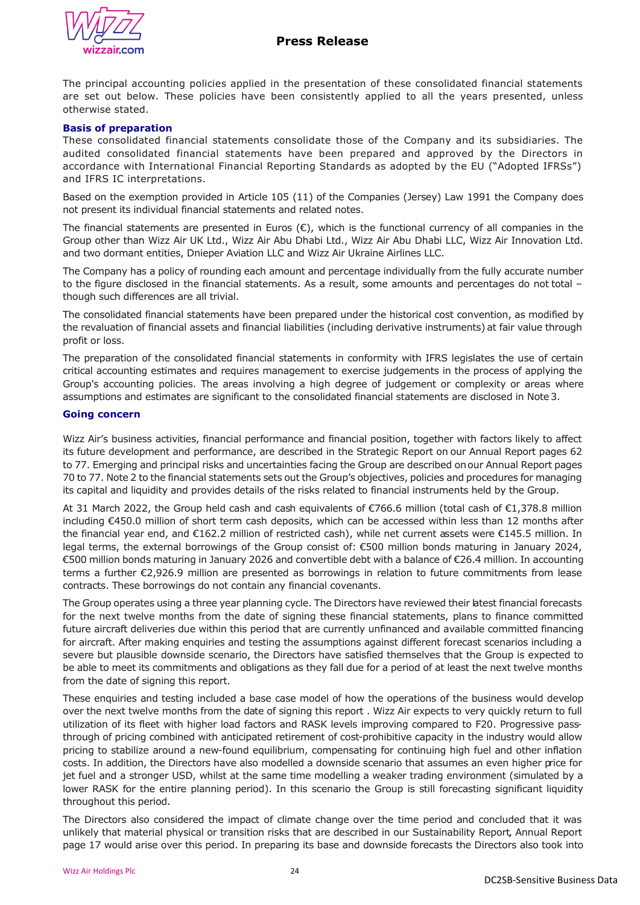The principal accounting policies applied in the presentation of these consolidated financial statements are set out below. These policies have been consistently applied to all the years presented, unless otherwise stated.

**Basis of preparation**

These consolidated financial statements consolidate those of the Company and its subsidiaries. The audited consolidated financial statements have been prepared and approved by the Directors in accordance with International Financial Reporting Standards as adopted by the EU ("Adopted IFRSs") and IFRS IC interpretations.

Based on the exemption provided in Article 105 (11) of the Companies (Jersey) Law 1991 the Company does not present its individual financial statements and related notes.

The financial statements are presented in Euros (€), which is the functional currency of all companies in the Group other than Wizz Air UK Ltd., Wizz Air Abu Dhabi Ltd., Wizz Air Abu Dhabi LLC, Wizz Air Innovation Ltd. and two dormant entities, Dnieper Aviation LLC and Wizz Air Ukraine Airlines LLC.

The Company has a policy of rounding each amount and percentage individually from the fully accurate number to the figure disclosed in the financial statements. As a result, some amounts and percentages do not total – though such differences are all trivial.

The consolidated financial statements have been prepared under the historical cost convention, as modified by the revaluation of financial assets and financial liabilities (including derivative instruments) at fair value through profit or loss.

The preparation of the consolidated financial statements in conformity with IFRS legislates the use of certain critical accounting estimates and requires management to exercise judgements in the process of applying the Group's accounting policies. The areas involving a high degree of judgement or complexity or areas where assumptions and estimates are significant to the consolidated financial statements are disclosed in Note 3.

**Going concern**

Wizz Air's business activities, financial performance and financial position, together with factors likely to affect its future development and performance, are described in the Strategic Report on our Annual Report pages 62 to 77. Emerging and principal risks and uncertainties facing the Group are described on our Annual Report pages 70 to 77. Note 2 to the financial statements sets out the Group's objectives, policies and procedures for managing its capital and liquidity and provides details of the risks related to financial instruments held by the Group.

At 31 March 2022, the Group held cash and cash equivalents of €766.6 million (total cash of €1,378.8 million including €450.0 million of short term cash deposits, which can be accessed within less than 12 months after the financial year end, and €162.2 million of restricted cash), while net current assets were €145.5 million. In legal terms, the external borrowings of the Group consist of: €500 million bonds maturing in January 2024, €500 million bonds maturing in January 2026 and convertible debt with a balance of €26.4 million. In accounting terms a further €2,926.9 million are presented as borrowings in relation to future commitments from lease contracts. These borrowings do not contain any financial covenants.

The Group operates using a three year planning cycle. The Directors have reviewed their latest financial forecasts for the next twelve months from the date of signing these financial statements, plans to finance committed future aircraft deliveries due within this period that are currently unfinanced and available committed financing for aircraft. After making enquiries and testing the assumptions against different forecast scenarios including a severe but plausible downside scenario, the Directors have satisfied themselves that the Group is expected to be able to meet its commitments and obligations as they fall due for a period of at least the next twelve months from the date of signing this report.

These enquiries and testing included a base case model of how the operations of the business would develop over the next twelve months from the date of signing this report . Wizz Air expects to very quickly return to full utilization of its fleet with higher load factors and RASK levels improving compared to F20. Progressive pass-through of pricing combined with anticipated retirement of cost-prohibitive capacity in the industry would allow pricing to stabilize around a new-found equilibrium, compensating for continuing high fuel and other inflation costs. In addition, the Directors have also modelled a downside scenario that assumes an even higher price for jet fuel and a stronger USD, whilst at the same time modelling a weaker trading environment (simulated by a lower RASK for the entire planning period). In this scenario the Group is still forecasting significant liquidity throughout this period.

The Directors also considered the impact of climate change over the time period and concluded that it was unlikely that material physical or transition risks that are described in our Sustainability Report, Annual Report page 17 would arise over this period. In preparing its base and downside forecasts the Directors also took into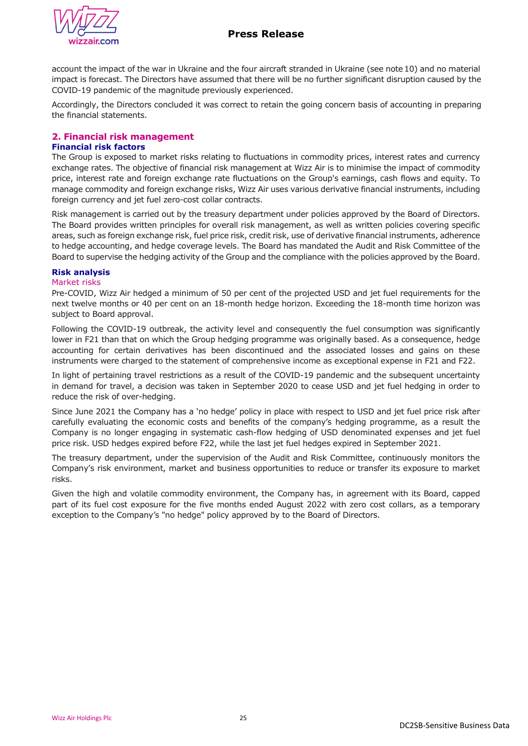account the impact of the war in Ukraine and the four aircraft stranded in Ukraine (see note 10) and no material impact is forecast. The Directors have assumed that there will be no further significant disruption caused by the COVID-19 pandemic of the magnitude previously experienced.

Accordingly, the Directors concluded it was correct to retain the going concern basis of accounting in preparing the financial statements.

## 2. Financial risk management

### Financial risk factors

The Group is exposed to market risks relating to fluctuations in commodity prices, interest rates and currency exchange rates. The objective of financial risk management at Wizz Air is to minimise the impact of commodity price, interest rate and foreign exchange rate fluctuations on the Group's earnings, cash flows and equity. To manage commodity and foreign exchange risks, Wizz Air uses various derivative financial instruments, including foreign currency and jet fuel zero-cost collar contracts.

Risk management is carried out by the treasury department under policies approved by the Board of Directors. The Board provides written principles for overall risk management, as well as written policies covering specific areas, such as foreign exchange risk, fuel price risk, credit risk, use of derivative financial instruments, adherence to hedge accounting, and hedge coverage levels. The Board has mandated the Audit and Risk Committee of the Board to supervise the hedging activity of the Group and the compliance with the policies approved by the Board.

### Risk analysis

#### Market risks

Pre-COVID, Wizz Air hedged a minimum of 50 per cent of the projected USD and jet fuel requirements for the next twelve months or 40 per cent on an 18-month hedge horizon. Exceeding the 18-month time horizon was subject to Board approval.

Following the COVID-19 outbreak, the activity level and consequently the fuel consumption was significantly lower in F21 than that on which the Group hedging programme was originally based. As a consequence, hedge accounting for certain derivatives has been discontinued and the associated losses and gains on these instruments were charged to the statement of comprehensive income as exceptional expense in F21 and F22.

In light of pertaining travel restrictions as a result of the COVID-19 pandemic and the subsequent uncertainty in demand for travel, a decision was taken in September 2020 to cease USD and jet fuel hedging in order to reduce the risk of over-hedging.

Since June 2021 the Company has a 'no hedge' policy in place with respect to USD and jet fuel price risk after carefully evaluating the economic costs and benefits of the company's hedging programme, as a result the Company is no longer engaging in systematic cash-flow hedging of USD denominated expenses and jet fuel price risk. USD hedges expired before F22, while the last jet fuel hedges expired in September 2021.

The treasury department, under the supervision of the Audit and Risk Committee, continuously monitors the Company's risk environment, market and business opportunities to reduce or transfer its exposure to market risks.

Given the high and volatile commodity environment, the Company has, in agreement with its Board, capped part of its fuel cost exposure for the five months ended August 2022 with zero cost collars, as a temporary exception to the Company's "no hedge" policy approved by to the Board of Directors.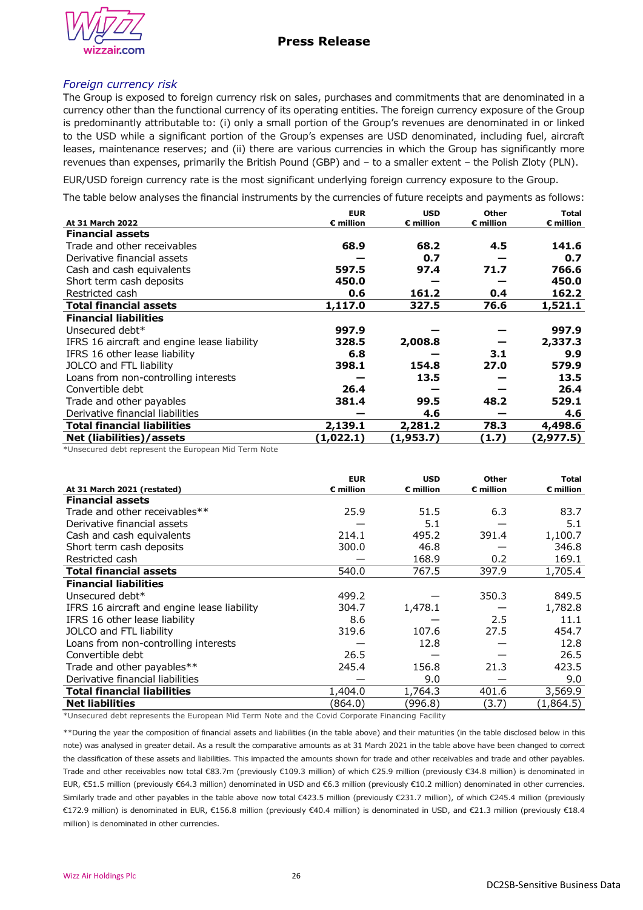### *Foreign currency risk*

The Group is exposed to foreign currency risk on sales, purchases and commitments that are denominated in a currency other than the functional currency of its operating entities. The foreign currency exposure of the Group is predominantly attributable to: (i) only a small portion of the Group's revenues are denominated in or linked to the USD while a significant portion of the Group's expenses are USD denominated, including fuel, aircraft leases, maintenance reserves; and (ii) there are various currencies in which the Group has significantly more revenues than expenses, primarily the British Pound (GBP) and – to a smaller extent – the Polish Zloty (PLN).

EUR/USD foreign currency rate is the most significant underlying foreign currency exposure to the Group.

The table below analyses the financial instruments by the currencies of future receipts and payments as follows:

| At 31 March 2022 | EUR € million | USD € million | Other € million | Total € million |
|---|---|---|---|---|
| **Financial assets** | | | | |
| Trade and other receivables | **68.9** | **68.2** | **4.5** | **141.6** |
| Derivative financial assets | **—** | **0.7** | **—** | **0.7** |
| Cash and cash equivalents | **597.5** | **97.4** | **71.7** | **766.6** |
| Short term cash deposits | **450.0** | **—** | **—** | **450.0** |
| Restricted cash | **0.6** | **161.2** | **0.4** | **162.2** |
| **Total financial assets** | **1,117.0** | **327.5** | **76.6** | **1,521.1** |
| **Financial liabilities** | | | | |
| Unsecured debt* | **997.9** | **—** | **—** | **997.9** |
| IFRS 16 aircraft and engine lease liability | **328.5** | **2,008.8** | **—** | **2,337.3** |
| IFRS 16 other lease liability | **6.8** | **—** | **3.1** | **9.9** |
| JOLCO and FTL liability | **398.1** | **154.8** | **27.0** | **579.9** |
| Loans from non-controlling interests | **—** | **13.5** | **—** | **13.5** |
| Convertible debt | **26.4** | **—** | **—** | **26.4** |
| Trade and other payables | **381.4** | **99.5** | **48.2** | **529.1** |
| Derivative financial liabilities | **—** | **4.6** | **—** | **4.6** |
| **Total financial liabilities** | **2,139.1** | **2,281.2** | **78.3** | **4,498.6** |
| **Net (liabilities)/assets** | **(1,022.1)** | **(1,953.7)** | **(1.7)** | **(2,977.5)** |

*Unsecured debt represent the European Mid Term Note

| At 31 March 2021 (restated) | EUR € million | USD € million | Other € million | Total € million |
|---|---|---|---|---|
| **Financial assets** | | | | |
| Trade and other receivables** | 25.9 | 51.5 | 6.3 | 83.7 |
| Derivative financial assets | — | 5.1 | — | 5.1 |
| Cash and cash equivalents | 214.1 | 495.2 | 391.4 | 1,100.7 |
| Short term cash deposits | 300.0 | 46.8 | — | 346.8 |
| Restricted cash | — | 168.9 | 0.2 | 169.1 |
| **Total financial assets** | 540.0 | 767.5 | 397.9 | 1,705.4 |
| **Financial liabilities** | | | | |
| Unsecured debt* | 499.2 | — | 350.3 | 849.5 |
| IFRS 16 aircraft and engine lease liability | 304.7 | 1,478.1 | — | 1,782.8 |
| IFRS 16 other lease liability | 8.6 | — | 2.5 | 11.1 |
| JOLCO and FTL liability | 319.6 | 107.6 | 27.5 | 454.7 |
| Loans from non-controlling interests | — | 12.8 | — | 12.8 |
| Convertible debt | 26.5 | — | — | 26.5 |
| Trade and other payables** | 245.4 | 156.8 | 21.3 | 423.5 |
| Derivative financial liabilities | — | 9.0 | — | 9.0 |
| **Total financial liabilities** | 1,404.0 | 1,764.3 | 401.6 | 3,569.9 |
| **Net liabilities** | (864.0) | (996.8) | (3.7) | (1,864.5) |

*Unsecured debt represents the European Mid Term Note and the Covid Corporate Financing Facility

**During the year the composition of financial assets and liabilities (in the table above) and their maturities (in the table disclosed below in this note) was analysed in greater detail. As a result the comparative amounts as at 31 March 2021 in the table above have been changed to correct the classification of these assets and liabilities. This impacted the amounts shown for trade and other receivables and trade and other payables. Trade and other receivables now total €83.7m (previously €109.3 million) of which €25.9 million (previously €34.8 million) is denominated in EUR, €51.5 million (previously €64.3 million) denominated in USD and €6.3 million (previously €10.2 million) denominated in other currencies. Similarly trade and other payables in the table above now total €423.5 million (previously €231.7 million), of which €245.4 million (previously €172.9 million) is denominated in EUR, €156.8 million (previously €40.4 million) is denominated in USD, and €21.3 million (previously €18.4 million) is denominated in other currencies.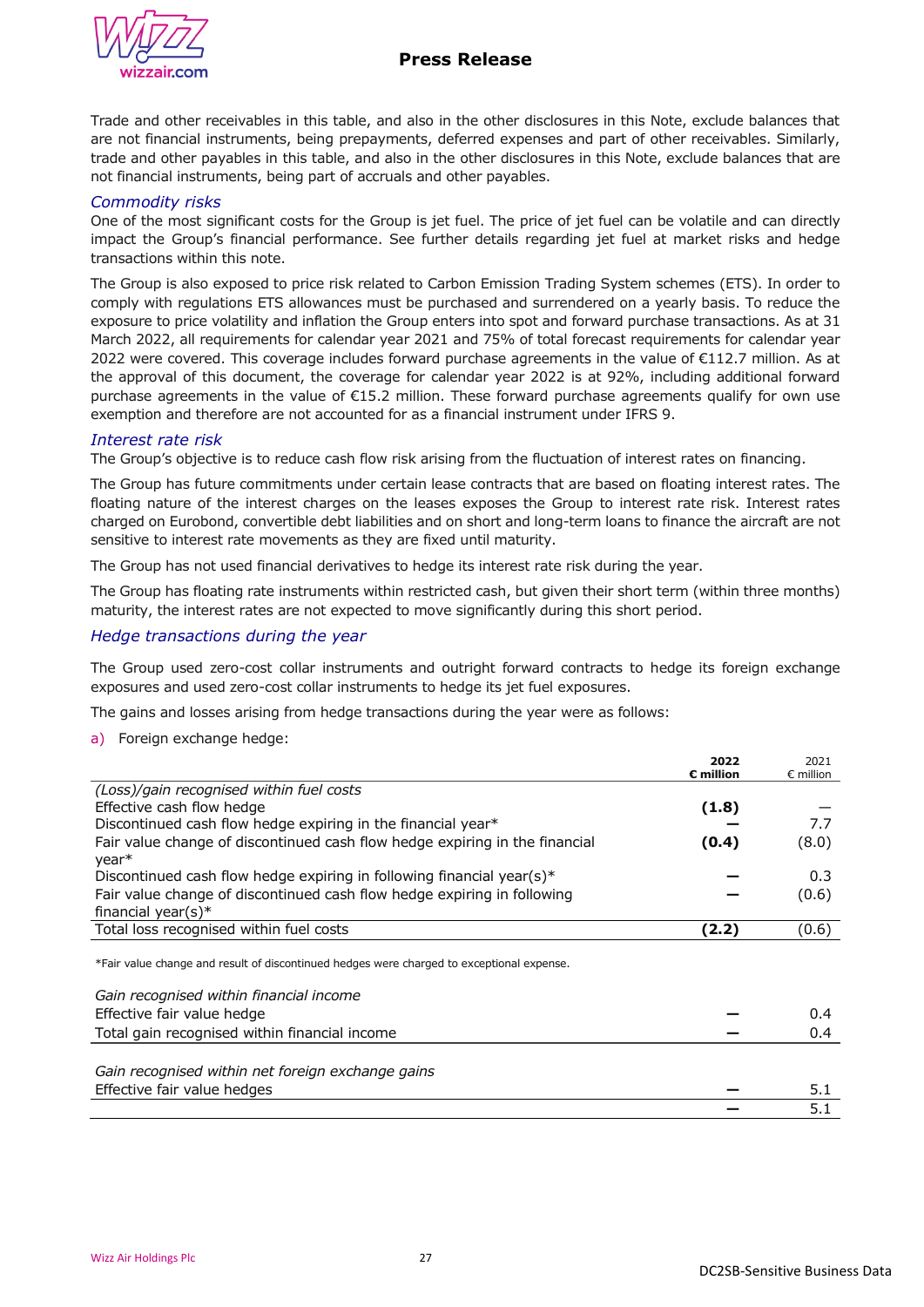Trade and other receivables in this table, and also in the other disclosures in this Note, exclude balances that are not financial instruments, being prepayments, deferred expenses and part of other receivables. Similarly, trade and other payables in this table, and also in the other disclosures in this Note, exclude balances that are not financial instruments, being part of accruals and other payables.

### *Commodity risks*

One of the most significant costs for the Group is jet fuel. The price of jet fuel can be volatile and can directly impact the Group's financial performance. See further details regarding jet fuel at market risks and hedge transactions within this note.

The Group is also exposed to price risk related to Carbon Emission Trading System schemes (ETS). In order to comply with regulations ETS allowances must be purchased and surrendered on a yearly basis. To reduce the exposure to price volatility and inflation the Group enters into spot and forward purchase transactions. As at 31 March 2022, all requirements for calendar year 2021 and 75% of total forecast requirements for calendar year 2022 were covered. This coverage includes forward purchase agreements in the value of €112.7 million. As at the approval of this document, the coverage for calendar year 2022 is at 92%, including additional forward purchase agreements in the value of €15.2 million. These forward purchase agreements qualify for own use exemption and therefore are not accounted for as a financial instrument under IFRS 9.

### *Interest rate risk*

The Group's objective is to reduce cash flow risk arising from the fluctuation of interest rates on financing.

The Group has future commitments under certain lease contracts that are based on floating interest rates. The floating nature of the interest charges on the leases exposes the Group to interest rate risk. Interest rates charged on Eurobond, convertible debt liabilities and on short and long-term loans to finance the aircraft are not sensitive to interest rate movements as they are fixed until maturity.

The Group has not used financial derivatives to hedge its interest rate risk during the year.

The Group has floating rate instruments within restricted cash, but given their short term (within three months) maturity, the interest rates are not expected to move significantly during this short period.

### *Hedge transactions during the year*

The Group used zero-cost collar instruments and outright forward contracts to hedge its foreign exchange exposures and used zero-cost collar instruments to hedge its jet fuel exposures.

The gains and losses arising from hedge transactions during the year were as follows:

a) Foreign exchange hedge:

| | **2022 € million** | 2021 € million |
|---|---|---|
| *(Loss)/gain recognised within fuel costs* | | |
| Effective cash flow hedge | **(1.8)** | — |
| Discontinued cash flow hedge expiring in the financial year* | **—** | 7.7 |
| Fair value change of discontinued cash flow hedge expiring in the financial year* | **(0.4)** | (8.0) |
| Discontinued cash flow hedge expiring in following financial year(s)* | **—** | 0.3 |
| Fair value change of discontinued cash flow hedge expiring in following financial year(s)* | **—** | (0.6) |
| Total loss recognised within fuel costs | **(2.2)** | (0.6) |

*Fair value change and result of discontinued hedges were charged to exceptional expense.

| | **2022 € million** | 2021 € million |
|---|---|---|
| *Gain recognised within financial income* | | |
| Effective fair value hedge | **—** | 0.4 |
| Total gain recognised within financial income | **—** | 0.4 |
| | | |
| *Gain recognised within net foreign exchange gains* | | |
| Effective fair value hedges | **—** | 5.1 |
| | **—** | 5.1 |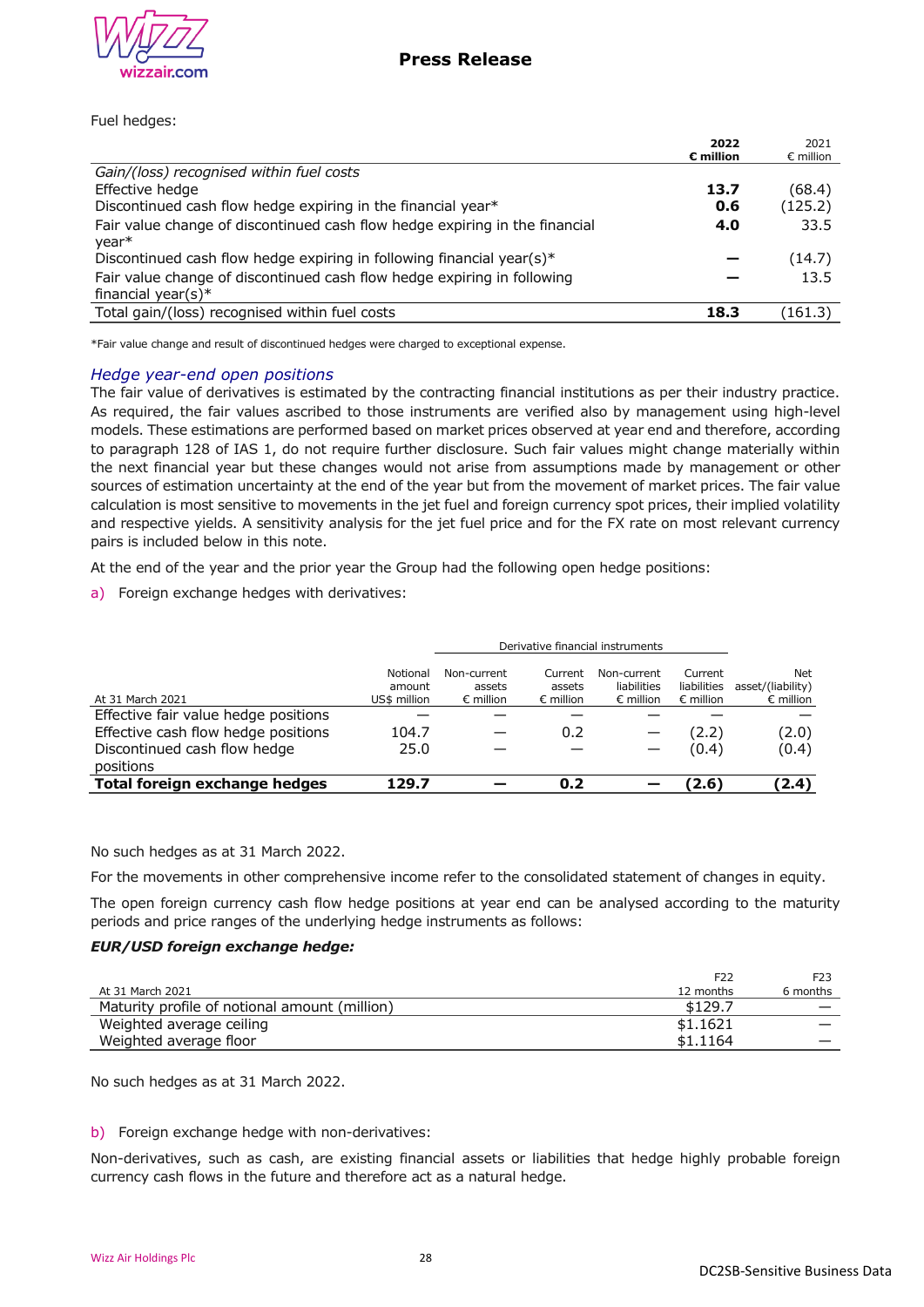Fuel hedges:

| | 2022 € million | 2021 € million |
|---|---|---|
| *Gain/(loss) recognised within fuel costs* | | |
| Effective hedge | **13.7** | (68.4) |
| Discontinued cash flow hedge expiring in the financial year* | **0.6** | (125.2) |
| Fair value change of discontinued cash flow hedge expiring in the financial year* | **4.0** | 33.5 |
| Discontinued cash flow hedge expiring in following financial year(s)* | **—** | (14.7) |
| Fair value change of discontinued cash flow hedge expiring in following financial year(s)* | **—** | 13.5 |
| Total gain/(loss) recognised within fuel costs | **18.3** | (161.3) |

*Fair value change and result of discontinued hedges were charged to exceptional expense.

### *Hedge year-end open positions*

The fair value of derivatives is estimated by the contracting financial institutions as per their industry practice. As required, the fair values ascribed to those instruments are verified also by management using high-level models. These estimations are performed based on market prices observed at year end and therefore, according to paragraph 128 of IAS 1, do not require further disclosure. Such fair values might change materially within the next financial year but these changes would not arise from assumptions made by management or other sources of estimation uncertainty at the end of the year but from the movement of market prices. The fair value calculation is most sensitive to movements in the jet fuel and foreign currency spot prices, their implied volatility and respective yields. A sensitivity analysis for the jet fuel price and for the FX rate on most relevant currency pairs is included below in this note.

At the end of the year and the prior year the Group had the following open hedge positions:

a) Foreign exchange hedges with derivatives:

| | | Derivative financial instruments | | | | |
|---|---|---|---|---|---|---|
| At 31 March 2021 | Notional amount US$ million | Non-current assets € million | Current assets € million | Non-current liabilities € million | Current liabilities € million | Net asset/(liability) € million |
| Effective fair value hedge positions | — | — | — | — | — | — |
| Effective cash flow hedge positions | 104.7 | — | 0.2 | — | (2.2) | (2.0) |
| Discontinued cash flow hedge positions | 25.0 | — | — | — | (0.4) | (0.4) |
| **Total foreign exchange hedges** | **129.7** | **—** | **0.2** | **—** | **(2.6)** | **(2.4)** |

No such hedges as at 31 March 2022.

For the movements in other comprehensive income refer to the consolidated statement of changes in equity.

The open foreign currency cash flow hedge positions at year end can be analysed according to the maturity periods and price ranges of the underlying hedge instruments as follows:

***EUR/USD foreign exchange hedge:***

| At 31 March 2021 | F22 12 months | F23 6 months |
|---|---|---|
| Maturity profile of notional amount (million) | $129.7 | — |
| Weighted average ceiling | $1.1621 | — |
| Weighted average floor | $1.1164 | — |

No such hedges as at 31 March 2022.

b) Foreign exchange hedge with non-derivatives:

Non-derivatives, such as cash, are existing financial assets or liabilities that hedge highly probable foreign currency cash flows in the future and therefore act as a natural hedge.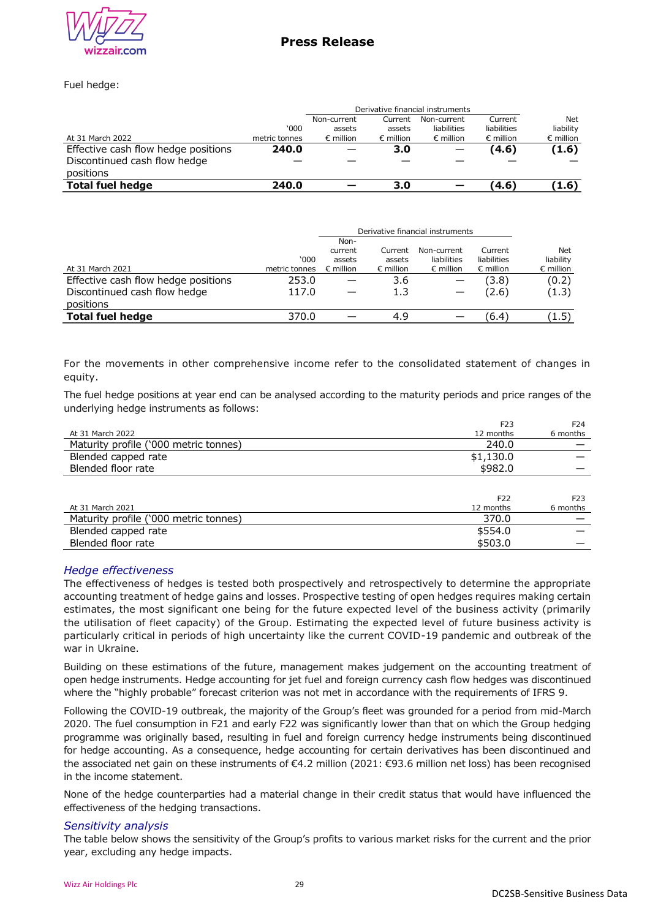Fuel hedge:

| At 31 March 2022 | '000 metric tonnes | Derivative financial instruments Non-current assets € million | Current assets € million | Non-current liabilities € million | Current liabilities € million | Net liability € million |
|---|---|---|---|---|---|---|
| Effective cash flow hedge positions | **240.0** | — | **3.0** | — | **(4.6)** | **(1.6)** |
| Discontinued cash flow hedge positions | — | — | — | — | — | — |
| **Total fuel hedge** | **240.0** | **—** | **3.0** | **—** | **(4.6)** | **(1.6)** |

| At 31 March 2021 | '000 metric tonnes | Derivative financial instruments Non-current assets € million | Current assets € million | Non-current liabilities € million | Current liabilities € million | Net liability € million |
|---|---|---|---|---|---|---|
| Effective cash flow hedge positions | 253.0 | — | 3.6 | — | (3.8) | (0.2) |
| Discontinued cash flow hedge positions | 117.0 | — | 1.3 | — | (2.6) | (1.3) |
| **Total fuel hedge** | 370.0 | — | 4.9 | — | (6.4) | (1.5) |

For the movements in other comprehensive income refer to the consolidated statement of changes in equity.

The fuel hedge positions at year end can be analysed according to the maturity periods and price ranges of the underlying hedge instruments as follows:

| At 31 March 2022 | F23 12 months | F24 6 months |
|---|---|---|
| Maturity profile ('000 metric tonnes) | 240.0 | — |
| Blended capped rate | $1,130.0 | — |
| Blended floor rate | $982.0 | — |

| At 31 March 2021 | F22 12 months | F23 6 months |
|---|---|---|
| Maturity profile ('000 metric tonnes) | 370.0 | — |
| Blended capped rate | $554.0 | — |
| Blended floor rate | $503.0 | — |

### *Hedge effectiveness*

The effectiveness of hedges is tested both prospectively and retrospectively to determine the appropriate accounting treatment of hedge gains and losses. Prospective testing of open hedges requires making certain estimates, the most significant one being for the future expected level of the business activity (primarily the utilisation of fleet capacity) of the Group. Estimating the expected level of future business activity is particularly critical in periods of high uncertainty like the current COVID-19 pandemic and outbreak of the war in Ukraine.

Building on these estimations of the future, management makes judgement on the accounting treatment of open hedge instruments. Hedge accounting for jet fuel and foreign currency cash flow hedges was discontinued where the "highly probable" forecast criterion was not met in accordance with the requirements of IFRS 9.

Following the COVID-19 outbreak, the majority of the Group's fleet was grounded for a period from mid-March 2020. The fuel consumption in F21 and early F22 was significantly lower than that on which the Group hedging programme was originally based, resulting in fuel and foreign currency hedge instruments being discontinued for hedge accounting. As a consequence, hedge accounting for certain derivatives has been discontinued and the associated net gain on these instruments of €4.2 million (2021: €93.6 million net loss) has been recognised in the income statement.

None of the hedge counterparties had a material change in their credit status that would have influenced the effectiveness of the hedging transactions.

### *Sensitivity analysis*

The table below shows the sensitivity of the Group's profits to various market risks for the current and the prior year, excluding any hedge impacts.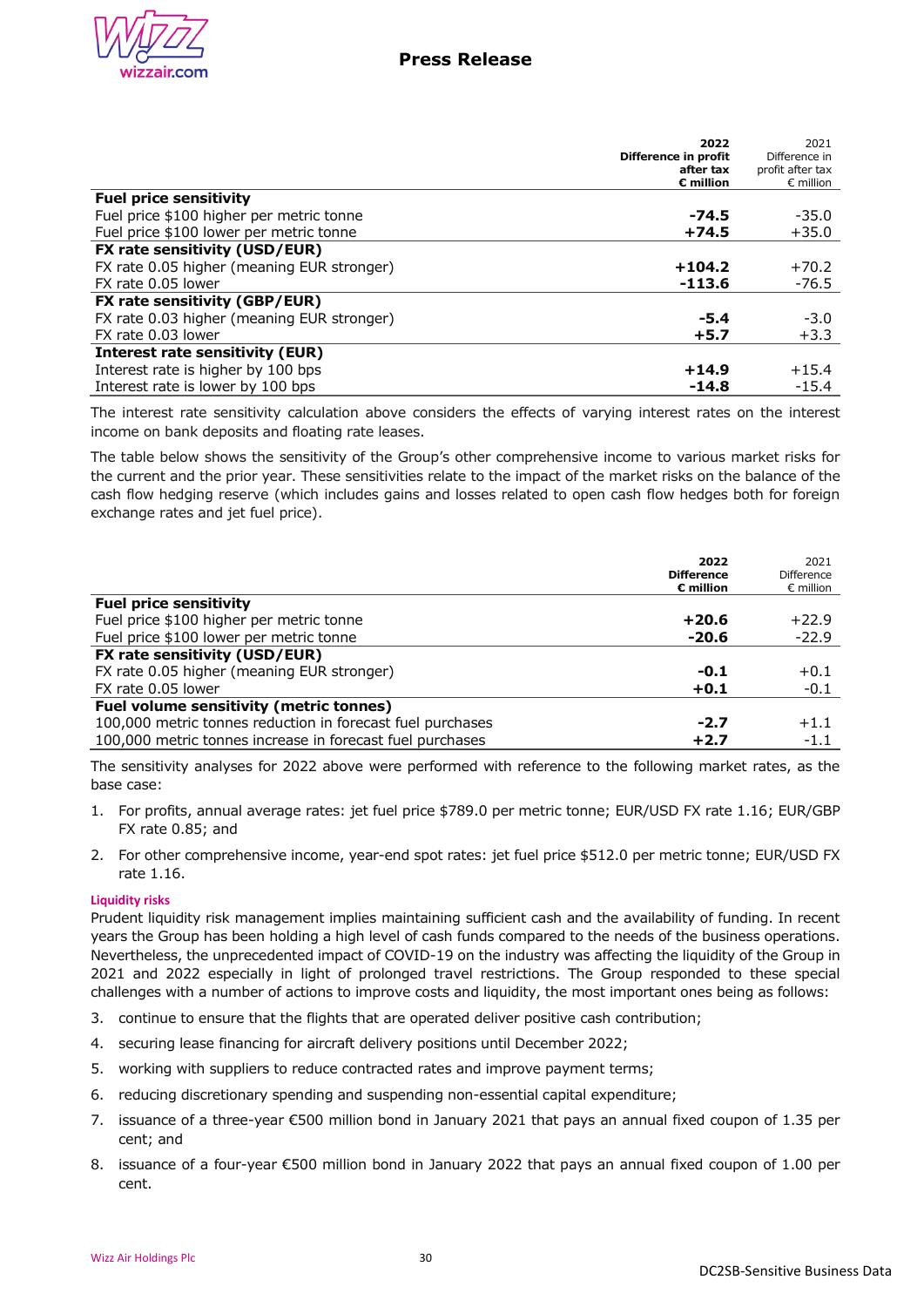| | 2022 Difference in profit after tax € million | 2021 Difference in profit after tax € million |
|---|---|---|
| **Fuel price sensitivity** | | |
| Fuel price $100 higher per metric tonne | **-74.5** | -35.0 |
| Fuel price $100 lower per metric tonne | **+74.5** | +35.0 |
| **FX rate sensitivity (USD/EUR)** | | |
| FX rate 0.05 higher (meaning EUR stronger) | **+104.2** | +70.2 |
| FX rate 0.05 lower | **-113.6** | -76.5 |
| **FX rate sensitivity (GBP/EUR)** | | |
| FX rate 0.03 higher (meaning EUR stronger) | **-5.4** | -3.0 |
| FX rate 0.03 lower | **+5.7** | +3.3 |
| **Interest rate sensitivity (EUR)** | | |
| Interest rate is higher by 100 bps | **+14.9** | +15.4 |
| Interest rate is lower by 100 bps | **-14.8** | -15.4 |

The interest rate sensitivity calculation above considers the effects of varying interest rates on the interest income on bank deposits and floating rate leases.

The table below shows the sensitivity of the Group's other comprehensive income to various market risks for the current and the prior year. These sensitivities relate to the impact of the market risks on the balance of the cash flow hedging reserve (which includes gains and losses related to open cash flow hedges both for foreign exchange rates and jet fuel price).

| | 2022 Difference € million | 2021 Difference € million |
|---|---|---|
| **Fuel price sensitivity** | | |
| Fuel price $100 higher per metric tonne | **+20.6** | +22.9 |
| Fuel price $100 lower per metric tonne | **-20.6** | -22.9 |
| **FX rate sensitivity (USD/EUR)** | | |
| FX rate 0.05 higher (meaning EUR stronger) | **-0.1** | +0.1 |
| FX rate 0.05 lower | **+0.1** | -0.1 |
| **Fuel volume sensitivity (metric tonnes)** | | |
| 100,000 metric tonnes reduction in forecast fuel purchases | **-2.7** | +1.1 |
| 100,000 metric tonnes increase in forecast fuel purchases | **+2.7** | -1.1 |

The sensitivity analyses for 2022 above were performed with reference to the following market rates, as the base case:

1. For profits, annual average rates: jet fuel price $789.0 per metric tonne; EUR/USD FX rate 1.16; EUR/GBP FX rate 0.85; and
2. For other comprehensive income, year-end spot rates: jet fuel price $512.0 per metric tonne; EUR/USD FX rate 1.16.

#### Liquidity risks

Prudent liquidity risk management implies maintaining sufficient cash and the availability of funding. In recent years the Group has been holding a high level of cash funds compared to the needs of the business operations. Nevertheless, the unprecedented impact of COVID-19 on the industry was affecting the liquidity of the Group in 2021 and 2022 especially in light of prolonged travel restrictions. The Group responded to these special challenges with a number of actions to improve costs and liquidity, the most important ones being as follows:

3. continue to ensure that the flights that are operated deliver positive cash contribution;
4. securing lease financing for aircraft delivery positions until December 2022;
5. working with suppliers to reduce contracted rates and improve payment terms;
6. reducing discretionary spending and suspending non-essential capital expenditure;
7. issuance of a three-year €500 million bond in January 2021 that pays an annual fixed coupon of 1.35 per cent; and
8. issuance of a four-year €500 million bond in January 2022 that pays an annual fixed coupon of 1.00 per cent.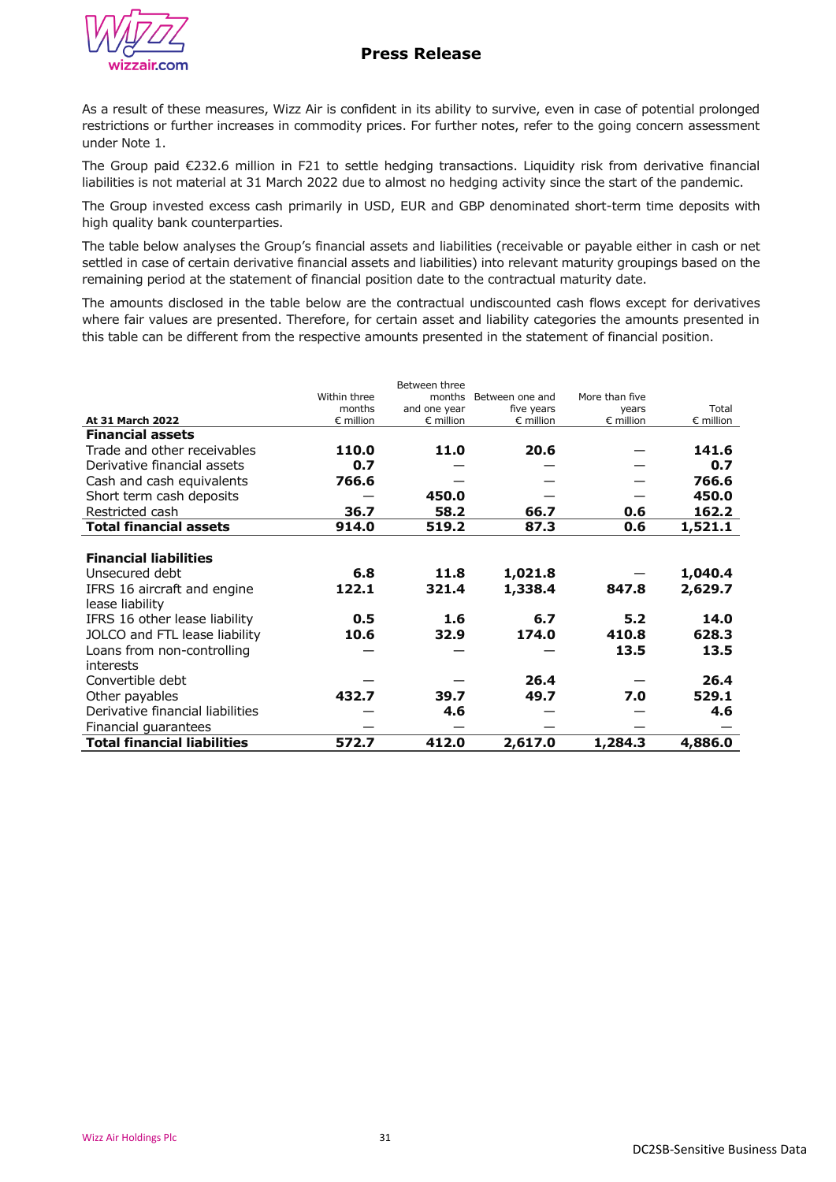As a result of these measures, Wizz Air is confident in its ability to survive, even in case of potential prolonged restrictions or further increases in commodity prices. For further notes, refer to the going concern assessment under Note 1.

The Group paid €232.6 million in F21 to settle hedging transactions. Liquidity risk from derivative financial liabilities is not material at 31 March 2022 due to almost no hedging activity since the start of the pandemic.

The Group invested excess cash primarily in USD, EUR and GBP denominated short-term time deposits with high quality bank counterparties.

The table below analyses the Group's financial assets and liabilities (receivable or payable either in cash or net settled in case of certain derivative financial assets and liabilities) into relevant maturity groupings based on the remaining period at the statement of financial position date to the contractual maturity date.

The amounts disclosed in the table below are the contractual undiscounted cash flows except for derivatives where fair values are presented. Therefore, for certain asset and liability categories the amounts presented in this table can be different from the respective amounts presented in the statement of financial position.

| At 31 March 2022 | Within three months € million | Between three months and one year € million | Between one and five years € million | More than five years € million | Total € million |
|---|---|---|---|---|---|
| **Financial assets** | | | | | |
| Trade and other receivables | **110.0** | **11.0** | **20.6** | — | **141.6** |
| Derivative financial assets | **0.7** | — | — | — | **0.7** |
| Cash and cash equivalents | **766.6** | — | — | — | **766.6** |
| Short term cash deposits | — | **450.0** | — | — | **450.0** |
| Restricted cash | **36.7** | **58.2** | **66.7** | **0.6** | **162.2** |
| **Total financial assets** | **914.0** | **519.2** | **87.3** | **0.6** | **1,521.1** |
| | | | | | |
| **Financial liabilities** | | | | | |
| Unsecured debt | **6.8** | **11.8** | **1,021.8** | — | **1,040.4** |
| IFRS 16 aircraft and engine lease liability | **122.1** | **321.4** | **1,338.4** | **847.8** | **2,629.7** |
| IFRS 16 other lease liability | **0.5** | **1.6** | **6.7** | **5.2** | **14.0** |
| JOLCO and FTL lease liability | **10.6** | **32.9** | **174.0** | **410.8** | **628.3** |
| Loans from non-controlling interests | — | — | — | **13.5** | **13.5** |
| Convertible debt | — | — | **26.4** | — | **26.4** |
| Other payables | **432.7** | **39.7** | **49.7** | **7.0** | **529.1** |
| Derivative financial liabilities | — | **4.6** | — | — | **4.6** |
| Financial guarantees | — | — | — | — | — |
| **Total financial liabilities** | **572.7** | **412.0** | **2,617.0** | **1,284.3** | **4,886.0** |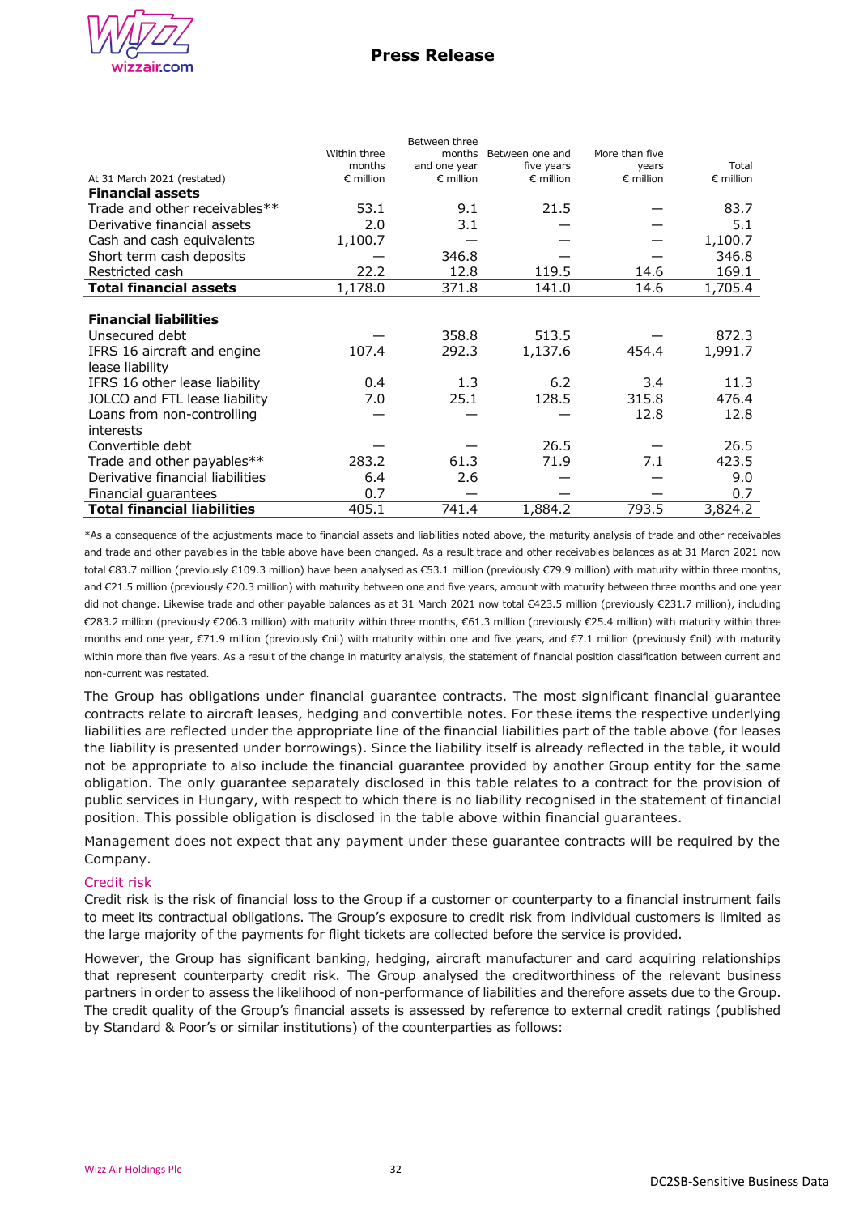| At 31 March 2021 (restated) | Within three months € million | Between three months and one year € million | Between one and five years € million | More than five years € million | Total € million |
|---|---|---|---|---|---|
| **Financial assets** | | | | | |
| Trade and other receivables** | 53.1 | 9.1 | 21.5 | — | 83.7 |
| Derivative financial assets | 2.0 | 3.1 | — | — | 5.1 |
| Cash and cash equivalents | 1,100.7 | — | — | — | 1,100.7 |
| Short term cash deposits | — | 346.8 | — | — | 346.8 |
| Restricted cash | 22.2 | 12.8 | 119.5 | 14.6 | 169.1 |
| **Total financial assets** | 1,178.0 | 371.8 | 141.0 | 14.6 | 1,705.4 |
| | | | | | |
| **Financial liabilities** | | | | | |
| Unsecured debt | — | 358.8 | 513.5 | — | 872.3 |
| IFRS 16 aircraft and engine lease liability | 107.4 | 292.3 | 1,137.6 | 454.4 | 1,991.7 |
| IFRS 16 other lease liability | 0.4 | 1.3 | 6.2 | 3.4 | 11.3 |
| JOLCO and FTL lease liability | 7.0 | 25.1 | 128.5 | 315.8 | 476.4 |
| Loans from non-controlling interests | — | — | — | 12.8 | 12.8 |
| Convertible debt | — | — | 26.5 | — | 26.5 |
| Trade and other payables** | 283.2 | 61.3 | 71.9 | 7.1 | 423.5 |
| Derivative financial liabilities | 6.4 | 2.6 | — | — | 9.0 |
| Financial guarantees | 0.7 | — | — | — | 0.7 |
| **Total financial liabilities** | 405.1 | 741.4 | 1,884.2 | 793.5 | 3,824.2 |

*As a consequence of the adjustments made to financial assets and liabilities noted above, the maturity analysis of trade and other receivables and trade and other payables in the table above have been changed. As a result trade and other receivables balances as at 31 March 2021 now total €83.7 million (previously €109.3 million) have been analysed as €53.1 million (previously €79.9 million) with maturity within three months, and €21.5 million (previously €20.3 million) with maturity between one and five years, amount with maturity between three months and one year did not change. Likewise trade and other payable balances as at 31 March 2021 now total €423.5 million (previously €231.7 million), including €283.2 million (previously €206.3 million) with maturity within three months, €61.3 million (previously €25.4 million) with maturity within three months and one year, €71.9 million (previously €nil) with maturity within one and five years, and €7.1 million (previously €nil) with maturity within more than five years. As a result of the change in maturity analysis, the statement of financial position classification between current and non-current was restated.

The Group has obligations under financial guarantee contracts. The most significant financial guarantee contracts relate to aircraft leases, hedging and convertible notes. For these items the respective underlying liabilities are reflected under the appropriate line of the financial liabilities part of the table above (for leases the liability is presented under borrowings). Since the liability itself is already reflected in the table, it would not be appropriate to also include the financial guarantee provided by another Group entity for the same obligation. The only guarantee separately disclosed in this table relates to a contract for the provision of public services in Hungary, with respect to which there is no liability recognised in the statement of financial position. This possible obligation is disclosed in the table above within financial guarantees.

Management does not expect that any payment under these guarantee contracts will be required by the Company.

### Credit risk

Credit risk is the risk of financial loss to the Group if a customer or counterparty to a financial instrument fails to meet its contractual obligations. The Group's exposure to credit risk from individual customers is limited as the large majority of the payments for flight tickets are collected before the service is provided.

However, the Group has significant banking, hedging, aircraft manufacturer and card acquiring relationships that represent counterparty credit risk. The Group analysed the creditworthiness of the relevant business partners in order to assess the likelihood of non-performance of liabilities and therefore assets due to the Group. The credit quality of the Group's financial assets is assessed by reference to external credit ratings (published by Standard & Poor's or similar institutions) of the counterparties as follows: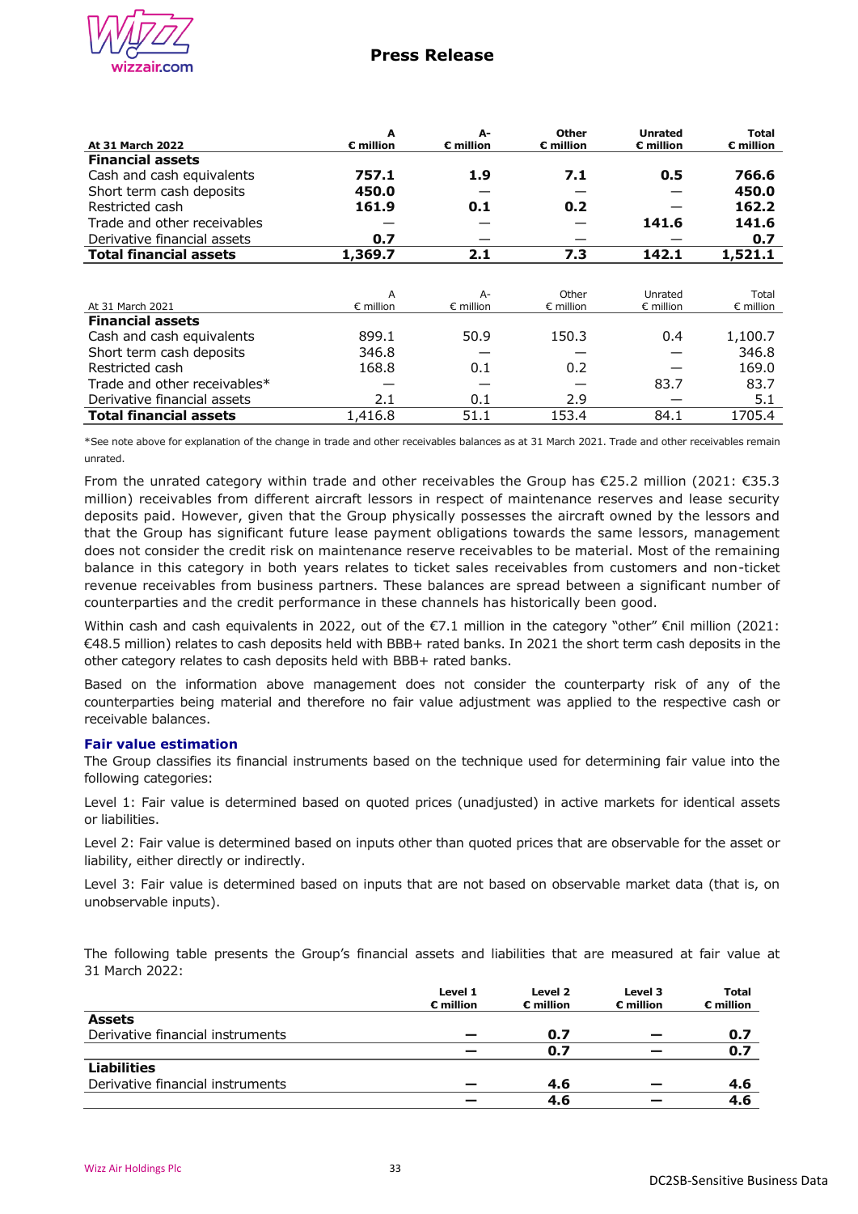| At 31 March 2022 | A € million | A- € million | Other € million | Unrated € million | Total € million |
|---|---|---|---|---|---|
| **Financial assets** | | | | | |
| Cash and cash equivalents | **757.1** | **1.9** | **7.1** | **0.5** | **766.6** |
| Short term cash deposits | **450.0** | — | — | — | **450.0** |
| Restricted cash | **161.9** | **0.1** | **0.2** | — | **162.2** |
| Trade and other receivables | — | — | — | **141.6** | **141.6** |
| Derivative financial assets | **0.7** | — | — | — | **0.7** |
| **Total financial assets** | **1,369.7** | **2.1** | **7.3** | **142.1** | **1,521.1** |

| At 31 March 2021 | A € million | A- € million | Other € million | Unrated € million | Total € million |
|---|---|---|---|---|---|
| **Financial assets** | | | | | |
| Cash and cash equivalents | 899.1 | 50.9 | 150.3 | 0.4 | 1,100.7 |
| Short term cash deposits | 346.8 | — | — | — | 346.8 |
| Restricted cash | 168.8 | 0.1 | 0.2 | — | 169.0 |
| Trade and other receivables* | — | — | — | 83.7 | 83.7 |
| Derivative financial assets | 2.1 | 0.1 | 2.9 | — | 5.1 |
| **Total financial assets** | 1,416.8 | 51.1 | 153.4 | 84.1 | 1705.4 |

*See note above for explanation of the change in trade and other receivables balances as at 31 March 2021. Trade and other receivables remain unrated.

From the unrated category within trade and other receivables the Group has €25.2 million (2021: €35.3 million) receivables from different aircraft lessors in respect of maintenance reserves and lease security deposits paid. However, given that the Group physically possesses the aircraft owned by the lessors and that the Group has significant future lease payment obligations towards the same lessors, management does not consider the credit risk on maintenance reserve receivables to be material. Most of the remaining balance in this category in both years relates to ticket sales receivables from customers and non-ticket revenue receivables from business partners. These balances are spread between a significant number of counterparties and the credit performance in these channels has historically been good.

Within cash and cash equivalents in 2022, out of the €7.1 million in the category "other" €nil million (2021: €48.5 million) relates to cash deposits held with BBB+ rated banks. In 2021 the short term cash deposits in the other category relates to cash deposits held with BBB+ rated banks.

Based on the information above management does not consider the counterparty risk of any of the counterparties being material and therefore no fair value adjustment was applied to the respective cash or receivable balances.

### Fair value estimation

The Group classifies its financial instruments based on the technique used for determining fair value into the following categories:

Level 1: Fair value is determined based on quoted prices (unadjusted) in active markets for identical assets or liabilities.

Level 2: Fair value is determined based on inputs other than quoted prices that are observable for the asset or liability, either directly or indirectly.

Level 3: Fair value is determined based on inputs that are not based on observable market data (that is, on unobservable inputs).

The following table presents the Group's financial assets and liabilities that are measured at fair value at 31 March 2022:

| | Level 1 € million | Level 2 € million | Level 3 € million | Total € million |
|---|---|---|---|---|
| **Assets** | | | | |
| Derivative financial instruments | — | **0.7** | — | **0.7** |
| | — | **0.7** | — | **0.7** |
| **Liabilities** | | | | |
| Derivative financial instruments | — | **4.6** | — | **4.6** |
| | — | **4.6** | — | **4.6** |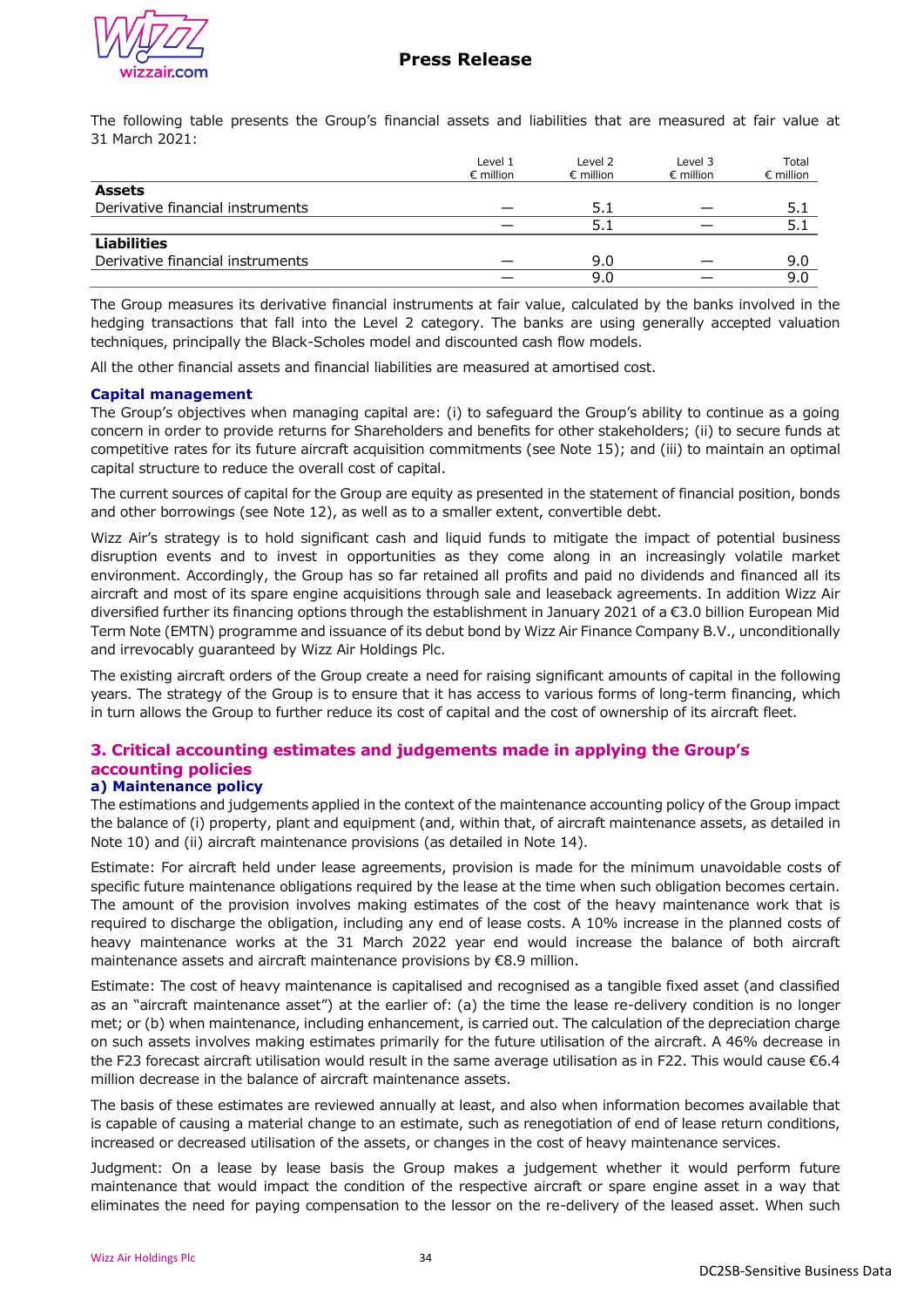The following table presents the Group's financial assets and liabilities that are measured at fair value at 31 March 2021:

| | Level 1 € million | Level 2 € million | Level 3 € million | Total € million |
|---|---|---|---|---|
| **Assets** | | | | |
| Derivative financial instruments | — | 5.1 | — | 5.1 |
| | — | 5.1 | — | 5.1 |
| **Liabilities** | | | | |
| Derivative financial instruments | — | 9.0 | — | 9.0 |
| | — | 9.0 | — | 9.0 |

The Group measures its derivative financial instruments at fair value, calculated by the banks involved in the hedging transactions that fall into the Level 2 category. The banks are using generally accepted valuation techniques, principally the Black-Scholes model and discounted cash flow models.

All the other financial assets and financial liabilities are measured at amortised cost.

### Capital management

The Group's objectives when managing capital are: (i) to safeguard the Group's ability to continue as a going concern in order to provide returns for Shareholders and benefits for other stakeholders; (ii) to secure funds at competitive rates for its future aircraft acquisition commitments (see Note 15); and (iii) to maintain an optimal capital structure to reduce the overall cost of capital.

The current sources of capital for the Group are equity as presented in the statement of financial position, bonds and other borrowings (see Note 12), as well as to a smaller extent, convertible debt.

Wizz Air's strategy is to hold significant cash and liquid funds to mitigate the impact of potential business disruption events and to invest in opportunities as they come along in an increasingly volatile market environment. Accordingly, the Group has so far retained all profits and paid no dividends and financed all its aircraft and most of its spare engine acquisitions through sale and leaseback agreements. In addition Wizz Air diversified further its financing options through the establishment in January 2021 of a €3.0 billion European Mid Term Note (EMTN) programme and issuance of its debut bond by Wizz Air Finance Company B.V., unconditionally and irrevocably guaranteed by Wizz Air Holdings Plc.

The existing aircraft orders of the Group create a need for raising significant amounts of capital in the following years. The strategy of the Group is to ensure that it has access to various forms of long-term financing, which in turn allows the Group to further reduce its cost of capital and the cost of ownership of its aircraft fleet.

## 3. Critical accounting estimates and judgements made in applying the Group's accounting policies

### a) Maintenance policy

The estimations and judgements applied in the context of the maintenance accounting policy of the Group impact the balance of (i) property, plant and equipment (and, within that, of aircraft maintenance assets, as detailed in Note 10) and (ii) aircraft maintenance provisions (as detailed in Note 14).

Estimate: For aircraft held under lease agreements, provision is made for the minimum unavoidable costs of specific future maintenance obligations required by the lease at the time when such obligation becomes certain. The amount of the provision involves making estimates of the cost of the heavy maintenance work that is required to discharge the obligation, including any end of lease costs. A 10% increase in the planned costs of heavy maintenance works at the 31 March 2022 year end would increase the balance of both aircraft maintenance assets and aircraft maintenance provisions by €8.9 million.

Estimate: The cost of heavy maintenance is capitalised and recognised as a tangible fixed asset (and classified as an "aircraft maintenance asset") at the earlier of: (a) the time the lease re-delivery condition is no longer met; or (b) when maintenance, including enhancement, is carried out. The calculation of the depreciation charge on such assets involves making estimates primarily for the future utilisation of the aircraft. A 46% decrease in the F23 forecast aircraft utilisation would result in the same average utilisation as in F22. This would cause €6.4 million decrease in the balance of aircraft maintenance assets.

The basis of these estimates are reviewed annually at least, and also when information becomes available that is capable of causing a material change to an estimate, such as renegotiation of end of lease return conditions, increased or decreased utilisation of the assets, or changes in the cost of heavy maintenance services.

Judgment: On a lease by lease basis the Group makes a judgement whether it would perform future maintenance that would impact the condition of the respective aircraft or spare engine asset in a way that eliminates the need for paying compensation to the lessor on the re-delivery of the leased asset. When such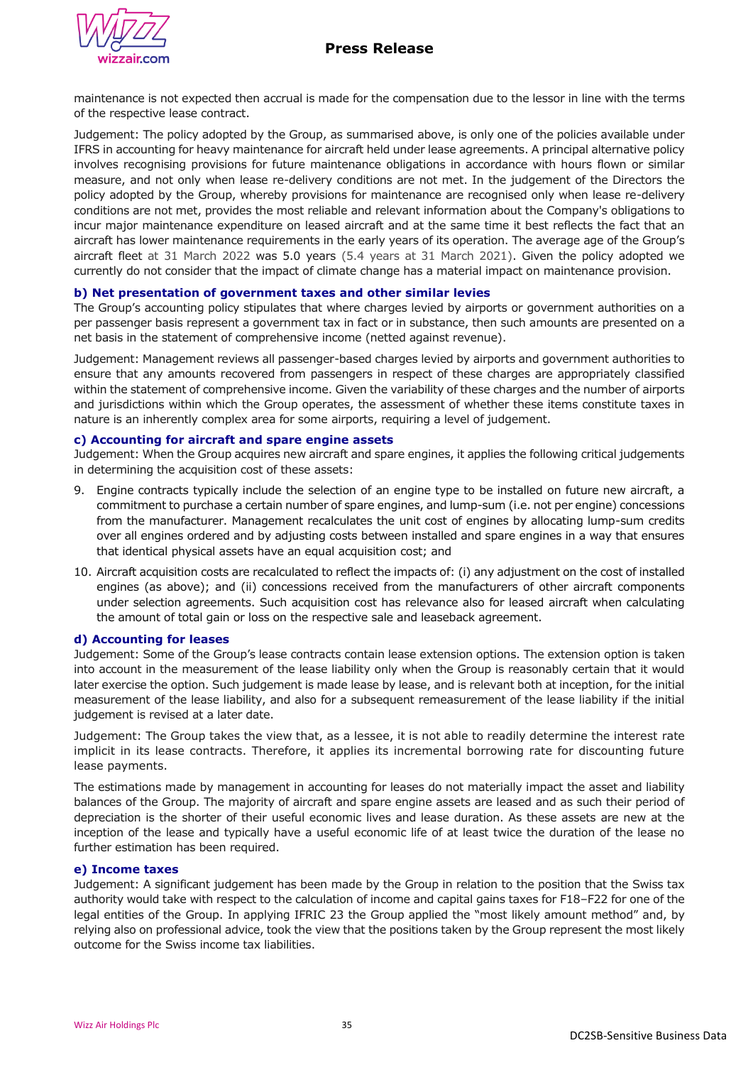maintenance is not expected then accrual is made for the compensation due to the lessor in line with the terms of the respective lease contract.

Judgement: The policy adopted by the Group, as summarised above, is only one of the policies available under IFRS in accounting for heavy maintenance for aircraft held under lease agreements. A principal alternative policy involves recognising provisions for future maintenance obligations in accordance with hours flown or similar measure, and not only when lease re-delivery conditions are not met. In the judgement of the Directors the policy adopted by the Group, whereby provisions for maintenance are recognised only when lease re-delivery conditions are not met, provides the most reliable and relevant information about the Company's obligations to incur major maintenance expenditure on leased aircraft and at the same time it best reflects the fact that an aircraft has lower maintenance requirements in the early years of its operation. The average age of the Group's aircraft fleet at 31 March 2022 was 5.0 years (5.4 years at 31 March 2021). Given the policy adopted we currently do not consider that the impact of climate change has a material impact on maintenance provision.

**b) Net presentation of government taxes and other similar levies**

The Group's accounting policy stipulates that where charges levied by airports or government authorities on a per passenger basis represent a government tax in fact or in substance, then such amounts are presented on a net basis in the statement of comprehensive income (netted against revenue).

Judgement: Management reviews all passenger-based charges levied by airports and government authorities to ensure that any amounts recovered from passengers in respect of these charges are appropriately classified within the statement of comprehensive income. Given the variability of these charges and the number of airports and jurisdictions within which the Group operates, the assessment of whether these items constitute taxes in nature is an inherently complex area for some airports, requiring a level of judgement.

**c) Accounting for aircraft and spare engine assets**

Judgement: When the Group acquires new aircraft and spare engines, it applies the following critical judgements in determining the acquisition cost of these assets:

9. Engine contracts typically include the selection of an engine type to be installed on future new aircraft, a commitment to purchase a certain number of spare engines, and lump-sum (i.e. not per engine) concessions from the manufacturer. Management recalculates the unit cost of engines by allocating lump-sum credits over all engines ordered and by adjusting costs between installed and spare engines in a way that ensures that identical physical assets have an equal acquisition cost; and
10. Aircraft acquisition costs are recalculated to reflect the impacts of: (i) any adjustment on the cost of installed engines (as above); and (ii) concessions received from the manufacturers of other aircraft components under selection agreements. Such acquisition cost has relevance also for leased aircraft when calculating the amount of total gain or loss on the respective sale and leaseback agreement.

**d) Accounting for leases**

Judgement: Some of the Group's lease contracts contain lease extension options. The extension option is taken into account in the measurement of the lease liability only when the Group is reasonably certain that it would later exercise the option. Such judgement is made lease by lease, and is relevant both at inception, for the initial measurement of the lease liability, and also for a subsequent remeasurement of the lease liability if the initial judgement is revised at a later date.

Judgement: The Group takes the view that, as a lessee, it is not able to readily determine the interest rate implicit in its lease contracts. Therefore, it applies its incremental borrowing rate for discounting future lease payments.

The estimations made by management in accounting for leases do not materially impact the asset and liability balances of the Group. The majority of aircraft and spare engine assets are leased and as such their period of depreciation is the shorter of their useful economic lives and lease duration. As these assets are new at the inception of the lease and typically have a useful economic life of at least twice the duration of the lease no further estimation has been required.

**e) Income taxes**

Judgement: A significant judgement has been made by the Group in relation to the position that the Swiss tax authority would take with respect to the calculation of income and capital gains taxes for F18–F22 for one of the legal entities of the Group. In applying IFRIC 23 the Group applied the "most likely amount method" and, by relying also on professional advice, took the view that the positions taken by the Group represent the most likely outcome for the Swiss income tax liabilities.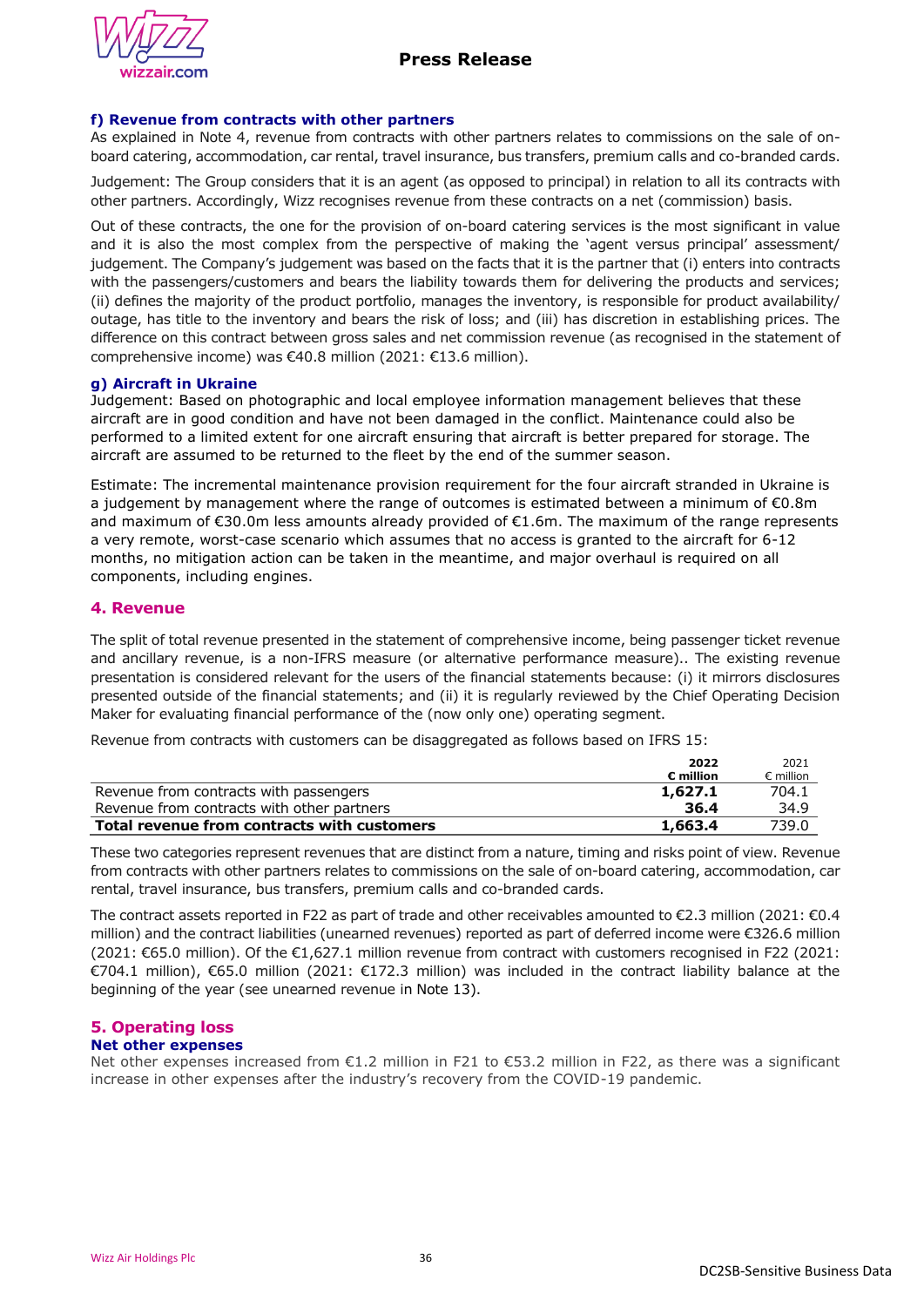#### f) Revenue from contracts with other partners

As explained in Note 4, revenue from contracts with other partners relates to commissions on the sale of on-board catering, accommodation, car rental, travel insurance, bus transfers, premium calls and co-branded cards.

Judgement: The Group considers that it is an agent (as opposed to principal) in relation to all its contracts with other partners. Accordingly, Wizz recognises revenue from these contracts on a net (commission) basis.

Out of these contracts, the one for the provision of on-board catering services is the most significant in value and it is also the most complex from the perspective of making the 'agent versus principal' assessment/ judgement. The Company's judgement was based on the facts that it is the partner that (i) enters into contracts with the passengers/customers and bears the liability towards them for delivering the products and services; (ii) defines the majority of the product portfolio, manages the inventory, is responsible for product availability/ outage, has title to the inventory and bears the risk of loss; and (iii) has discretion in establishing prices. The difference on this contract between gross sales and net commission revenue (as recognised in the statement of comprehensive income) was €40.8 million (2021: €13.6 million).

#### g) Aircraft in Ukraine

Judgement: Based on photographic and local employee information management believes that these aircraft are in good condition and have not been damaged in the conflict. Maintenance could also be performed to a limited extent for one aircraft ensuring that aircraft is better prepared for storage. The aircraft are assumed to be returned to the fleet by the end of the summer season.

Estimate: The incremental maintenance provision requirement for the four aircraft stranded in Ukraine is a judgement by management where the range of outcomes is estimated between a minimum of €0.8m and maximum of €30.0m less amounts already provided of €1.6m. The maximum of the range represents a very remote, worst-case scenario which assumes that no access is granted to the aircraft for 6-12 months, no mitigation action can be taken in the meantime, and major overhaul is required on all components, including engines.

## 4. Revenue

The split of total revenue presented in the statement of comprehensive income, being passenger ticket revenue and ancillary revenue, is a non-IFRS measure (or alternative performance measure).. The existing revenue presentation is considered relevant for the users of the financial statements because: (i) it mirrors disclosures presented outside of the financial statements; and (ii) it is regularly reviewed by the Chief Operating Decision Maker for evaluating financial performance of the (now only one) operating segment.

Revenue from contracts with customers can be disaggregated as follows based on IFRS 15:

| | **2022 € million** | 2021 € million |
|---|---|---|
| Revenue from contracts with passengers | **1,627.1** | 704.1 |
| Revenue from contracts with other partners | **36.4** | 34.9 |
| **Total revenue from contracts with customers** | **1,663.4** | 739.0 |

These two categories represent revenues that are distinct from a nature, timing and risks point of view. Revenue from contracts with other partners relates to commissions on the sale of on-board catering, accommodation, car rental, travel insurance, bus transfers, premium calls and co-branded cards.

The contract assets reported in F22 as part of trade and other receivables amounted to €2.3 million (2021: €0.4 million) and the contract liabilities (unearned revenues) reported as part of deferred income were €326.6 million (2021: €65.0 million). Of the €1,627.1 million revenue from contract with customers recognised in F22 (2021: €704.1 million), €65.0 million (2021: €172.3 million) was included in the contract liability balance at the beginning of the year (see unearned revenue in Note 13).

## 5. Operating loss

### Net other expenses

Net other expenses increased from €1.2 million in F21 to €53.2 million in F22, as there was a significant increase in other expenses after the industry's recovery from the COVID-19 pandemic.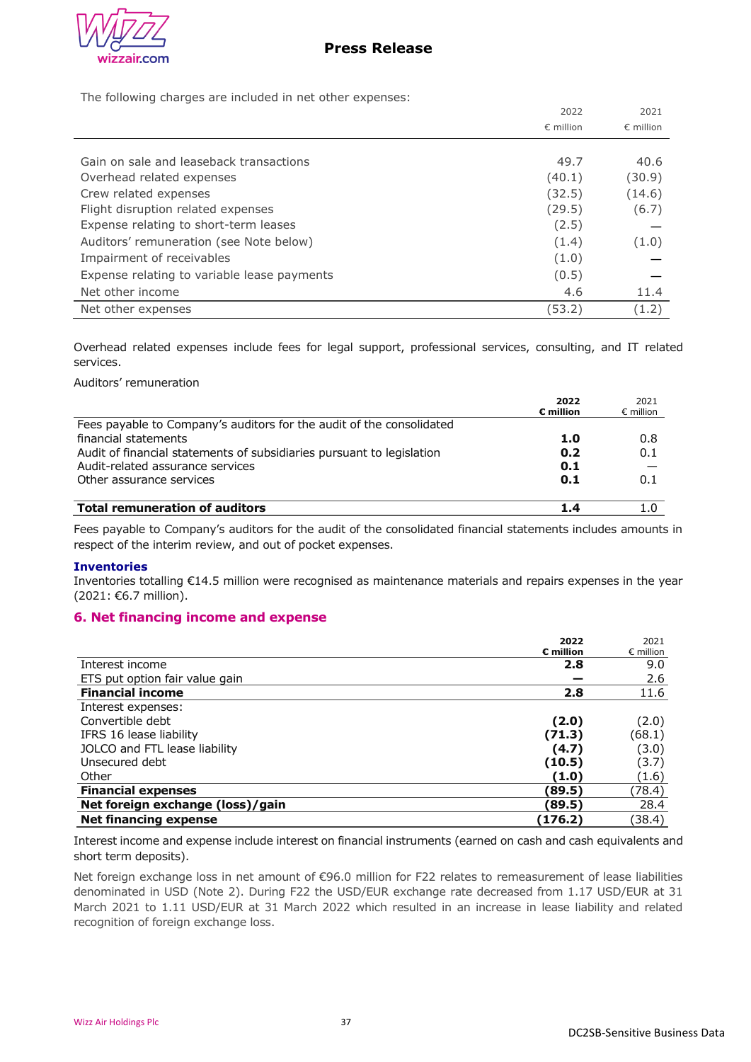The following charges are included in net other expenses:

| | 2022<br>€ million | 2021<br>€ million |
|---|---|---|
| Gain on sale and leaseback transactions | 49.7 | 40.6 |
| Overhead related expenses | (40.1) | (30.9) |
| Crew related expenses | (32.5) | (14.6) |
| Flight disruption related expenses | (29.5) | (6.7) |
| Expense relating to short-term leases | (2.5) | — |
| Auditors' remuneration (see Note below) | (1.4) | (1.0) |
| Impairment of receivables | (1.0) | — |
| Expense relating to variable lease payments | (0.5) | — |
| Net other income | 4.6 | 11.4 |
| Net other expenses | (53.2) | (1.2) |

Overhead related expenses include fees for legal support, professional services, consulting, and IT related services.

Auditors' remuneration

| | **2022**<br>**€ million** | 2021<br>€ million |
|---|---|---|
| Fees payable to Company's auditors for the audit of the consolidated financial statements | **1.0** | 0.8 |
| Audit of financial statements of subsidiaries pursuant to legislation | **0.2** | 0.1 |
| Audit-related assurance services | **0.1** | — |
| Other assurance services | **0.1** | 0.1 |
| **Total remuneration of auditors** | **1.4** | 1.0 |

Fees payable to Company's auditors for the audit of the consolidated financial statements includes amounts in respect of the interim review, and out of pocket expenses.

**Inventories**

Inventories totalling €14.5 million were recognised as maintenance materials and repairs expenses in the year (2021: €6.7 million).

## 6. Net financing income and expense

| | **2022**<br>**€ million** | 2021<br>€ million |
|---|---|---|
| Interest income | **2.8** | 9.0 |
| ETS put option fair value gain | **—** | 2.6 |
| **Financial income** | **2.8** | 11.6 |
| Interest expenses: | | |
| Convertible debt | **(2.0)** | (2.0) |
| IFRS 16 lease liability | **(71.3)** | (68.1) |
| JOLCO and FTL lease liability | **(4.7)** | (3.0) |
| Unsecured debt | **(10.5)** | (3.7) |
| Other | **(1.0)** | (1.6) |
| **Financial expenses** | **(89.5)** | (78.4) |
| **Net foreign exchange (loss)/gain** | **(89.5)** | 28.4 |
| **Net financing expense** | **(176.2)** | (38.4) |

Interest income and expense include interest on financial instruments (earned on cash and cash equivalents and short term deposits).

Net foreign exchange loss in net amount of €96.0 million for F22 relates to remeasurement of lease liabilities denominated in USD (Note 2). During F22 the USD/EUR exchange rate decreased from 1.17 USD/EUR at 31 March 2021 to 1.11 USD/EUR at 31 March 2022 which resulted in an increase in lease liability and related recognition of foreign exchange loss.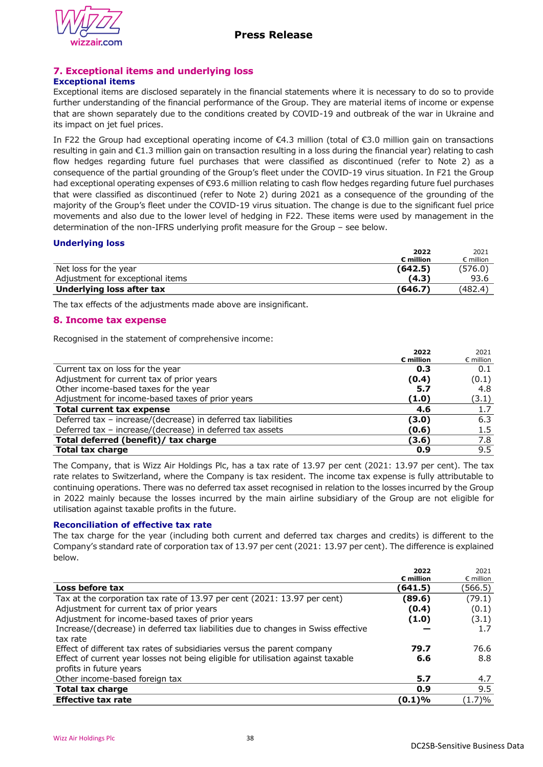## 7. Exceptional items and underlying loss

### Exceptional items

Exceptional items are disclosed separately in the financial statements where it is necessary to do so to provide further understanding of the financial performance of the Group. They are material items of income or expense that are shown separately due to the conditions created by COVID-19 and outbreak of the war in Ukraine and its impact on jet fuel prices.

In F22 the Group had exceptional operating income of €4.3 million (total of €3.0 million gain on transactions resulting in gain and €1.3 million gain on transaction resulting in a loss during the financial year) relating to cash flow hedges regarding future fuel purchases that were classified as discontinued (refer to Note 2) as a consequence of the partial grounding of the Group's fleet under the COVID-19 virus situation. In F21 the Group had exceptional operating expenses of €93.6 million relating to cash flow hedges regarding future fuel purchases that were classified as discontinued (refer to Note 2) during 2021 as a consequence of the grounding of the majority of the Group's fleet under the COVID-19 virus situation. The change is due to the significant fuel price movements and also due to the lower level of hedging in F22. These items were used by management in the determination of the non-IFRS underlying profit measure for the Group – see below.

### Underlying loss

| | 2022 € million | 2021 € million |
|---|---|---|
| Net loss for the year | **(642.5)** | (576.0) |
| Adjustment for exceptional items | **(4.3)** | 93.6 |
| **Underlying loss after tax** | **(646.7)** | (482.4) |

The tax effects of the adjustments made above are insignificant.

## 8. Income tax expense

Recognised in the statement of comprehensive income:

| | 2022 € million | 2021 € million |
|---|---|---|
| Current tax on loss for the year | **0.3** | 0.1 |
| Adjustment for current tax of prior years | **(0.4)** | (0.1) |
| Other income-based taxes for the year | **5.7** | 4.8 |
| Adjustment for income-based taxes of prior years | **(1.0)** | (3.1) |
| **Total current tax expense** | **4.6** | 1.7 |
| Deferred tax – increase/(decrease) in deferred tax liabilities | **(3.0)** | 6.3 |
| Deferred tax – increase/(decrease) in deferred tax assets | **(0.6)** | 1.5 |
| **Total deferred (benefit)/ tax charge** | **(3.6)** | 7.8 |
| **Total tax charge** | **0.9** | 9.5 |

The Company, that is Wizz Air Holdings Plc, has a tax rate of 13.97 per cent (2021: 13.97 per cent). The tax rate relates to Switzerland, where the Company is tax resident. The income tax expense is fully attributable to continuing operations. There was no deferred tax asset recognised in relation to the losses incurred by the Group in 2022 mainly because the losses incurred by the main airline subsidiary of the Group are not eligible for utilisation against taxable profits in the future.

### Reconciliation of effective tax rate

The tax charge for the year (including both current and deferred tax charges and credits) is different to the Company's standard rate of corporation tax of 13.97 per cent (2021: 13.97 per cent). The difference is explained below.

| | 2022 € million | 2021 € million |
|---|---|---|
| **Loss before tax** | **(641.5)** | (566.5) |
| Tax at the corporation tax rate of 13.97 per cent (2021: 13.97 per cent) | **(89.6)** | (79.1) |
| Adjustment for current tax of prior years | **(0.4)** | (0.1) |
| Adjustment for income-based taxes of prior years | **(1.0)** | (3.1) |
| Increase/(decrease) in deferred tax liabilities due to changes in Swiss effective tax rate | **–** | 1.7 |
| Effect of different tax rates of subsidiaries versus the parent company | **79.7** | 76.6 |
| Effect of current year losses not being eligible for utilisation against taxable profits in future years | **6.6** | 8.8 |
| Other income-based foreign tax | **5.7** | 4.7 |
| **Total tax charge** | **0.9** | 9.5 |
| **Effective tax rate** | **(0.1)%** | (1.7)% |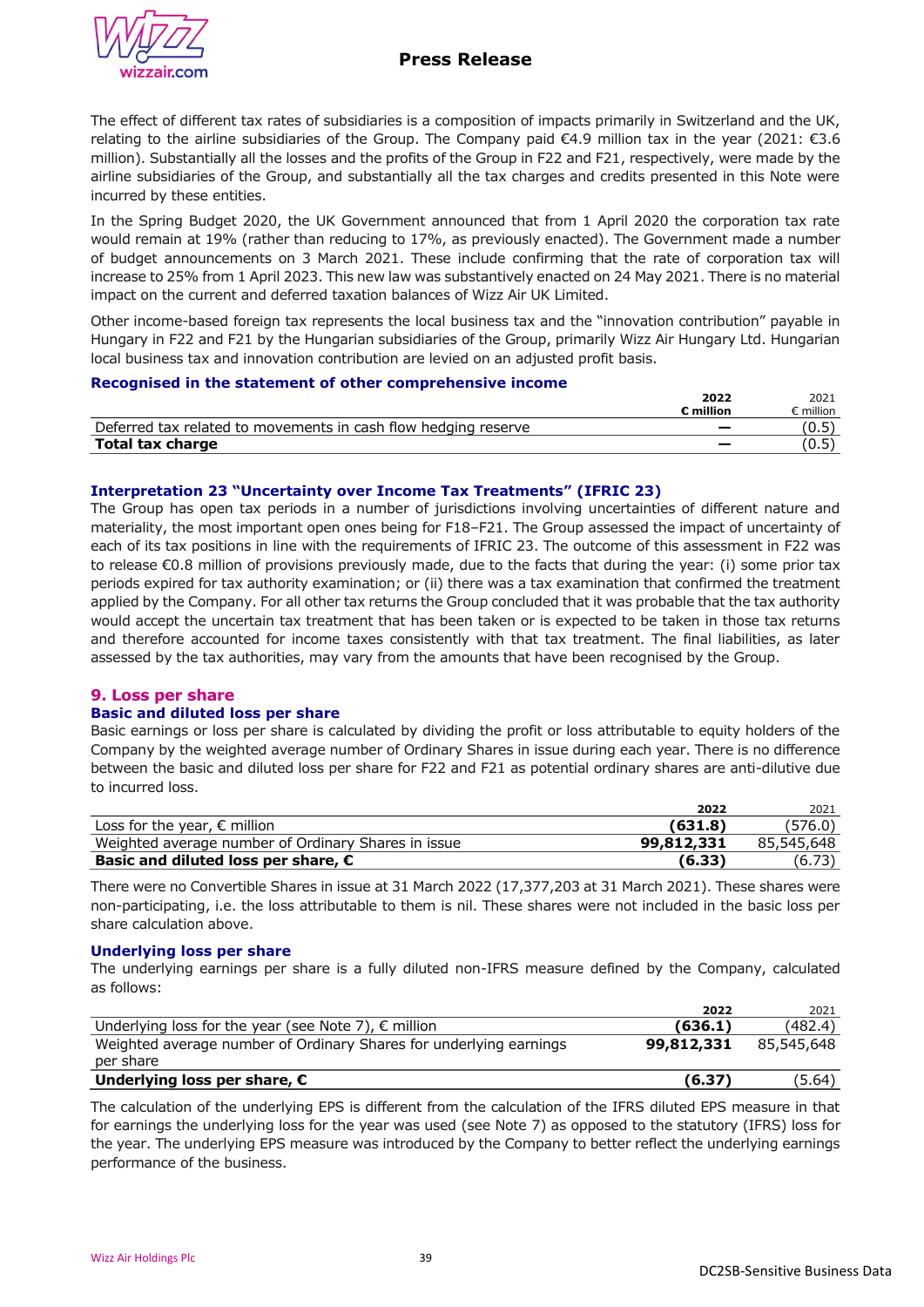The effect of different tax rates of subsidiaries is a composition of impacts primarily in Switzerland and the UK, relating to the airline subsidiaries of the Group. The Company paid €4.9 million tax in the year (2021: €3.6 million). Substantially all the losses and the profits of the Group in F22 and F21, respectively, were made by the airline subsidiaries of the Group, and substantially all the tax charges and credits presented in this Note were incurred by these entities.

In the Spring Budget 2020, the UK Government announced that from 1 April 2020 the corporation tax rate would remain at 19% (rather than reducing to 17%, as previously enacted). The Government made a number of budget announcements on 3 March 2021. These include confirming that the rate of corporation tax will increase to 25% from 1 April 2023. This new law was substantively enacted on 24 May 2021. There is no material impact on the current and deferred taxation balances of Wizz Air UK Limited.

Other income-based foreign tax represents the local business tax and the "innovation contribution" payable in Hungary in F22 and F21 by the Hungarian subsidiaries of the Group, primarily Wizz Air Hungary Ltd. Hungarian local business tax and innovation contribution are levied on an adjusted profit basis.

### Recognised in the statement of other comprehensive income

| | **2022 € million** | 2021 € million |
|---|---|---|
| Deferred tax related to movements in cash flow hedging reserve | **—** | (0.5) |
| **Total tax charge** | **—** | (0.5) |

### Interpretation 23 "Uncertainty over Income Tax Treatments" (IFRIC 23)

The Group has open tax periods in a number of jurisdictions involving uncertainties of different nature and materiality, the most important open ones being for F18–F21. The Group assessed the impact of uncertainty of each of its tax positions in line with the requirements of IFRIC 23. The outcome of this assessment in F22 was to release €0.8 million of provisions previously made, due to the facts that during the year: (i) some prior tax periods expired for tax authority examination; or (ii) there was a tax examination that confirmed the treatment applied by the Company. For all other tax returns the Group concluded that it was probable that the tax authority would accept the uncertain tax treatment that has been taken or is expected to be taken in those tax returns and therefore accounted for income taxes consistently with that tax treatment. The final liabilities, as later assessed by the tax authorities, may vary from the amounts that have been recognised by the Group.

## 9. Loss per share

### Basic and diluted loss per share

Basic earnings or loss per share is calculated by dividing the profit or loss attributable to equity holders of the Company by the weighted average number of Ordinary Shares in issue during each year. There is no difference between the basic and diluted loss per share for F22 and F21 as potential ordinary shares are anti-dilutive due to incurred loss.

| | **2022** | 2021 |
|---|---|---|
| Loss for the year, € million | **(631.8)** | (576.0) |
| Weighted average number of Ordinary Shares in issue | **99,812,331** | 85,545,648 |
| **Basic and diluted loss per share, €** | **(6.33)** | (6.73) |

There were no Convertible Shares in issue at 31 March 2022 (17,377,203 at 31 March 2021). These shares were non-participating, i.e. the loss attributable to them is nil. These shares were not included in the basic loss per share calculation above.

### Underlying loss per share

The underlying earnings per share is a fully diluted non-IFRS measure defined by the Company, calculated as follows:

| | **2022** | 2021 |
|---|---|---|
| Underlying loss for the year (see Note 7), € million | **(636.1)** | (482.4) |
| Weighted average number of Ordinary Shares for underlying earnings per share | **99,812,331** | 85,545,648 |
| **Underlying loss per share, €** | **(6.37)** | (5.64) |

The calculation of the underlying EPS is different from the calculation of the IFRS diluted EPS measure in that for earnings the underlying loss for the year was used (see Note 7) as opposed to the statutory (IFRS) loss for the year. The underlying EPS measure was introduced by the Company to better reflect the underlying earnings performance of the business.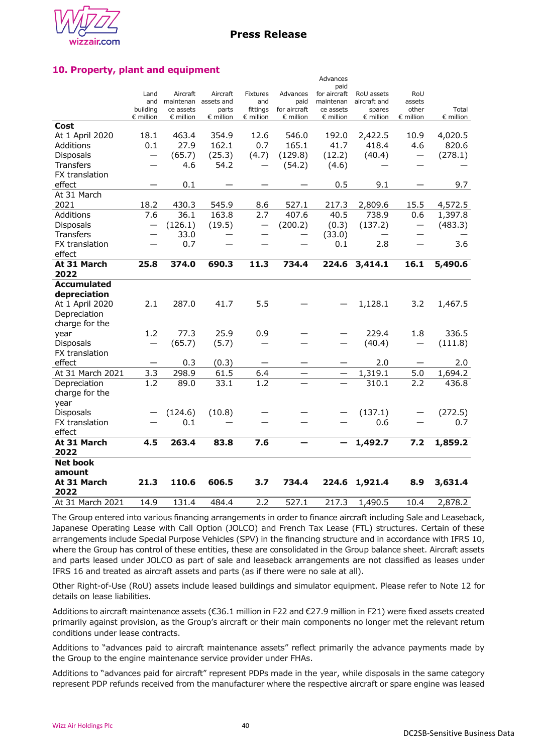## 10. Property, plant and equipment

| | Land and building € million | Aircraft maintenance assets € million | Aircraft assets and parts € million | Fixtures and fittings € million | Advances paid for aircraft € million | Advances paid for aircraft maintenance assets € million | RoU assets aircraft and spares € million | RoU assets other € million | Total € million |
|---|---|---|---|---|---|---|---|---|---|
| **Cost** | | | | | | | | | |
| At 1 April 2020 | 18.1 | 463.4 | 354.9 | 12.6 | 546.0 | 192.0 | 2,422.5 | 10.9 | 4,020.5 |
| Additions | 0.1 | 27.9 | 162.1 | 0.7 | 165.1 | 41.7 | 418.4 | 4.6 | 820.6 |
| Disposals | — | (65.7) | (25.3) | (4.7) | (129.8) | (12.2) | (40.4) | — | (278.1) |
| Transfers | — | 4.6 | 54.2 | — | (54.2) | (4.6) | — | — | — |
| FX translation effect | — | 0.1 | — | — | — | 0.5 | 9.1 | — | 9.7 |
| At 31 March 2021 | 18.2 | 430.3 | 545.9 | 8.6 | 527.1 | 217.3 | 2,809.6 | 15.5 | 4,572.5 |
| Additions | 7.6 | 36.1 | 163.8 | 2.7 | 407.6 | 40.5 | 738.9 | 0.6 | 1,397.8 |
| Disposals | — | (126.1) | (19.5) | — | (200.2) | (0.3) | (137.2) | — | (483.3) |
| Transfers | — | 33.0 | — | — | — | (33.0) | — | — | — |
| FX translation effect | — | 0.7 | — | — | — | 0.1 | 2.8 | — | 3.6 |
| **At 31 March 2022** | **25.8** | **374.0** | **690.3** | **11.3** | **734.4** | **224.6** | **3,414.1** | **16.1** | **5,490.6** |
| **Accumulated depreciation** | | | | | | | | | |
| At 1 April 2020 | 2.1 | 287.0 | 41.7 | 5.5 | — | — | 1,128.1 | 3.2 | 1,467.5 |
| Depreciation charge for the year | 1.2 | 77.3 | 25.9 | 0.9 | — | — | 229.4 | 1.8 | 336.5 |
| Disposals | — | (65.7) | (5.7) | — | — | — | (40.4) | — | (111.8) |
| FX translation effect | — | 0.3 | (0.3) | — | — | — | 2.0 | — | 2.0 |
| At 31 March 2021 | 3.3 | 298.9 | 61.5 | 6.4 | — | — | 1,319.1 | 5.0 | 1,694.2 |
| Depreciation charge for the year | 1.2 | 89.0 | 33.1 | 1.2 | — | — | 310.1 | 2.2 | 436.8 |
| Disposals | — | (124.6) | (10.8) | — | — | — | (137.1) | — | (272.5) |
| FX translation effect | — | 0.1 | — | — | — | — | 0.6 | — | 0.7 |
| **At 31 March 2022** | **4.5** | **263.4** | **83.8** | **7.6** | **—** | **—** | **1,492.7** | **7.2** | **1,859.2** |
| **Net book amount** | | | | | | | | | |
| **At 31 March 2022** | **21.3** | **110.6** | **606.5** | **3.7** | **734.4** | **224.6** | **1,921.4** | **8.9** | **3,631.4** |
| At 31 March 2021 | 14.9 | 131.4 | 484.4 | 2.2 | 527.1 | 217.3 | 1,490.5 | 10.4 | 2,878.2 |

The Group entered into various financing arrangements in order to finance aircraft including Sale and Leaseback, Japanese Operating Lease with Call Option (JOLCO) and French Tax Lease (FTL) structures. Certain of these arrangements include Special Purpose Vehicles (SPV) in the financing structure and in accordance with IFRS 10, where the Group has control of these entities, these are consolidated in the Group balance sheet. Aircraft assets and parts leased under JOLCO as part of sale and leaseback arrangements are not classified as leases under IFRS 16 and treated as aircraft assets and parts (as if there were no sale at all).

Other Right-of-Use (RoU) assets include leased buildings and simulator equipment. Please refer to Note 12 for details on lease liabilities.

Additions to aircraft maintenance assets (€36.1 million in F22 and €27.9 million in F21) were fixed assets created primarily against provision, as the Group's aircraft or their main components no longer met the relevant return conditions under lease contracts.

Additions to "advances paid to aircraft maintenance assets" reflect primarily the advance payments made by the Group to the engine maintenance service provider under FHAs.

Additions to "advances paid for aircraft" represent PDPs made in the year, while disposals in the same category represent PDP refunds received from the manufacturer where the respective aircraft or spare engine was leased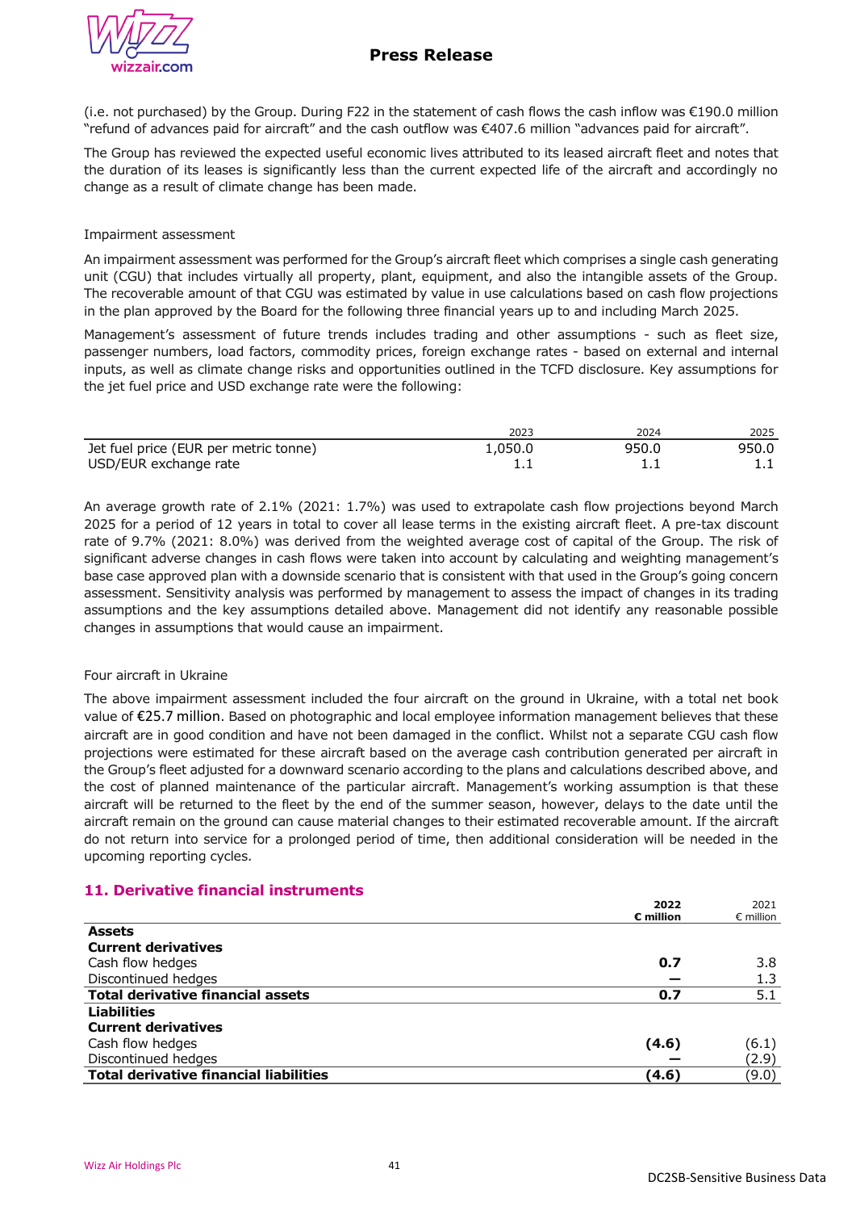(i.e. not purchased) by the Group. During F22 in the statement of cash flows the cash inflow was €190.0 million "refund of advances paid for aircraft" and the cash outflow was €407.6 million "advances paid for aircraft".

The Group has reviewed the expected useful economic lives attributed to its leased aircraft fleet and notes that the duration of its leases is significantly less than the current expected life of the aircraft and accordingly no change as a result of climate change has been made.

Impairment assessment

An impairment assessment was performed for the Group's aircraft fleet which comprises a single cash generating unit (CGU) that includes virtually all property, plant, equipment, and also the intangible assets of the Group. The recoverable amount of that CGU was estimated by value in use calculations based on cash flow projections in the plan approved by the Board for the following three financial years up to and including March 2025.

Management's assessment of future trends includes trading and other assumptions - such as fleet size, passenger numbers, load factors, commodity prices, foreign exchange rates - based on external and internal inputs, as well as climate change risks and opportunities outlined in the TCFD disclosure. Key assumptions for the jet fuel price and USD exchange rate were the following:

| | 2023 | 2024 | 2025 |
|---|---|---|---|
| Jet fuel price (EUR per metric tonne) | 1,050.0 | 950.0 | 950.0 |
| USD/EUR exchange rate | 1.1 | 1.1 | 1.1 |

An average growth rate of 2.1% (2021: 1.7%) was used to extrapolate cash flow projections beyond March 2025 for a period of 12 years in total to cover all lease terms in the existing aircraft fleet. A pre-tax discount rate of 9.7% (2021: 8.0%) was derived from the weighted average cost of capital of the Group. The risk of significant adverse changes in cash flows were taken into account by calculating and weighting management's base case approved plan with a downside scenario that is consistent with that used in the Group's going concern assessment. Sensitivity analysis was performed by management to assess the impact of changes in its trading assumptions and the key assumptions detailed above. Management did not identify any reasonable possible changes in assumptions that would cause an impairment.

Four aircraft in Ukraine

The above impairment assessment included the four aircraft on the ground in Ukraine, with a total net book value of €25.7 million. Based on photographic and local employee information management believes that these aircraft are in good condition and have not been damaged in the conflict. Whilst not a separate CGU cash flow projections were estimated for these aircraft based on the average cash contribution generated per aircraft in the Group's fleet adjusted for a downward scenario according to the plans and calculations described above, and the cost of planned maintenance of the particular aircraft. Management's working assumption is that these aircraft will be returned to the fleet by the end of the summer season, however, delays to the date until the aircraft remain on the ground can cause material changes to their estimated recoverable amount. If the aircraft do not return into service for a prolonged period of time, then additional consideration will be needed in the upcoming reporting cycles.

## 11. Derivative financial instruments

| | **2022 € million** | 2021 € million |
|---|---|---|
| **Assets** | | |
| **Current derivatives** | | |
| Cash flow hedges | **0.7** | 3.8 |
| Discontinued hedges | **—** | 1.3 |
| **Total derivative financial assets** | **0.7** | 5.1 |
| **Liabilities** | | |
| **Current derivatives** | | |
| Cash flow hedges | **(4.6)** | (6.1) |
| Discontinued hedges | **—** | (2.9) |
| **Total derivative financial liabilities** | **(4.6)** | (9.0) |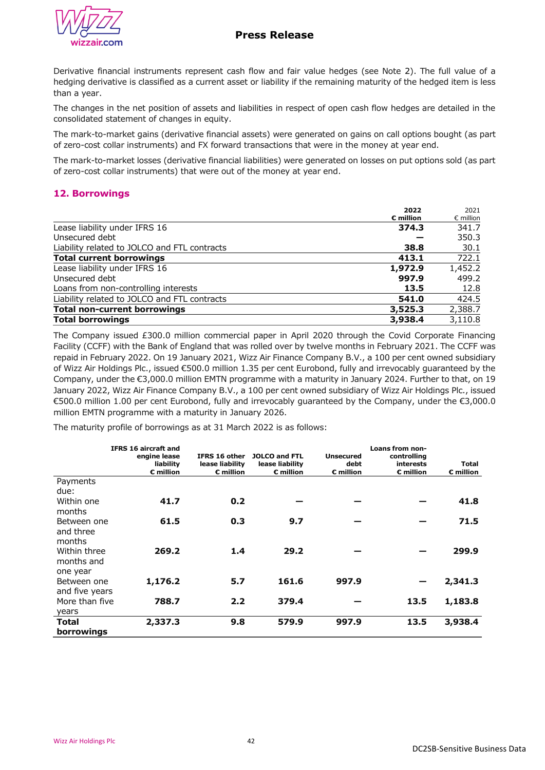Derivative financial instruments represent cash flow and fair value hedges (see Note 2). The full value of a hedging derivative is classified as a current asset or liability if the remaining maturity of the hedged item is less than a year.

The changes in the net position of assets and liabilities in respect of open cash flow hedges are detailed in the consolidated statement of changes in equity.

The mark-to-market gains (derivative financial assets) were generated on gains on call options bought (as part of zero-cost collar instruments) and FX forward transactions that were in the money at year end.

The mark-to-market losses (derivative financial liabilities) were generated on losses on put options sold (as part of zero-cost collar instruments) that were out of the money at year end.

## 12. Borrowings

| | **2022 € million** | 2021 € million |
|---|---|---|
| Lease liability under IFRS 16 | **374.3** | 341.7 |
| Unsecured debt | **—** | 350.3 |
| Liability related to JOLCO and FTL contracts | **38.8** | 30.1 |
| **Total current borrowings** | **413.1** | 722.1 |
| Lease liability under IFRS 16 | **1,972.9** | 1,452.2 |
| Unsecured debt | **997.9** | 499.2 |
| Loans from non-controlling interests | **13.5** | 12.8 |
| Liability related to JOLCO and FTL contracts | **541.0** | 424.5 |
| **Total non-current borrowings** | **3,525.3** | 2,388.7 |
| **Total borrowings** | **3,938.4** | 3,110.8 |

The Company issued £300.0 million commercial paper in April 2020 through the Covid Corporate Financing Facility (CCFF) with the Bank of England that was rolled over by twelve months in February 2021. The CCFF was repaid in February 2022. On 19 January 2021, Wizz Air Finance Company B.V., a 100 per cent owned subsidiary of Wizz Air Holdings Plc., issued €500.0 million 1.35 per cent Eurobond, fully and irrevocably guaranteed by the Company, under the €3,000.0 million EMTN programme with a maturity in January 2024. Further to that, on 19 January 2022, Wizz Air Finance Company B.V., a 100 per cent owned subsidiary of Wizz Air Holdings Plc., issued €500.0 million 1.00 per cent Eurobond, fully and irrevocably guaranteed by the Company, under the €3,000.0 million EMTN programme with a maturity in January 2026.

The maturity profile of borrowings as at 31 March 2022 is as follows:

| | **IFRS 16 aircraft and engine lease liability € million** | **IFRS 16 other lease liability € million** | **JOLCO and FTL lease liability € million** | **Unsecured debt € million** | **Loans from non-controlling interests € million** | **Total € million** |
|---|---|---|---|---|---|---|
| Payments due: | | | | | | |
| Within one months | **41.7** | **0.2** | **—** | **—** | **—** | **41.8** |
| Between one and three months | **61.5** | **0.3** | **9.7** | **—** | **—** | **71.5** |
| Within three months and one year | **269.2** | **1.4** | **29.2** | **—** | **—** | **299.9** |
| Between one and five years | **1,176.2** | **5.7** | **161.6** | **997.9** | **—** | **2,341.3** |
| More than five years | **788.7** | **2.2** | **379.4** | **—** | **13.5** | **1,183.8** |
| **Total borrowings** | **2,337.3** | **9.8** | **579.9** | **997.9** | **13.5** | **3,938.4** |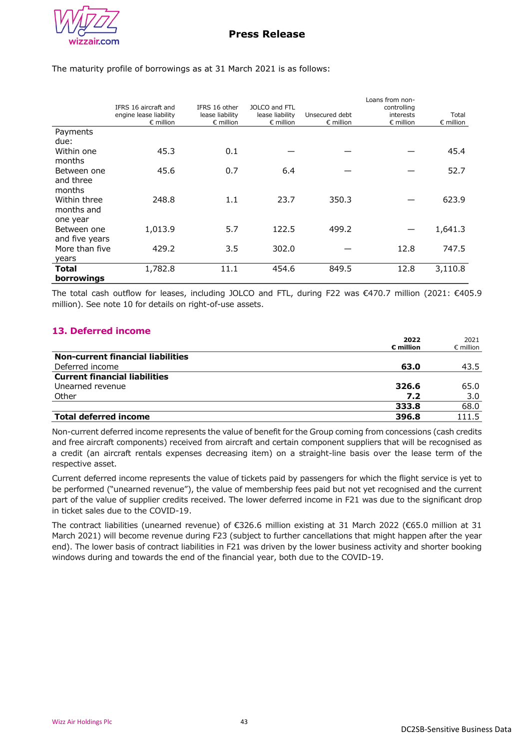The maturity profile of borrowings as at 31 March 2021 is as follows:

| | IFRS 16 aircraft and engine lease liability € million | IFRS 16 other lease liability € million | JOLCO and FTL lease liability € million | Unsecured debt € million | Loans from non-controlling interests € million | Total € million |
|---|---|---|---|---|---|---|
| Payments due: | | | | | | |
| Within one months | 45.3 | 0.1 | — | — | — | 45.4 |
| Between one and three months | 45.6 | 0.7 | 6.4 | — | — | 52.7 |
| Within three months and one year | 248.8 | 1.1 | 23.7 | 350.3 | — | 623.9 |
| Between one and five years | 1,013.9 | 5.7 | 122.5 | 499.2 | — | 1,641.3 |
| More than five years | 429.2 | 3.5 | 302.0 | — | 12.8 | 747.5 |
| **Total borrowings** | 1,782.8 | 11.1 | 454.6 | 849.5 | 12.8 | 3,110.8 |

The total cash outflow for leases, including JOLCO and FTL, during F22 was €470.7 million (2021: €405.9 million). See note 10 for details on right-of-use assets.

## 13. Deferred income

| | **2022 € million** | 2021 € million |
|---|---|---|
| **Non-current financial liabilities** | | |
| Deferred income | **63.0** | 43.5 |
| **Current financial liabilities** | | |
| Unearned revenue | **326.6** | 65.0 |
| Other | **7.2** | 3.0 |
| | **333.8** | 68.0 |
| **Total deferred income** | **396.8** | 111.5 |

Non-current deferred income represents the value of benefit for the Group coming from concessions (cash credits and free aircraft components) received from aircraft and certain component suppliers that will be recognised as a credit (an aircraft rentals expenses decreasing item) on a straight-line basis over the lease term of the respective asset.

Current deferred income represents the value of tickets paid by passengers for which the flight service is yet to be performed ("unearned revenue"), the value of membership fees paid but not yet recognised and the current part of the value of supplier credits received. The lower deferred income in F21 was due to the significant drop in ticket sales due to the COVID-19.

The contract liabilities (unearned revenue) of €326.6 million existing at 31 March 2022 (€65.0 million at 31 March 2021) will become revenue during F23 (subject to further cancellations that might happen after the year end). The lower basis of contract liabilities in F21 was driven by the lower business activity and shorter booking windows during and towards the end of the financial year, both due to the COVID-19.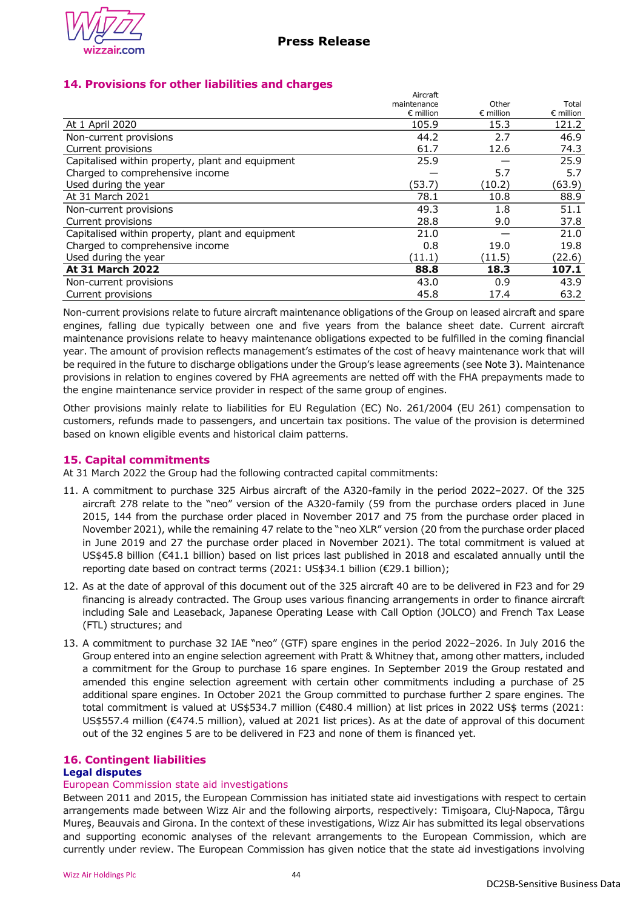## 14. Provisions for other liabilities and charges

| | Aircraft maintenance € million | Other € million | Total € million |
|---|---|---|---|
| At 1 April 2020 | 105.9 | 15.3 | 121.2 |
| Non-current provisions | 44.2 | 2.7 | 46.9 |
| Current provisions | 61.7 | 12.6 | 74.3 |
| Capitalised within property, plant and equipment | 25.9 | — | 25.9 |
| Charged to comprehensive income | — | 5.7 | 5.7 |
| Used during the year | (53.7) | (10.2) | (63.9) |
| At 31 March 2021 | 78.1 | 10.8 | 88.9 |
| Non-current provisions | 49.3 | 1.8 | 51.1 |
| Current provisions | 28.8 | 9.0 | 37.8 |
| Capitalised within property, plant and equipment | 21.0 | — | 21.0 |
| Charged to comprehensive income | 0.8 | 19.0 | 19.8 |
| Used during the year | (11.1) | (11.5) | (22.6) |
| **At 31 March 2022** | **88.8** | **18.3** | **107.1** |
| Non-current provisions | 43.0 | 0.9 | 43.9 |
| Current provisions | 45.8 | 17.4 | 63.2 |

Non-current provisions relate to future aircraft maintenance obligations of the Group on leased aircraft and spare engines, falling due typically between one and five years from the balance sheet date. Current aircraft maintenance provisions relate to heavy maintenance obligations expected to be fulfilled in the coming financial year. The amount of provision reflects management's estimates of the cost of heavy maintenance work that will be required in the future to discharge obligations under the Group's lease agreements (see Note 3). Maintenance provisions in relation to engines covered by FHA agreements are netted off with the FHA prepayments made to the engine maintenance service provider in respect of the same group of engines.

Other provisions mainly relate to liabilities for EU Regulation (EC) No. 261/2004 (EU 261) compensation to customers, refunds made to passengers, and uncertain tax positions. The value of the provision is determined based on known eligible events and historical claim patterns.

## 15. Capital commitments

At 31 March 2022 the Group had the following contracted capital commitments:

11. A commitment to purchase 325 Airbus aircraft of the A320-family in the period 2022–2027. Of the 325 aircraft 278 relate to the "neo" version of the A320-family (59 from the purchase orders placed in June 2015, 144 from the purchase order placed in November 2017 and 75 from the purchase order placed in November 2021), while the remaining 47 relate to the "neo XLR" version (20 from the purchase order placed in June 2019 and 27 the purchase order placed in November 2021). The total commitment is valued at US$45.8 billion (€41.1 billion) based on list prices last published in 2018 and escalated annually until the reporting date based on contract terms (2021: US$34.1 billion (€29.1 billion);
12. As at the date of approval of this document out of the 325 aircraft 40 are to be delivered in F23 and for 29 financing is already contracted. The Group uses various financing arrangements in order to finance aircraft including Sale and Leaseback, Japanese Operating Lease with Call Option (JOLCO) and French Tax Lease (FTL) structures; and
13. A commitment to purchase 32 IAE "neo" (GTF) spare engines in the period 2022–2026. In July 2016 the Group entered into an engine selection agreement with Pratt & Whitney that, among other matters, included a commitment for the Group to purchase 16 spare engines. In September 2019 the Group restated and amended this engine selection agreement with certain other commitments including a purchase of 25 additional spare engines. In October 2021 the Group committed to purchase further 2 spare engines. The total commitment is valued at US$534.7 million (€480.4 million) at list prices in 2022 US$ terms (2021: US$557.4 million (€474.5 million), valued at 2021 list prices). As at the date of approval of this document out of the 32 engines 5 are to be delivered in F23 and none of them is financed yet.

## 16. Contingent liabilities

### Legal disputes

#### European Commission state aid investigations

Between 2011 and 2015, the European Commission has initiated state aid investigations with respect to certain arrangements made between Wizz Air and the following airports, respectively: Timişoara, Cluj-Napoca, Târgu Mureş, Beauvais and Girona. In the context of these investigations, Wizz Air has submitted its legal observations and supporting economic analyses of the relevant arrangements to the European Commission, which are currently under review. The European Commission has given notice that the state aid investigations involving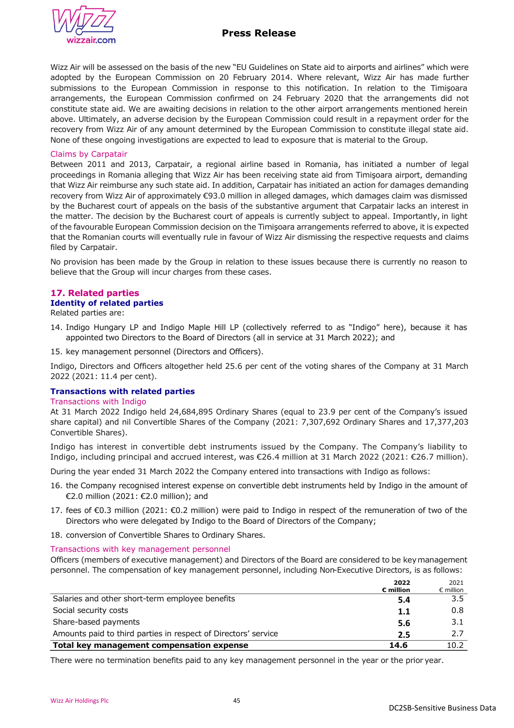Wizz Air will be assessed on the basis of the new "EU Guidelines on State aid to airports and airlines" which were adopted by the European Commission on 20 February 2014. Where relevant, Wizz Air has made further submissions to the European Commission in response to this notification. In relation to the Timişoara arrangements, the European Commission confirmed on 24 February 2020 that the arrangements did not constitute state aid. We are awaiting decisions in relation to the other airport arrangements mentioned herein above. Ultimately, an adverse decision by the European Commission could result in a repayment order for the recovery from Wizz Air of any amount determined by the European Commission to constitute illegal state aid. None of these ongoing investigations are expected to lead to exposure that is material to the Group.

#### Claims by Carpatair

Between 2011 and 2013, Carpatair, a regional airline based in Romania, has initiated a number of legal proceedings in Romania alleging that Wizz Air has been receiving state aid from Timişoara airport, demanding that Wizz Air reimburse any such state aid. In addition, Carpatair has initiated an action for damages demanding recovery from Wizz Air of approximately €93.0 million in alleged damages, which damages claim was dismissed by the Bucharest court of appeals on the basis of the substantive argument that Carpatair lacks an interest in the matter. The decision by the Bucharest court of appeals is currently subject to appeal. Importantly, in light of the favourable European Commission decision on the Timişoara arrangements referred to above, it is expected that the Romanian courts will eventually rule in favour of Wizz Air dismissing the respective requests and claims filed by Carpatair.

No provision has been made by the Group in relation to these issues because there is currently no reason to believe that the Group will incur charges from these cases.

## 17. Related parties

### Identity of related parties

Related parties are:

14. Indigo Hungary LP and Indigo Maple Hill LP (collectively referred to as "Indigo" here), because it has appointed two Directors to the Board of Directors (all in service at 31 March 2022); and
15. key management personnel (Directors and Officers).

Indigo, Directors and Officers altogether held 25.6 per cent of the voting shares of the Company at 31 March 2022 (2021: 11.4 per cent).

### Transactions with related parties

#### Transactions with Indigo

At 31 March 2022 Indigo held 24,684,895 Ordinary Shares (equal to 23.9 per cent of the Company's issued share capital) and nil Convertible Shares of the Company (2021: 7,307,692 Ordinary Shares and 17,377,203 Convertible Shares).

Indigo has interest in convertible debt instruments issued by the Company. The Company's liability to Indigo, including principal and accrued interest, was €26.4 million at 31 March 2022 (2021: €26.7 million).

During the year ended 31 March 2022 the Company entered into transactions with Indigo as follows:

16. the Company recognised interest expense on convertible debt instruments held by Indigo in the amount of €2.0 million (2021: €2.0 million); and
17. fees of €0.3 million (2021: €0.2 million) were paid to Indigo in respect of the remuneration of two of the Directors who were delegated by Indigo to the Board of Directors of the Company;
18. conversion of Convertible Shares to Ordinary Shares.

#### Transactions with key management personnel

Officers (members of executive management) and Directors of the Board are considered to be key management personnel. The compensation of key management personnel, including Non-Executive Directors, is as follows:

| | **2022 € million** | 2021 € million |
|---|---|---|
| Salaries and other short-term employee benefits | **5.4** | 3.5 |
| Social security costs | **1.1** | 0.8 |
| Share-based payments | **5.6** | 3.1 |
| Amounts paid to third parties in respect of Directors' service | **2.5** | 2.7 |
| **Total key management compensation expense** | **14.6** | 10.2 |

There were no termination benefits paid to any key management personnel in the year or the prior year.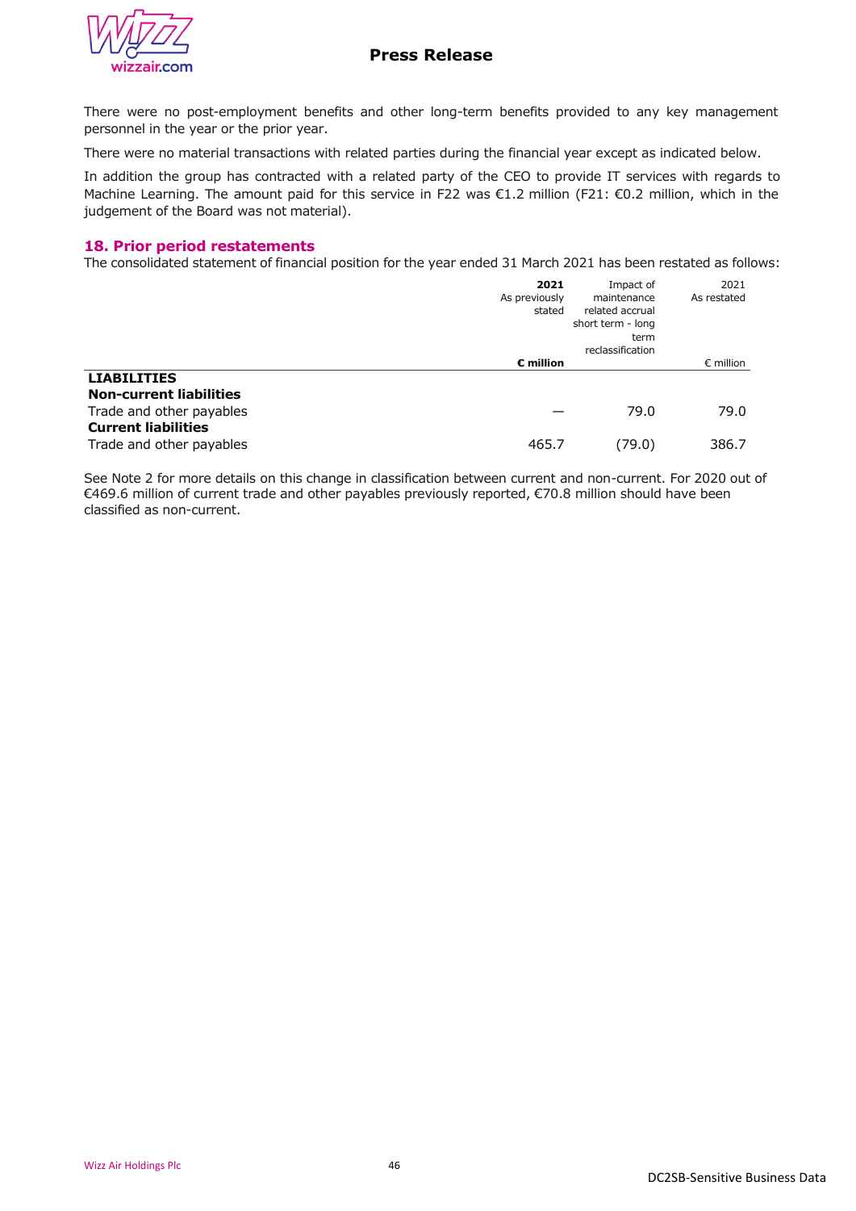There were no post-employment benefits and other long-term benefits provided to any key management personnel in the year or the prior year.

There were no material transactions with related parties during the financial year except as indicated below.

In addition the group has contracted with a related party of the CEO to provide IT services with regards to Machine Learning. The amount paid for this service in F22 was €1.2 million (F21: €0.2 million, which in the judgement of the Board was not material).

## 18. Prior period restatements

The consolidated statement of financial position for the year ended 31 March 2021 has been restated as follows:

| | **2021** As previously stated **€ million** | Impact of maintenance related accrual short term - long term reclassification | 2021 As restated € million |
|---|---|---|---|
| **LIABILITIES** | | | |
| **Non-current liabilities** | | | |
| Trade and other payables | — | 79.0 | 79.0 |
| **Current liabilities** | | | |
| Trade and other payables | 465.7 | (79.0) | 386.7 |

See Note 2 for more details on this change in classification between current and non-current. For 2020 out of €469.6 million of current trade and other payables previously reported, €70.8 million should have been classified as non-current.